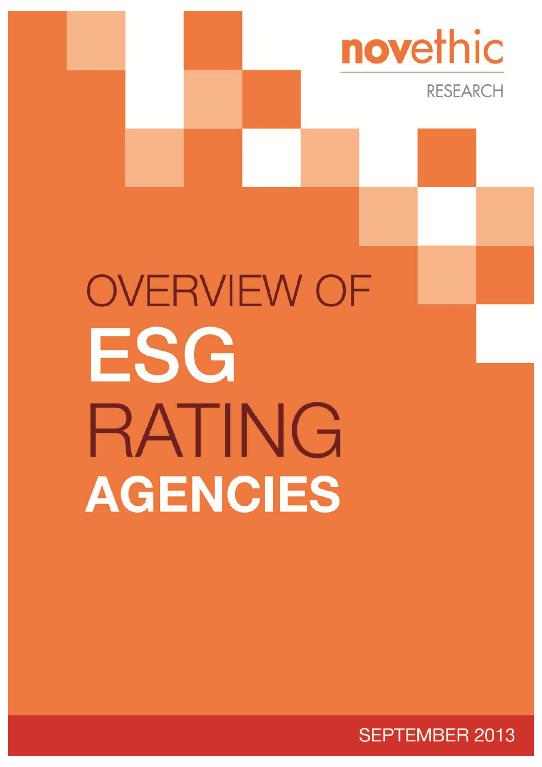novethic

RESEARCH

# OVERVIEW OF ESG RATING AGENCIES

SEPTEMBER 2013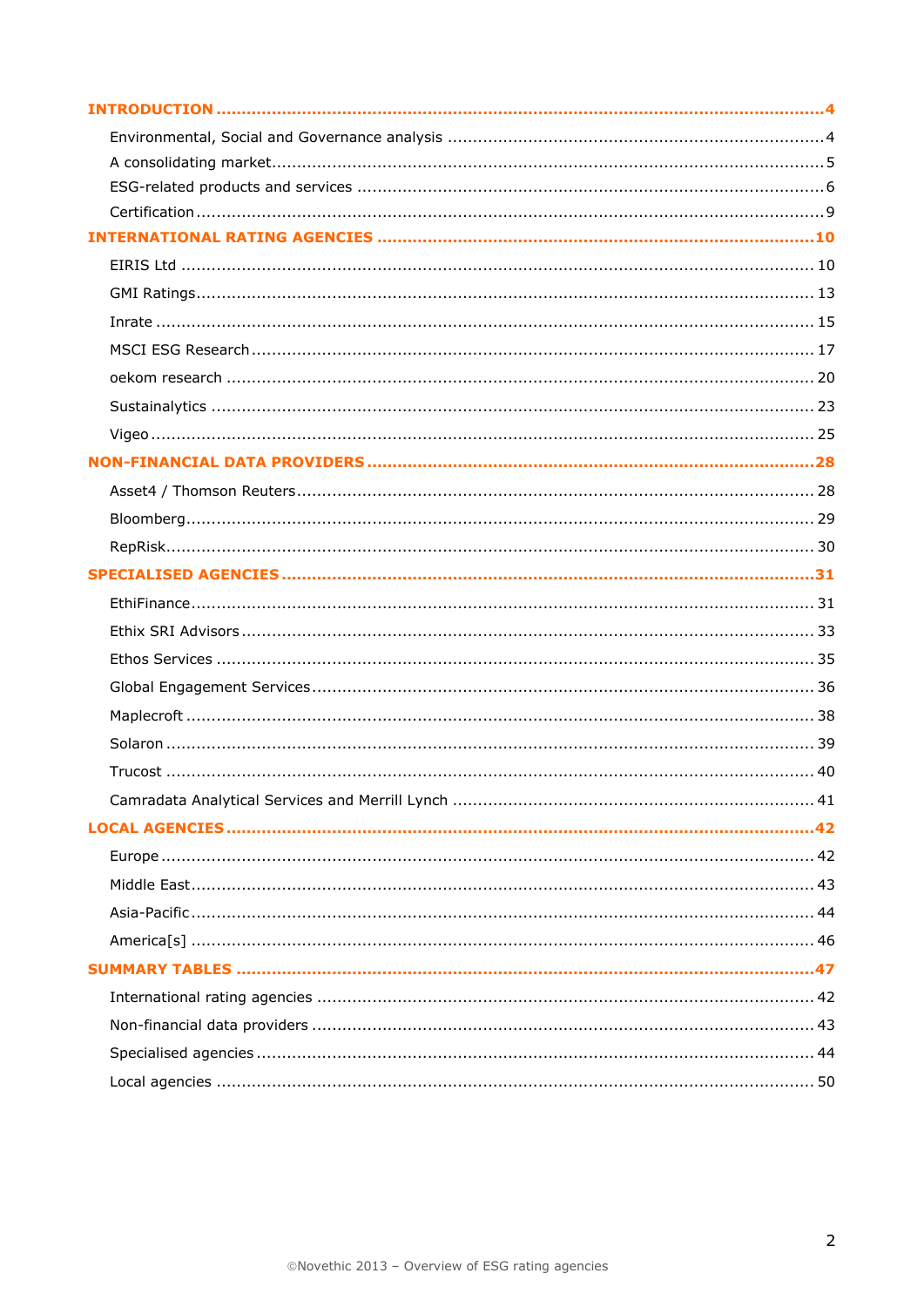**INTRODUCTION** ..... **4**

- Environmental, Social and Governance analysis ..... 4
- A consolidating market ..... 5
- ESG-related products and services ..... 6
- Certification ..... 9

**INTERNATIONAL RATING AGENCIES** ..... **10**

- EIRIS Ltd ..... 10
- GMI Ratings ..... 13
- Inrate ..... 15
- MSCI ESG Research ..... 17
- oekom research ..... 20
- Sustainalytics ..... 23
- Vigeo ..... 25

**NON-FINANCIAL DATA PROVIDERS** ..... **28**

- Asset4 / Thomson Reuters ..... 28
- Bloomberg ..... 29
- RepRisk ..... 30

**SPECIALISED AGENCIES** ..... **31**

- EthiFinance ..... 31
- Ethix SRI Advisors ..... 33
- Ethos Services ..... 35
- Global Engagement Services ..... 36
- Maplecroft ..... 38
- Solaron ..... 39
- Trucost ..... 40
- Camradata Analytical Services and Merrill Lynch ..... 41

**LOCAL AGENCIES** ..... **42**

- Europe ..... 42
- Middle East ..... 43
- Asia-Pacific ..... 44
- America[s] ..... 46

**SUMMARY TABLES** ..... **47**

- International rating agencies ..... 42
- Non-financial data providers ..... 43
- Specialised agencies ..... 44
- Local agencies ..... 50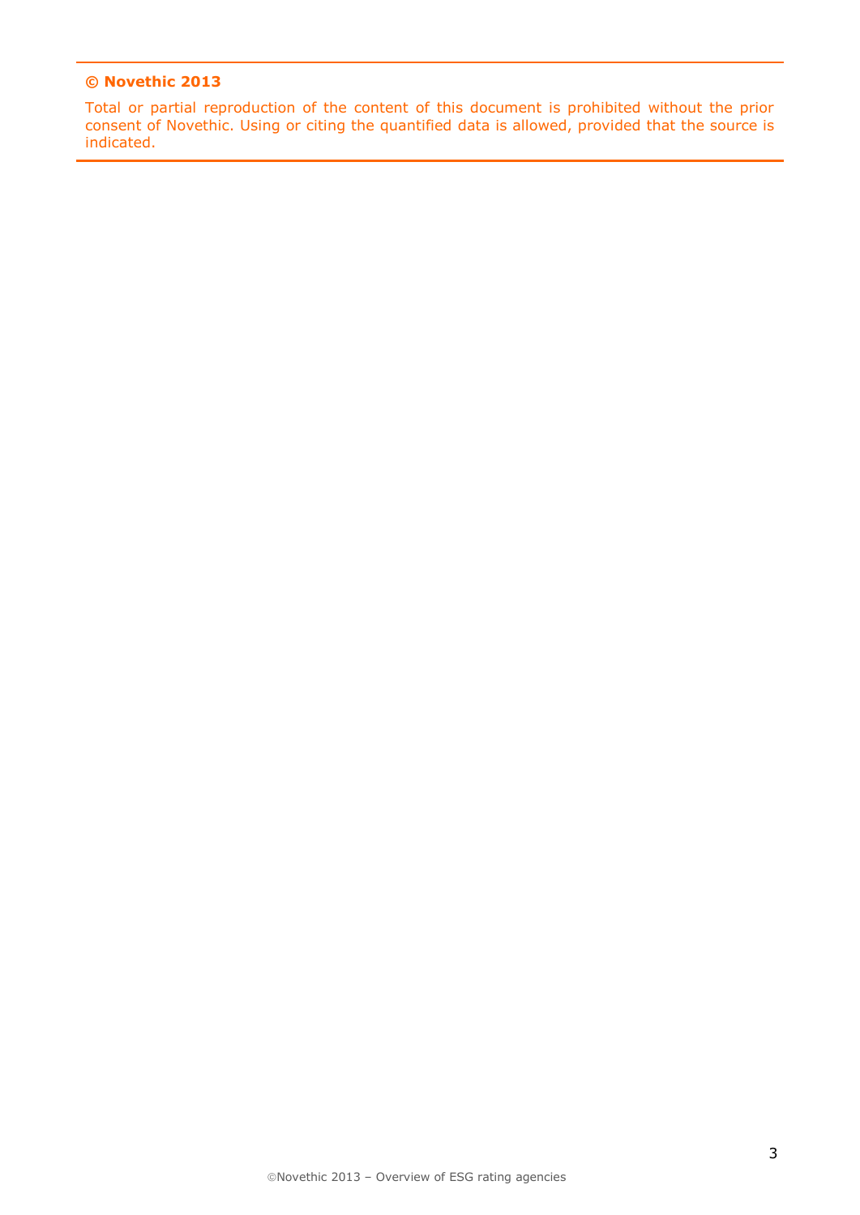**© Novethic 2013**

Total or partial reproduction of the content of this document is prohibited without the prior consent of Novethic. Using or citing the quantified data is allowed, provided that the source is indicated.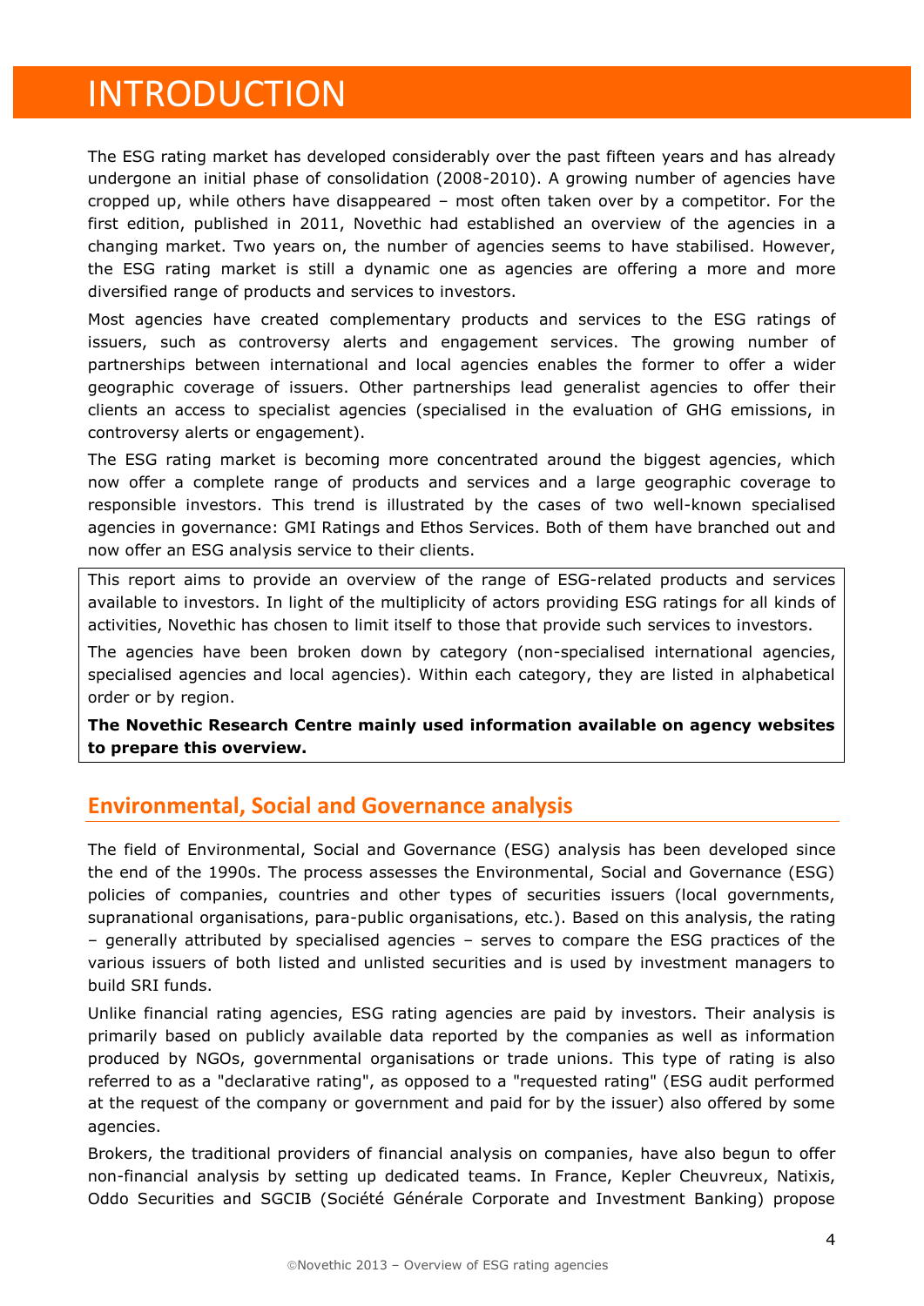# INTRODUCTION

The ESG rating market has developed considerably over the past fifteen years and has already undergone an initial phase of consolidation (2008-2010). A growing number of agencies have cropped up, while others have disappeared – most often taken over by a competitor. For the first edition, published in 2011, Novethic had established an overview of the agencies in a changing market. Two years on, the number of agencies seems to have stabilised. However, the ESG rating market is still a dynamic one as agencies are offering a more and more diversified range of products and services to investors.

Most agencies have created complementary products and services to the ESG ratings of issuers, such as controversy alerts and engagement services. The growing number of partnerships between international and local agencies enables the former to offer a wider geographic coverage of issuers. Other partnerships lead generalist agencies to offer their clients an access to specialist agencies (specialised in the evaluation of GHG emissions, in controversy alerts or engagement).

The ESG rating market is becoming more concentrated around the biggest agencies, which now offer a complete range of products and services and a large geographic coverage to responsible investors. This trend is illustrated by the cases of two well-known specialised agencies in governance: GMI Ratings and Ethos Services. Both of them have branched out and now offer an ESG analysis service to their clients.

This report aims to provide an overview of the range of ESG-related products and services available to investors. In light of the multiplicity of actors providing ESG ratings for all kinds of activities, Novethic has chosen to limit itself to those that provide such services to investors.

The agencies have been broken down by category (non-specialised international agencies, specialised agencies and local agencies). Within each category, they are listed in alphabetical order or by region.

**The Novethic Research Centre mainly used information available on agency websites to prepare this overview.**

## Environmental, Social and Governance analysis

The field of Environmental, Social and Governance (ESG) analysis has been developed since the end of the 1990s. The process assesses the Environmental, Social and Governance (ESG) policies of companies, countries and other types of securities issuers (local governments, supranational organisations, para-public organisations, etc.). Based on this analysis, the rating – generally attributed by specialised agencies – serves to compare the ESG practices of the various issuers of both listed and unlisted securities and is used by investment managers to build SRI funds.

Unlike financial rating agencies, ESG rating agencies are paid by investors. Their analysis is primarily based on publicly available data reported by the companies as well as information produced by NGOs, governmental organisations or trade unions. This type of rating is also referred to as a "declarative rating", as opposed to a "requested rating" (ESG audit performed at the request of the company or government and paid for by the issuer) also offered by some agencies.

Brokers, the traditional providers of financial analysis on companies, have also begun to offer non-financial analysis by setting up dedicated teams. In France, Kepler Cheuvreux, Natixis, Oddo Securities and SGCIB (Société Générale Corporate and Investment Banking) propose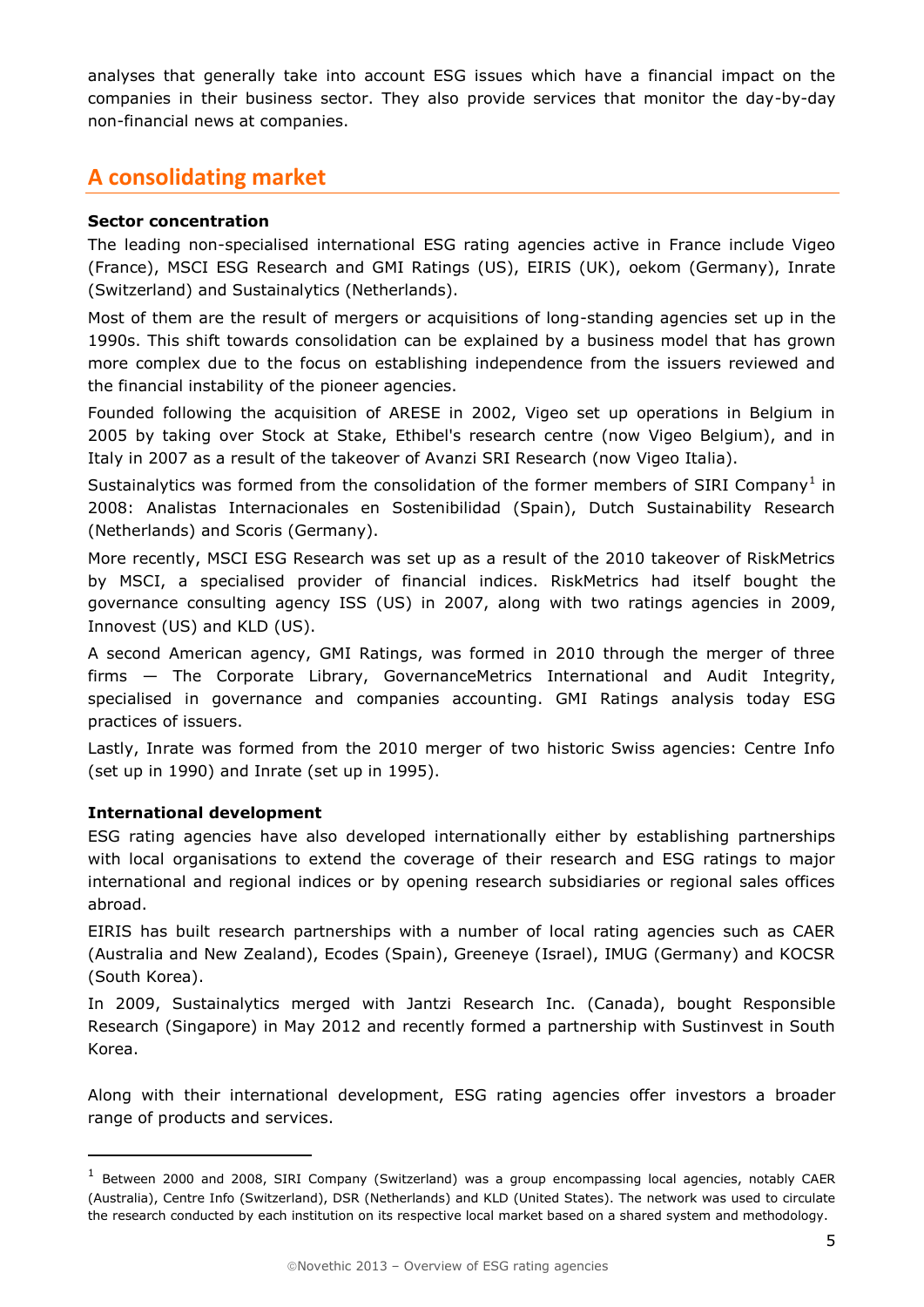analyses that generally take into account ESG issues which have a financial impact on the companies in their business sector. They also provide services that monitor the day-by-day non-financial news at companies.

## A consolidating market

**Sector concentration**

The leading non-specialised international ESG rating agencies active in France include Vigeo (France), MSCI ESG Research and GMI Ratings (US), EIRIS (UK), oekom (Germany), Inrate (Switzerland) and Sustainalytics (Netherlands).

Most of them are the result of mergers or acquisitions of long-standing agencies set up in the 1990s. This shift towards consolidation can be explained by a business model that has grown more complex due to the focus on establishing independence from the issuers reviewed and the financial instability of the pioneer agencies.

Founded following the acquisition of ARESE in 2002, Vigeo set up operations in Belgium in 2005 by taking over Stock at Stake, Ethibel's research centre (now Vigeo Belgium), and in Italy in 2007 as a result of the takeover of Avanzi SRI Research (now Vigeo Italia).

Sustainalytics was formed from the consolidation of the former members of SIRI Company[1] in 2008: Analistas Internacionales en Sostenibilidad (Spain), Dutch Sustainability Research (Netherlands) and Scoris (Germany).

More recently, MSCI ESG Research was set up as a result of the 2010 takeover of RiskMetrics by MSCI, a specialised provider of financial indices. RiskMetrics had itself bought the governance consulting agency ISS (US) in 2007, along with two ratings agencies in 2009, Innovest (US) and KLD (US).

A second American agency, GMI Ratings, was formed in 2010 through the merger of three firms — The Corporate Library, GovernanceMetrics International and Audit Integrity, specialised in governance and companies accounting. GMI Ratings analysis today ESG practices of issuers.

Lastly, Inrate was formed from the 2010 merger of two historic Swiss agencies: Centre Info (set up in 1990) and Inrate (set up in 1995).

**International development**

ESG rating agencies have also developed internationally either by establishing partnerships with local organisations to extend the coverage of their research and ESG ratings to major international and regional indices or by opening research subsidiaries or regional sales offices abroad.

EIRIS has built research partnerships with a number of local rating agencies such as CAER (Australia and New Zealand), Ecodes (Spain), Greeneye (Israel), IMUG (Germany) and KOCSR (South Korea).

In 2009, Sustainalytics merged with Jantzi Research Inc. (Canada), bought Responsible Research (Singapore) in May 2012 and recently formed a partnership with Sustinvest in South Korea.

Along with their international development, ESG rating agencies offer investors a broader range of products and services.

[1] Between 2000 and 2008, SIRI Company (Switzerland) was a group encompassing local agencies, notably CAER (Australia), Centre Info (Switzerland), DSR (Netherlands) and KLD (United States). The network was used to circulate the research conducted by each institution on its respective local market based on a shared system and methodology.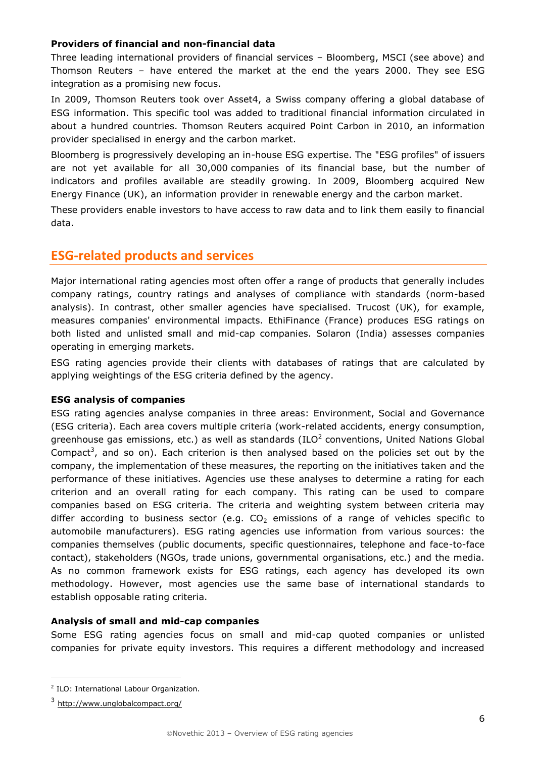**Providers of financial and non-financial data**

Three leading international providers of financial services – Bloomberg, MSCI (see above) and Thomson Reuters – have entered the market at the end the years 2000. They see ESG integration as a promising new focus.

In 2009, Thomson Reuters took over Asset4, a Swiss company offering a global database of ESG information. This specific tool was added to traditional financial information circulated in about a hundred countries. Thomson Reuters acquired Point Carbon in 2010, an information provider specialised in energy and the carbon market.

Bloomberg is progressively developing an in-house ESG expertise. The "ESG profiles" of issuers are not yet available for all 30,000 companies of its financial base, but the number of indicators and profiles available are steadily growing. In 2009, Bloomberg acquired New Energy Finance (UK), an information provider in renewable energy and the carbon market.

These providers enable investors to have access to raw data and to link them easily to financial data.

## ESG-related products and services

Major international rating agencies most often offer a range of products that generally includes company ratings, country ratings and analyses of compliance with standards (norm-based analysis). In contrast, other smaller agencies have specialised. Trucost (UK), for example, measures companies' environmental impacts. EthiFinance (France) produces ESG ratings on both listed and unlisted small and mid-cap companies. Solaron (India) assesses companies operating in emerging markets.

ESG rating agencies provide their clients with databases of ratings that are calculated by applying weightings of the ESG criteria defined by the agency.

**ESG analysis of companies**

ESG rating agencies analyse companies in three areas: Environment, Social and Governance (ESG criteria). Each area covers multiple criteria (work-related accidents, energy consumption, greenhouse gas emissions, etc.) as well as standards (ILO[2] conventions, United Nations Global Compact[3], and so on). Each criterion is then analysed based on the policies set out by the company, the implementation of these measures, the reporting on the initiatives taken and the performance of these initiatives. Agencies use these analyses to determine a rating for each criterion and an overall rating for each company. This rating can be used to compare companies based on ESG criteria. The criteria and weighting system between criteria may differ according to business sector (e.g. $CO_2$ emissions of a range of vehicles specific to automobile manufacturers). ESG rating agencies use information from various sources: the companies themselves (public documents, specific questionnaires, telephone and face-to-face contact), stakeholders (NGOs, trade unions, governmental organisations, etc.) and the media. As no common framework exists for ESG ratings, each agency has developed its own methodology. However, most agencies use the same base of international standards to establish opposable rating criteria.

**Analysis of small and mid-cap companies**

Some ESG rating agencies focus on small and mid-cap quoted companies or unlisted companies for private equity investors. This requires a different methodology and increased

---

[2] ILO: International Labour Organization.

[3] http://www.unglobalcompact.org/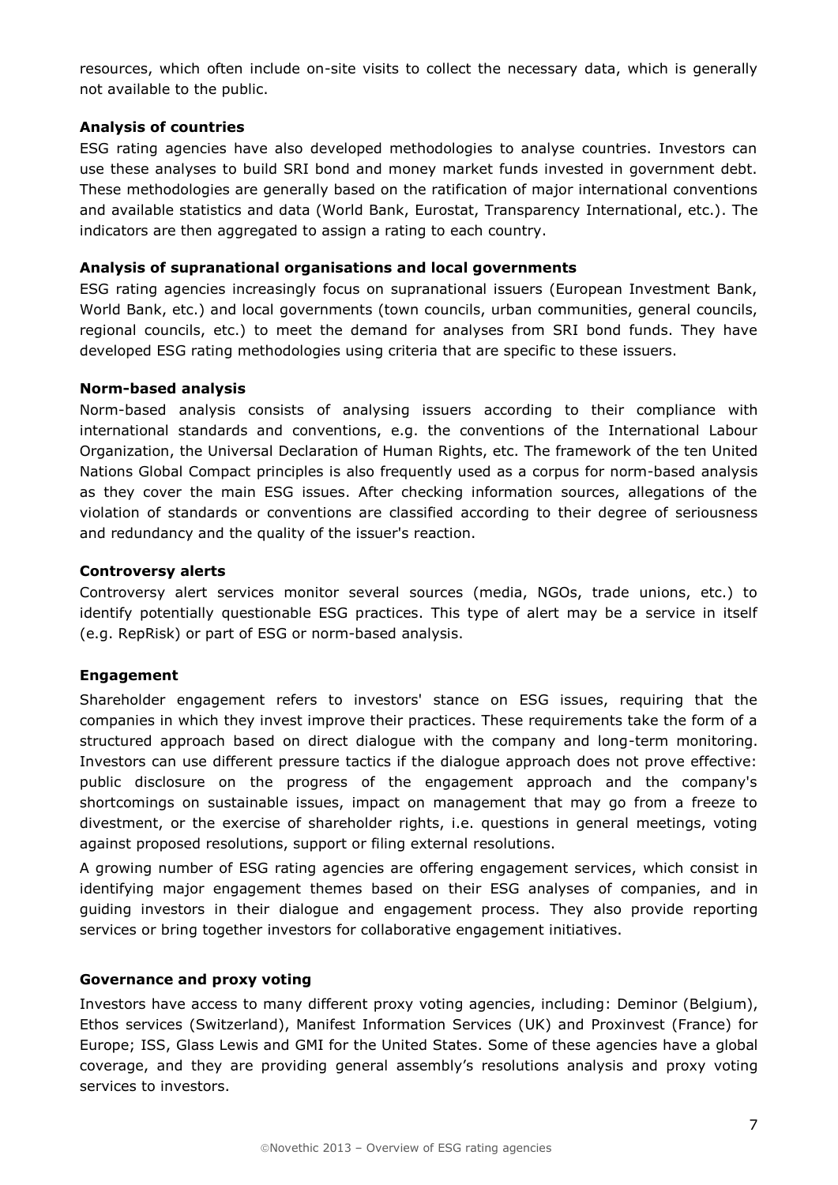resources, which often include on-site visits to collect the necessary data, which is generally not available to the public.

**Analysis of countries**

ESG rating agencies have also developed methodologies to analyse countries. Investors can use these analyses to build SRI bond and money market funds invested in government debt. These methodologies are generally based on the ratification of major international conventions and available statistics and data (World Bank, Eurostat, Transparency International, etc.). The indicators are then aggregated to assign a rating to each country.

**Analysis of supranational organisations and local governments**

ESG rating agencies increasingly focus on supranational issuers (European Investment Bank, World Bank, etc.) and local governments (town councils, urban communities, general councils, regional councils, etc.) to meet the demand for analyses from SRI bond funds. They have developed ESG rating methodologies using criteria that are specific to these issuers.

**Norm-based analysis**

Norm-based analysis consists of analysing issuers according to their compliance with international standards and conventions, e.g. the conventions of the International Labour Organization, the Universal Declaration of Human Rights, etc. The framework of the ten United Nations Global Compact principles is also frequently used as a corpus for norm-based analysis as they cover the main ESG issues. After checking information sources, allegations of the violation of standards or conventions are classified according to their degree of seriousness and redundancy and the quality of the issuer's reaction.

**Controversy alerts**

Controversy alert services monitor several sources (media, NGOs, trade unions, etc.) to identify potentially questionable ESG practices. This type of alert may be a service in itself (e.g. RepRisk) or part of ESG or norm-based analysis.

**Engagement**

Shareholder engagement refers to investors' stance on ESG issues, requiring that the companies in which they invest improve their practices. These requirements take the form of a structured approach based on direct dialogue with the company and long-term monitoring. Investors can use different pressure tactics if the dialogue approach does not prove effective: public disclosure on the progress of the engagement approach and the company's shortcomings on sustainable issues, impact on management that may go from a freeze to divestment, or the exercise of shareholder rights, i.e. questions in general meetings, voting against proposed resolutions, support or filing external resolutions.

A growing number of ESG rating agencies are offering engagement services, which consist in identifying major engagement themes based on their ESG analyses of companies, and in guiding investors in their dialogue and engagement process. They also provide reporting services or bring together investors for collaborative engagement initiatives.

**Governance and proxy voting**

Investors have access to many different proxy voting agencies, including: Deminor (Belgium), Ethos services (Switzerland), Manifest Information Services (UK) and Proxinvest (France) for Europe; ISS, Glass Lewis and GMI for the United States. Some of these agencies have a global coverage, and they are providing general assembly's resolutions analysis and proxy voting services to investors.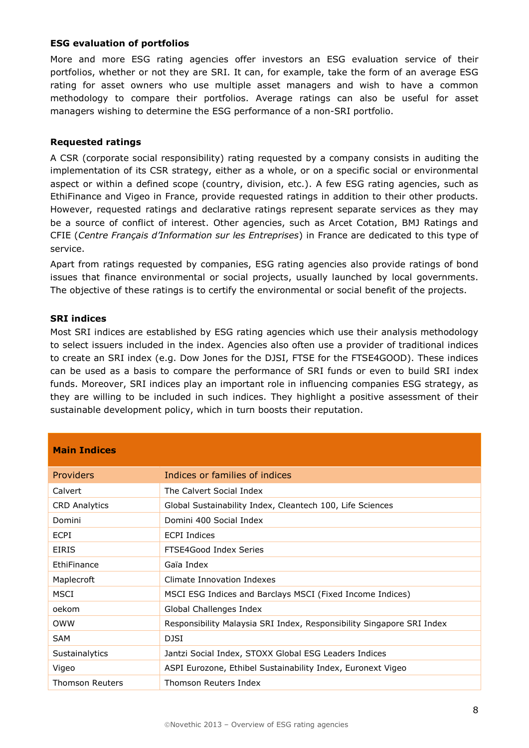### ESG evaluation of portfolios

More and more ESG rating agencies offer investors an ESG evaluation service of their portfolios, whether or not they are SRI. It can, for example, take the form of an average ESG rating for asset owners who use multiple asset managers and wish to have a common methodology to compare their portfolios. Average ratings can also be useful for asset managers wishing to determine the ESG performance of a non-SRI portfolio.

### Requested ratings

A CSR (corporate social responsibility) rating requested by a company consists in auditing the implementation of its CSR strategy, either as a whole, or on a specific social or environmental aspect or within a defined scope (country, division, etc.). A few ESG rating agencies, such as EthiFinance and Vigeo in France, provide requested ratings in addition to their other products. However, requested ratings and declarative ratings represent separate services as they may be a source of conflict of interest. Other agencies, such as Arcet Cotation, BMJ Ratings and CFIE (*Centre Français d'Information sur les Entreprises*) in France are dedicated to this type of service.

Apart from ratings requested by companies, ESG rating agencies also provide ratings of bond issues that finance environmental or social projects, usually launched by local governments. The objective of these ratings is to certify the environmental or social benefit of the projects.

### SRI indices

Most SRI indices are established by ESG rating agencies which use their analysis methodology to select issuers included in the index. Agencies also often use a provider of traditional indices to create an SRI index (e.g. Dow Jones for the DJSI, FTSE for the FTSE4GOOD). These indices can be used as a basis to compare the performance of SRI funds or even to build SRI index funds. Moreover, SRI indices play an important role in influencing companies ESG strategy, as they are willing to be included in such indices. They highlight a positive assessment of their sustainable development policy, which in turn boosts their reputation.

**Main Indices**

| Providers | Indices or families of indices |
|---|---|
| Calvert | The Calvert Social Index |
| CRD Analytics | Global Sustainability Index, Cleantech 100, Life Sciences |
| Domini | Domini 400 Social Index |
| ECPI | ECPI Indices |
| EIRIS | FTSE4Good Index Series |
| EthiFinance | Gaïa Index |
| Maplecroft | Climate Innovation Indexes |
| MSCI | MSCI ESG Indices and Barclays MSCI (Fixed Income Indices) |
| oekom | Global Challenges Index |
| OWW | Responsibility Malaysia SRI Index, Responsibility Singapore SRI Index |
| SAM | DJSI |
| Sustainalytics | Jantzi Social Index, STOXX Global ESG Leaders Indices |
| Vigeo | ASPI Eurozone, Ethibel Sustainability Index, Euronext Vigeo |
| Thomson Reuters | Thomson Reuters Index |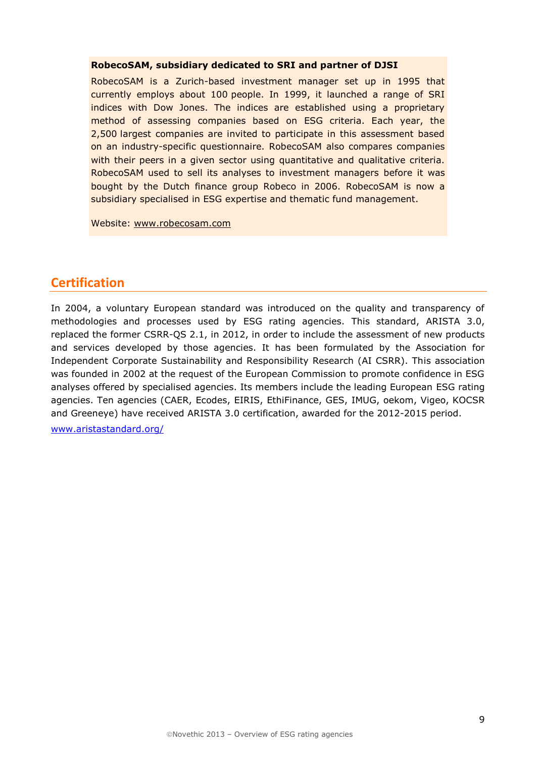**RobecoSAM, subsidiary dedicated to SRI and partner of DJSI**

RobecoSAM is a Zurich-based investment manager set up in 1995 that currently employs about 100 people. In 1999, it launched a range of SRI indices with Dow Jones. The indices are established using a proprietary method of assessing companies based on ESG criteria. Each year, the 2,500 largest companies are invited to participate in this assessment based on an industry-specific questionnaire. RobecoSAM also compares companies with their peers in a given sector using quantitative and qualitative criteria. RobecoSAM used to sell its analyses to investment managers before it was bought by the Dutch finance group Robeco in 2006. RobecoSAM is now a subsidiary specialised in ESG expertise and thematic fund management.

Website: www.robecosam.com

## Certification

In 2004, a voluntary European standard was introduced on the quality and transparency of methodologies and processes used by ESG rating agencies. This standard, ARISTA 3.0, replaced the former CSRR-QS 2.1, in 2012, in order to include the assessment of new products and services developed by those agencies. It has been formulated by the Association for Independent Corporate Sustainability and Responsibility Research (AI CSRR). This association was founded in 2002 at the request of the European Commission to promote confidence in ESG analyses offered by specialised agencies. Its members include the leading European ESG rating agencies. Ten agencies (CAER, Ecodes, EIRIS, EthiFinance, GES, IMUG, oekom, Vigeo, KOCSR and Greeneye) have received ARISTA 3.0 certification, awarded for the 2012-2015 period.

www.aristastandard.org/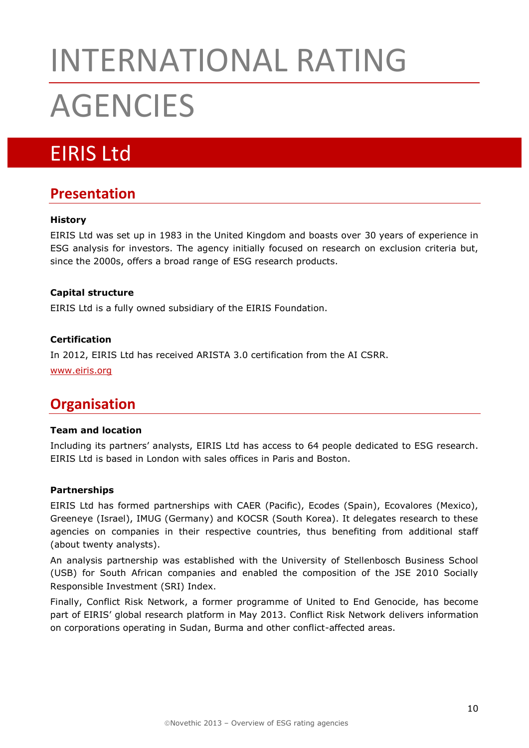# INTERNATIONAL RATING AGENCIES

## EIRIS Ltd

### Presentation

**History**

EIRIS Ltd was set up in 1983 in the United Kingdom and boasts over 30 years of experience in ESG analysis for investors. The agency initially focused on research on exclusion criteria but, since the 2000s, offers a broad range of ESG research products.

**Capital structure**

EIRIS Ltd is a fully owned subsidiary of the EIRIS Foundation.

**Certification**

In 2012, EIRIS Ltd has received ARISTA 3.0 certification from the AI CSRR.

www.eiris.org

### Organisation

**Team and location**

Including its partners' analysts, EIRIS Ltd has access to 64 people dedicated to ESG research. EIRIS Ltd is based in London with sales offices in Paris and Boston.

**Partnerships**

EIRIS Ltd has formed partnerships with CAER (Pacific), Ecodes (Spain), Ecovalores (Mexico), Greeneye (Israel), IMUG (Germany) and KOCSR (South Korea). It delegates research to these agencies on companies in their respective countries, thus benefiting from additional staff (about twenty analysts).

An analysis partnership was established with the University of Stellenbosch Business School (USB) for South African companies and enabled the composition of the JSE 2010 Socially Responsible Investment (SRI) Index.

Finally, Conflict Risk Network, a former programme of United to End Genocide, has become part of EIRIS' global research platform in May 2013. Conflict Risk Network delivers information on corporations operating in Sudan, Burma and other conflict-affected areas.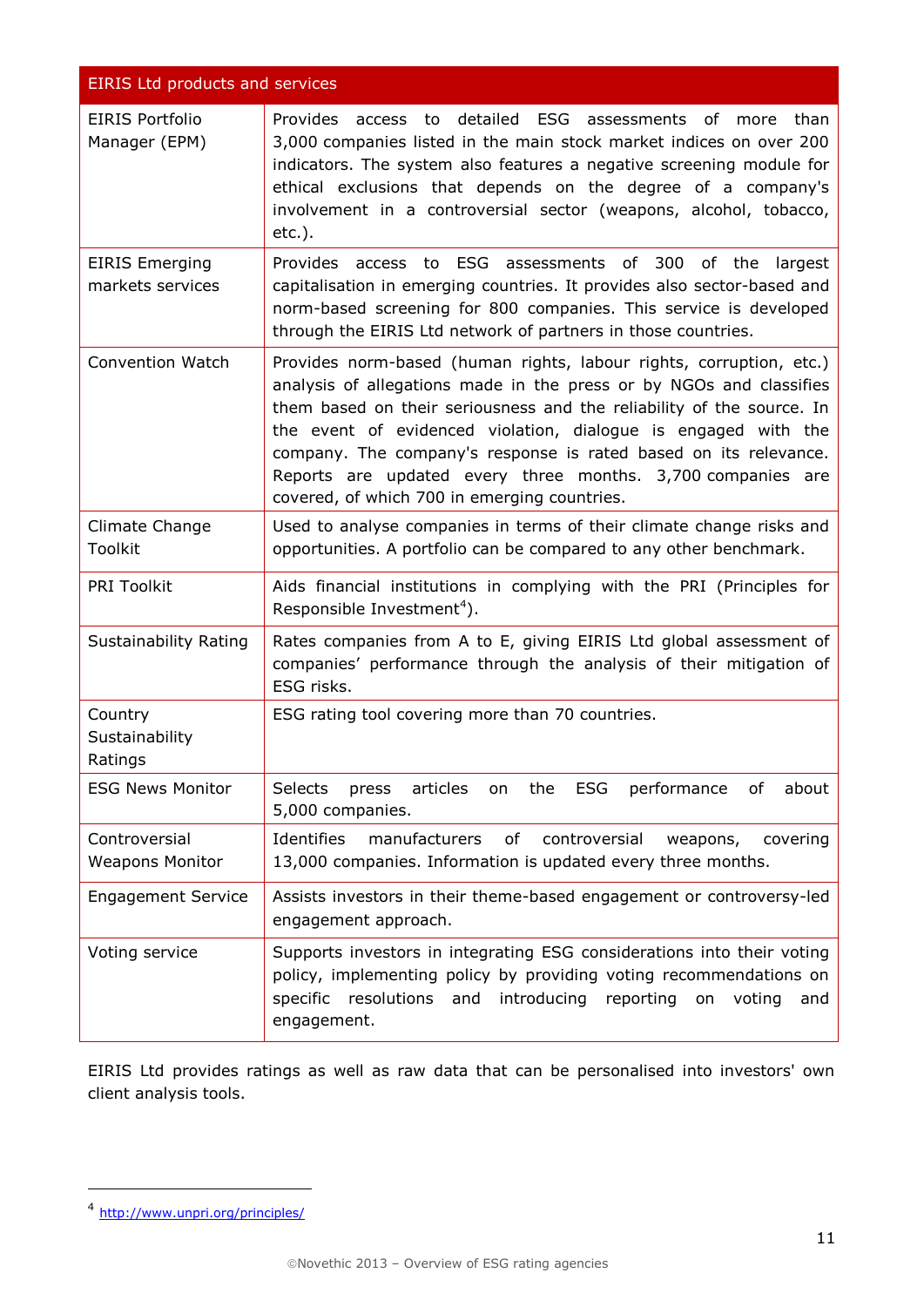| EIRIS Ltd products and services | |
|---|---|
| EIRIS Portfolio Manager (EPM) | Provides access to detailed ESG assessments of more than 3,000 companies listed in the main stock market indices on over 200 indicators. The system also features a negative screening module for ethical exclusions that depends on the degree of a company's involvement in a controversial sector (weapons, alcohol, tobacco, etc.). |
| EIRIS Emerging markets services | Provides access to ESG assessments of 300 of the largest capitalisation in emerging countries. It provides also sector-based and norm-based screening for 800 companies. This service is developed through the EIRIS Ltd network of partners in those countries. |
| Convention Watch | Provides norm-based (human rights, labour rights, corruption, etc.) analysis of allegations made in the press or by NGOs and classifies them based on their seriousness and the reliability of the source. In the event of evidenced violation, dialogue is engaged with the company. The company's response is rated based on its relevance. Reports are updated every three months. 3,700 companies are covered, of which 700 in emerging countries. |
| Climate Change Toolkit | Used to analyse companies in terms of their climate change risks and opportunities. A portfolio can be compared to any other benchmark. |
| PRI Toolkit | Aids financial institutions in complying with the PRI (Principles for Responsible Investment[4]). |
| Sustainability Rating | Rates companies from A to E, giving EIRIS Ltd global assessment of companies' performance through the analysis of their mitigation of ESG risks. |
| Country Sustainability Ratings | ESG rating tool covering more than 70 countries. |
| ESG News Monitor | Selects press articles on the ESG performance of about 5,000 companies. |
| Controversial Weapons Monitor | Identifies manufacturers of controversial weapons, covering 13,000 companies. Information is updated every three months. |
| Engagement Service | Assists investors in their theme-based engagement or controversy-led engagement approach. |
| Voting service | Supports investors in integrating ESG considerations into their voting policy, implementing policy by providing voting recommendations on specific resolutions and introducing reporting on voting and engagement. |

EIRIS Ltd provides ratings as well as raw data that can be personalised into investors' own client analysis tools.

[4] http://www.unpri.org/principles/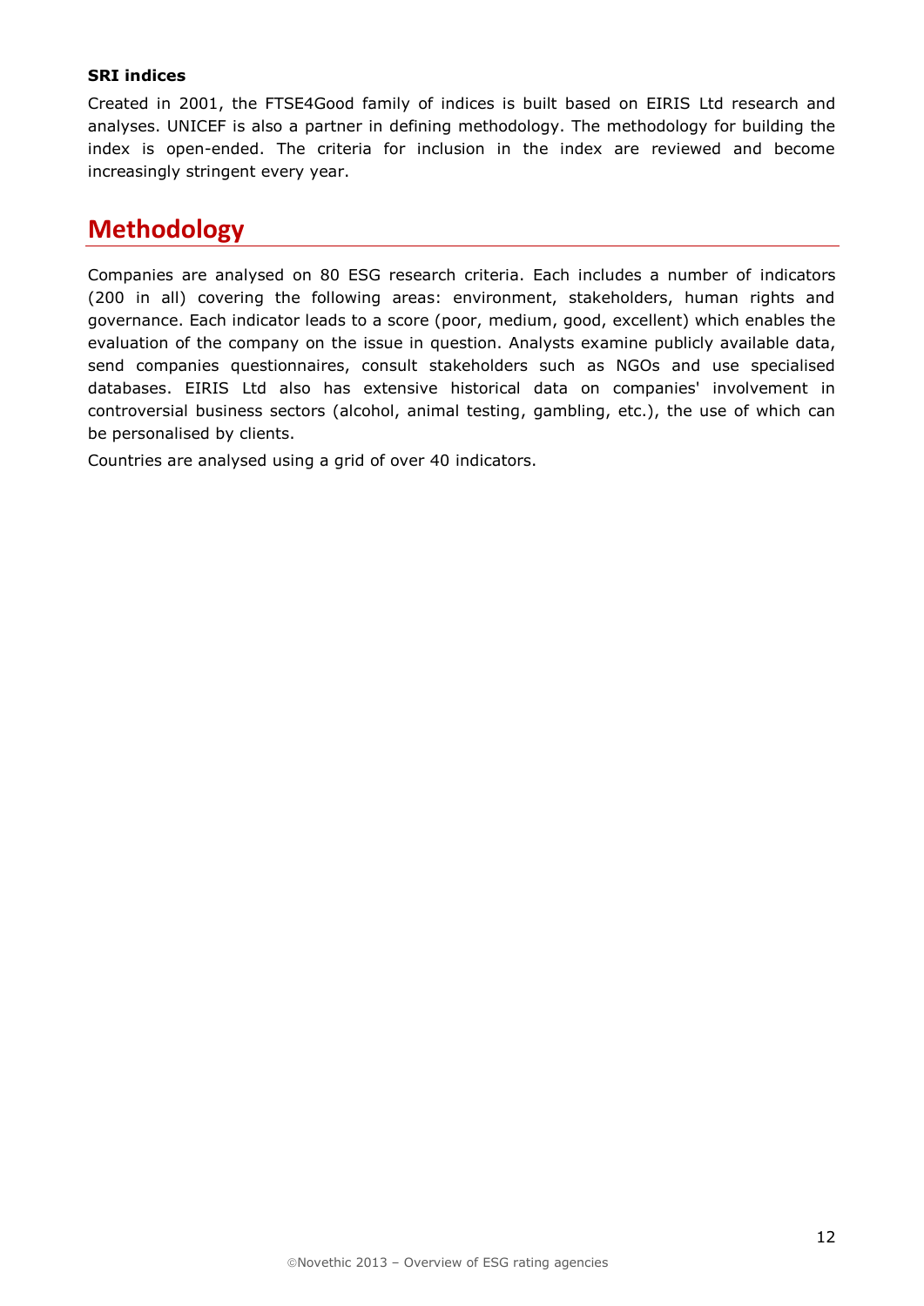**SRI indices**

Created in 2001, the FTSE4Good family of indices is built based on EIRIS Ltd research and analyses. UNICEF is also a partner in defining methodology. The methodology for building the index is open-ended. The criteria for inclusion in the index are reviewed and become increasingly stringent every year.

## Methodology

Companies are analysed on 80 ESG research criteria. Each includes a number of indicators (200 in all) covering the following areas: environment, stakeholders, human rights and governance. Each indicator leads to a score (poor, medium, good, excellent) which enables the evaluation of the company on the issue in question. Analysts examine publicly available data, send companies questionnaires, consult stakeholders such as NGOs and use specialised databases. EIRIS Ltd also has extensive historical data on companies' involvement in controversial business sectors (alcohol, animal testing, gambling, etc.), the use of which can be personalised by clients.

Countries are analysed using a grid of over 40 indicators.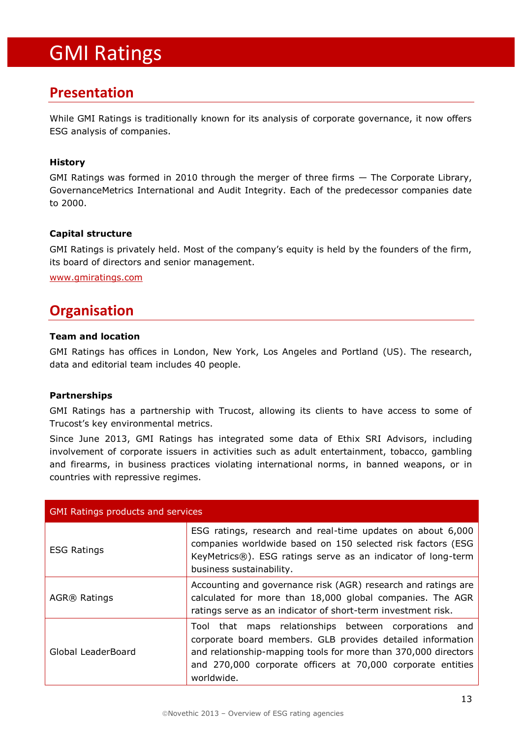# GMI Ratings

## Presentation

While GMI Ratings is traditionally known for its analysis of corporate governance, it now offers ESG analysis of companies.

### History

GMI Ratings was formed in 2010 through the merger of three firms — The Corporate Library, GovernanceMetrics International and Audit Integrity. Each of the predecessor companies date to 2000.

### Capital structure

GMI Ratings is privately held. Most of the company's equity is held by the founders of the firm, its board of directors and senior management.

www.gmiratings.com

## Organisation

### Team and location

GMI Ratings has offices in London, New York, Los Angeles and Portland (US). The research, data and editorial team includes 40 people.

### Partnerships

GMI Ratings has a partnership with Trucost, allowing its clients to have access to some of Trucost's key environmental metrics.

Since June 2013, GMI Ratings has integrated some data of Ethix SRI Advisors, including involvement of corporate issuers in activities such as adult entertainment, tobacco, gambling and firearms, in business practices violating international norms, in banned weapons, or in countries with repressive regimes.

| GMI Ratings products and services | |
|---|---|
| ESG Ratings | ESG ratings, research and real-time updates on about 6,000 companies worldwide based on 150 selected risk factors (ESG KeyMetrics®). ESG ratings serve as an indicator of long-term business sustainability. |
| AGR® Ratings | Accounting and governance risk (AGR) research and ratings are calculated for more than 18,000 global companies. The AGR ratings serve as an indicator of short-term investment risk. |
| Global LeaderBoard | Tool that maps relationships between corporations and corporate board members. GLB provides detailed information and relationship-mapping tools for more than 370,000 directors and 270,000 corporate officers at 70,000 corporate entities worldwide. |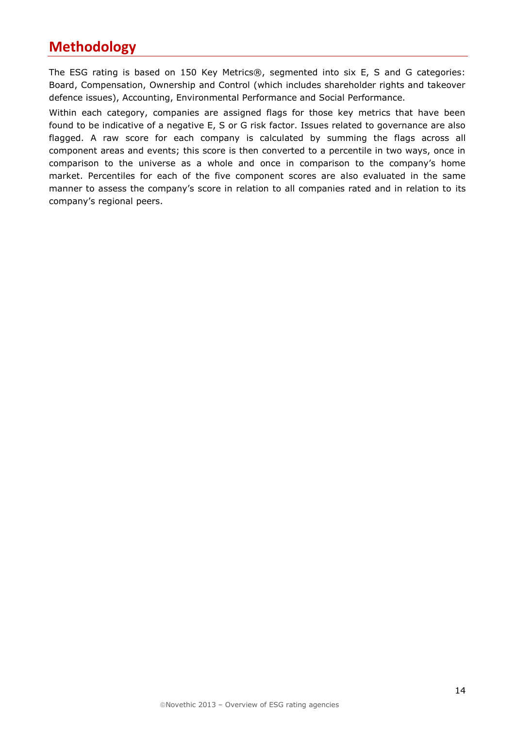## Methodology

The ESG rating is based on 150 Key Metrics®, segmented into six E, S and G categories: Board, Compensation, Ownership and Control (which includes shareholder rights and takeover defence issues), Accounting, Environmental Performance and Social Performance.

Within each category, companies are assigned flags for those key metrics that have been found to be indicative of a negative E, S or G risk factor. Issues related to governance are also flagged. A raw score for each company is calculated by summing the flags across all component areas and events; this score is then converted to a percentile in two ways, once in comparison to the universe as a whole and once in comparison to the company's home market. Percentiles for each of the five component scores are also evaluated in the same manner to assess the company's score in relation to all companies rated and in relation to its company's regional peers.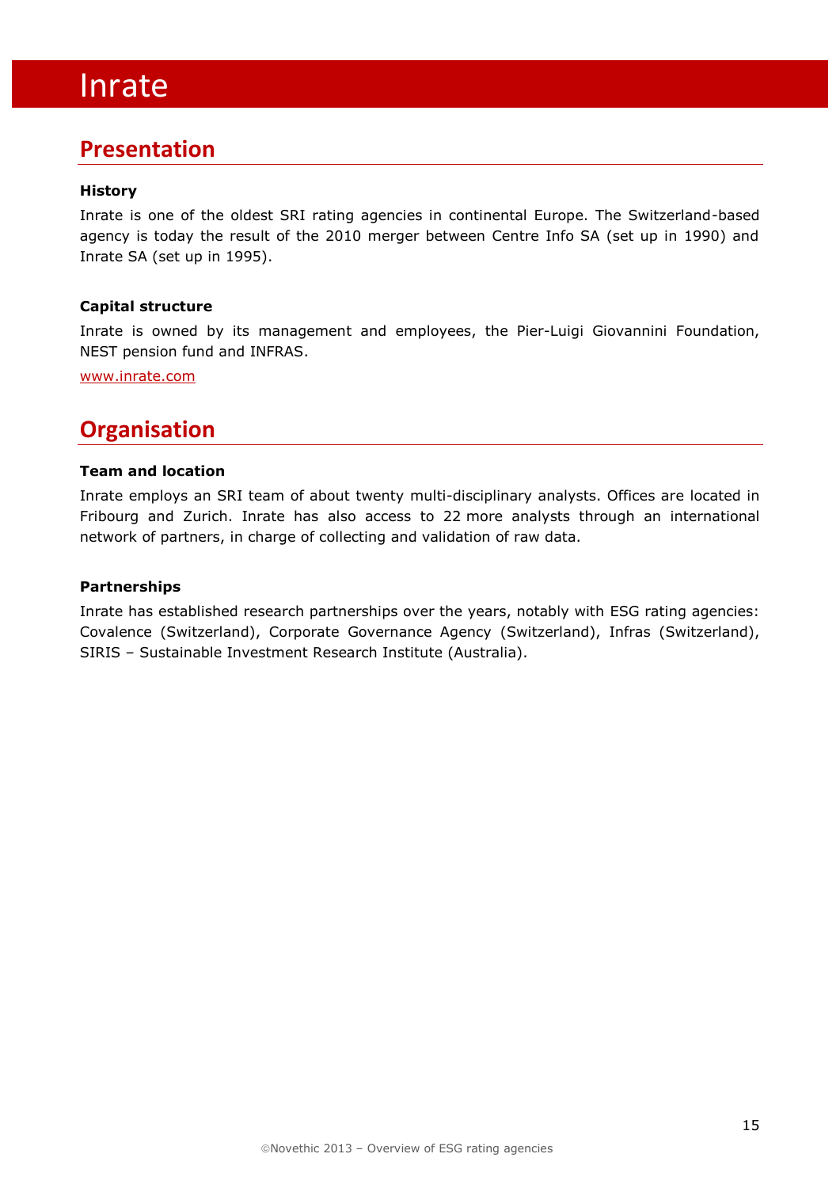# Inrate

## Presentation

### History

Inrate is one of the oldest SRI rating agencies in continental Europe. The Switzerland-based agency is today the result of the 2010 merger between Centre Info SA (set up in 1990) and Inrate SA (set up in 1995).

### Capital structure

Inrate is owned by its management and employees, the Pier-Luigi Giovannini Foundation, NEST pension fund and INFRAS.

www.inrate.com

## Organisation

### Team and location

Inrate employs an SRI team of about twenty multi-disciplinary analysts. Offices are located in Fribourg and Zurich. Inrate has also access to 22 more analysts through an international network of partners, in charge of collecting and validation of raw data.

### Partnerships

Inrate has established research partnerships over the years, notably with ESG rating agencies: Covalence (Switzerland), Corporate Governance Agency (Switzerland), Infras (Switzerland), SIRIS – Sustainable Investment Research Institute (Australia).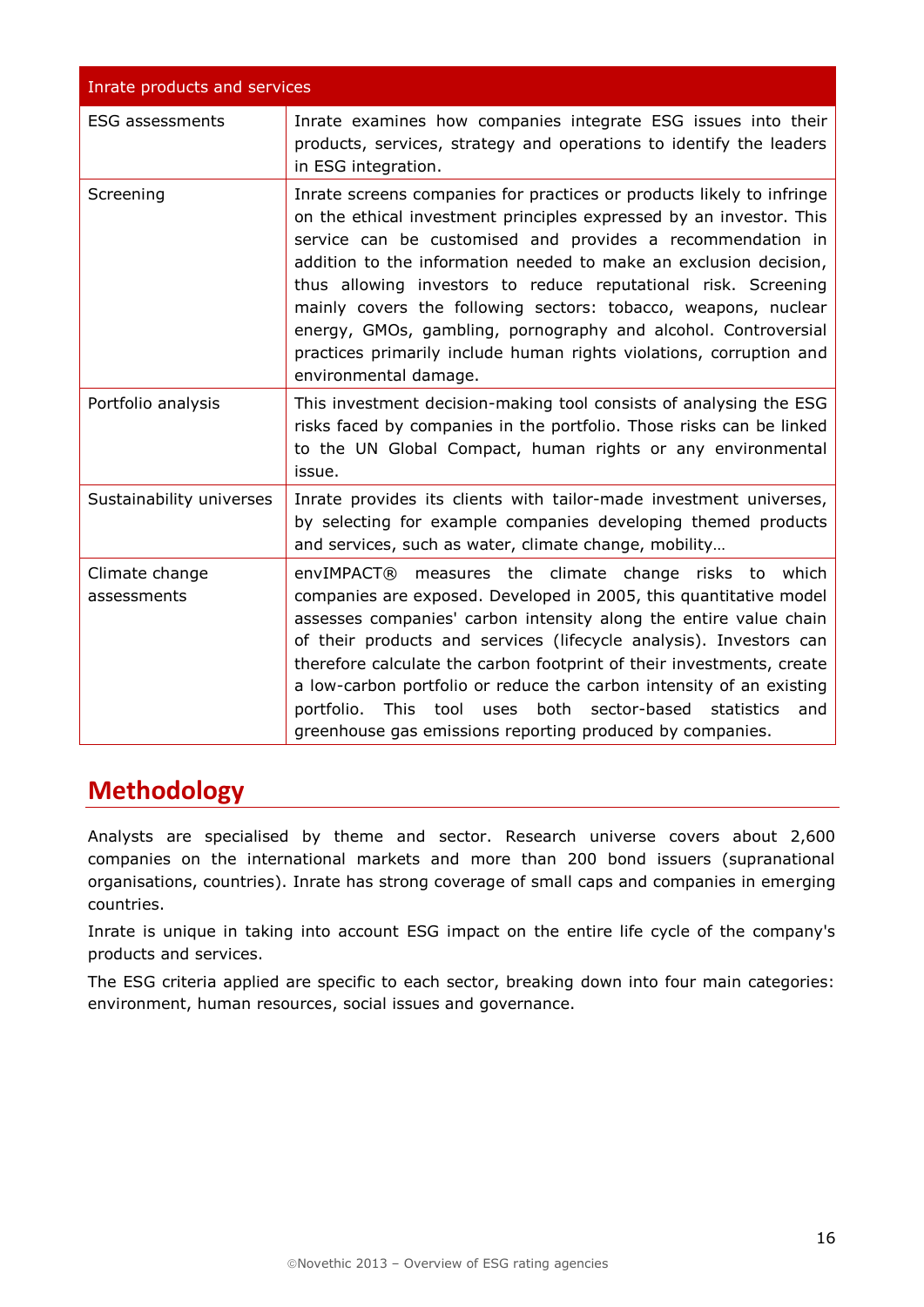| Inrate products and services | |
|---|---|
| ESG assessments | Inrate examines how companies integrate ESG issues into their products, services, strategy and operations to identify the leaders in ESG integration. |
| Screening | Inrate screens companies for practices or products likely to infringe on the ethical investment principles expressed by an investor. This service can be customised and provides a recommendation in addition to the information needed to make an exclusion decision, thus allowing investors to reduce reputational risk. Screening mainly covers the following sectors: tobacco, weapons, nuclear energy, GMOs, gambling, pornography and alcohol. Controversial practices primarily include human rights violations, corruption and environmental damage. |
| Portfolio analysis | This investment decision-making tool consists of analysing the ESG risks faced by companies in the portfolio. Those risks can be linked to the UN Global Compact, human rights or any environmental issue. |
| Sustainability universes | Inrate provides its clients with tailor-made investment universes, by selecting for example companies developing themed products and services, such as water, climate change, mobility… |
| Climate change assessments | envIMPACT® measures the climate change risks to which companies are exposed. Developed in 2005, this quantitative model assesses companies' carbon intensity along the entire value chain of their products and services (lifecycle analysis). Investors can therefore calculate the carbon footprint of their investments, create a low-carbon portfolio or reduce the carbon intensity of an existing portfolio. This tool uses both sector-based statistics and greenhouse gas emissions reporting produced by companies. |

## Methodology

Analysts are specialised by theme and sector. Research universe covers about 2,600 companies on the international markets and more than 200 bond issuers (supranational organisations, countries). Inrate has strong coverage of small caps and companies in emerging countries.

Inrate is unique in taking into account ESG impact on the entire life cycle of the company's products and services.

The ESG criteria applied are specific to each sector, breaking down into four main categories: environment, human resources, social issues and governance.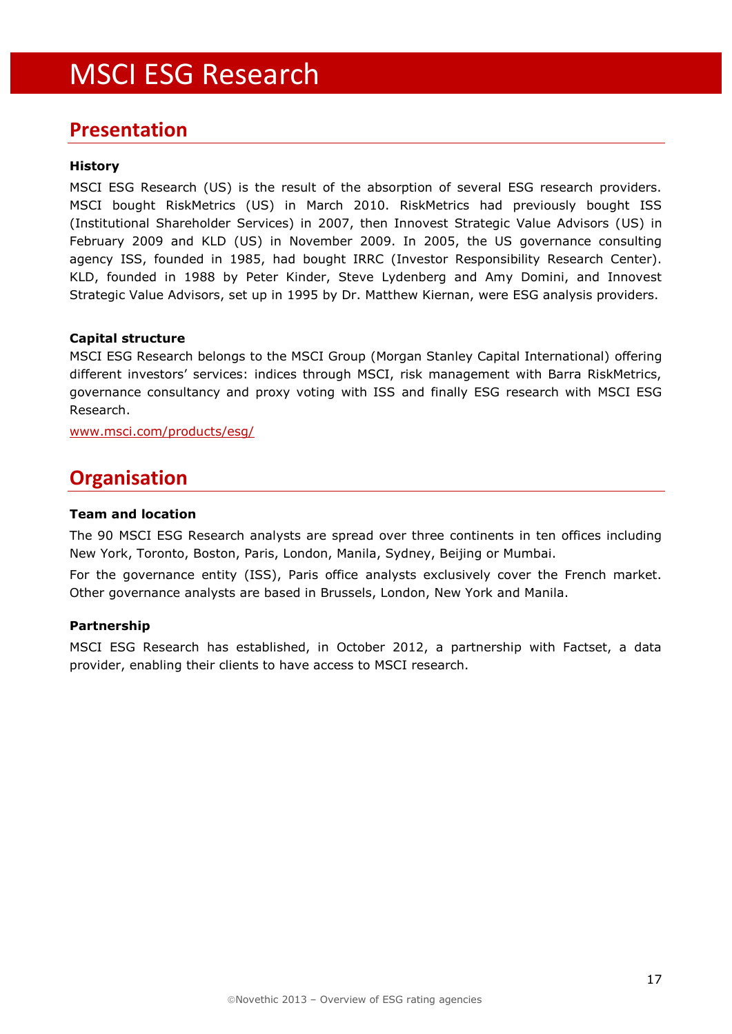# MSCI ESG Research

## Presentation

**History**

MSCI ESG Research (US) is the result of the absorption of several ESG research providers. MSCI bought RiskMetrics (US) in March 2010. RiskMetrics had previously bought ISS (Institutional Shareholder Services) in 2007, then Innovest Strategic Value Advisors (US) in February 2009 and KLD (US) in November 2009. In 2005, the US governance consulting agency ISS, founded in 1985, had bought IRRC (Investor Responsibility Research Center). KLD, founded in 1988 by Peter Kinder, Steve Lydenberg and Amy Domini, and Innovest Strategic Value Advisors, set up in 1995 by Dr. Matthew Kiernan, were ESG analysis providers.

**Capital structure**

MSCI ESG Research belongs to the MSCI Group (Morgan Stanley Capital International) offering different investors' services: indices through MSCI, risk management with Barra RiskMetrics, governance consultancy and proxy voting with ISS and finally ESG research with MSCI ESG Research.

www.msci.com/products/esg/

## Organisation

**Team and location**

The 90 MSCI ESG Research analysts are spread over three continents in ten offices including New York, Toronto, Boston, Paris, London, Manila, Sydney, Beijing or Mumbai.

For the governance entity (ISS), Paris office analysts exclusively cover the French market. Other governance analysts are based in Brussels, London, New York and Manila.

**Partnership**

MSCI ESG Research has established, in October 2012, a partnership with Factset, a data provider, enabling their clients to have access to MSCI research.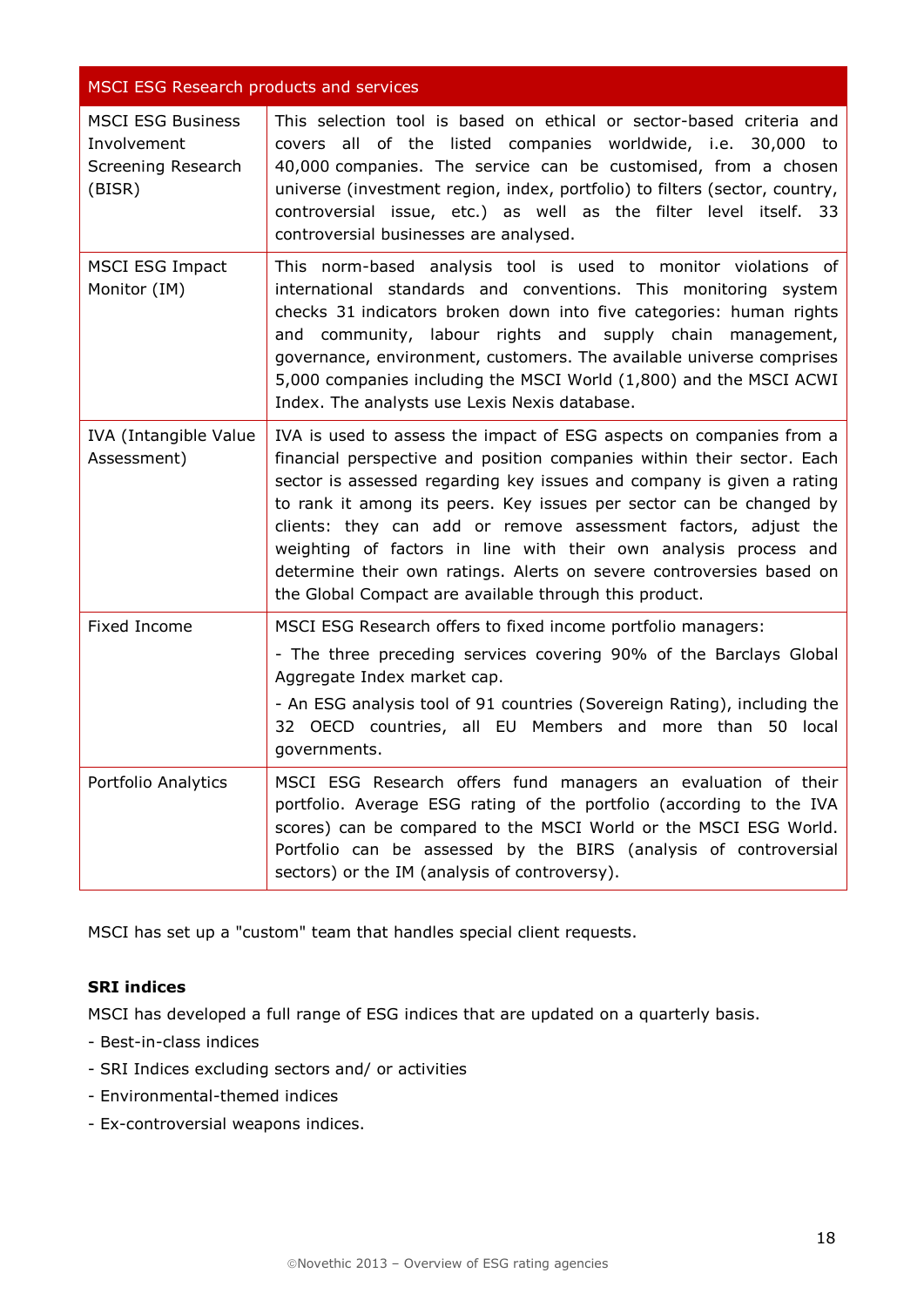| MSCI ESG Research products and services | |
|---|---|
| MSCI ESG Business Involvement Screening Research (BISR) | This selection tool is based on ethical or sector-based criteria and covers all of the listed companies worldwide, i.e. 30,000 to 40,000 companies. The service can be customised, from a chosen universe (investment region, index, portfolio) to filters (sector, country, controversial issue, etc.) as well as the filter level itself. 33 controversial businesses are analysed. |
| MSCI ESG Impact Monitor (IM) | This norm-based analysis tool is used to monitor violations of international standards and conventions. This monitoring system checks 31 indicators broken down into five categories: human rights and community, labour rights and supply chain management, governance, environment, customers. The available universe comprises 5,000 companies including the MSCI World (1,800) and the MSCI ACWI Index. The analysts use Lexis Nexis database. |
| IVA (Intangible Value Assessment) | IVA is used to assess the impact of ESG aspects on companies from a financial perspective and position companies within their sector. Each sector is assessed regarding key issues and company is given a rating to rank it among its peers. Key issues per sector can be changed by clients: they can add or remove assessment factors, adjust the weighting of factors in line with their own analysis process and determine their own ratings. Alerts on severe controversies based on the Global Compact are available through this product. |
| Fixed Income | MSCI ESG Research offers to fixed income portfolio managers:<br>- The three preceding services covering 90% of the Barclays Global Aggregate Index market cap.<br>- An ESG analysis tool of 91 countries (Sovereign Rating), including the 32 OECD countries, all EU Members and more than 50 local governments. |
| Portfolio Analytics | MSCI ESG Research offers fund managers an evaluation of their portfolio. Average ESG rating of the portfolio (according to the IVA scores) can be compared to the MSCI World or the MSCI ESG World. Portfolio can be assessed by the BIRS (analysis of controversial sectors) or the IM (analysis of controversy). |

MSCI has set up a "custom" team that handles special client requests.

**SRI indices**

MSCI has developed a full range of ESG indices that are updated on a quarterly basis.

- Best-in-class indices
- SRI Indices excluding sectors and/ or activities
- Environmental-themed indices
- Ex-controversial weapons indices.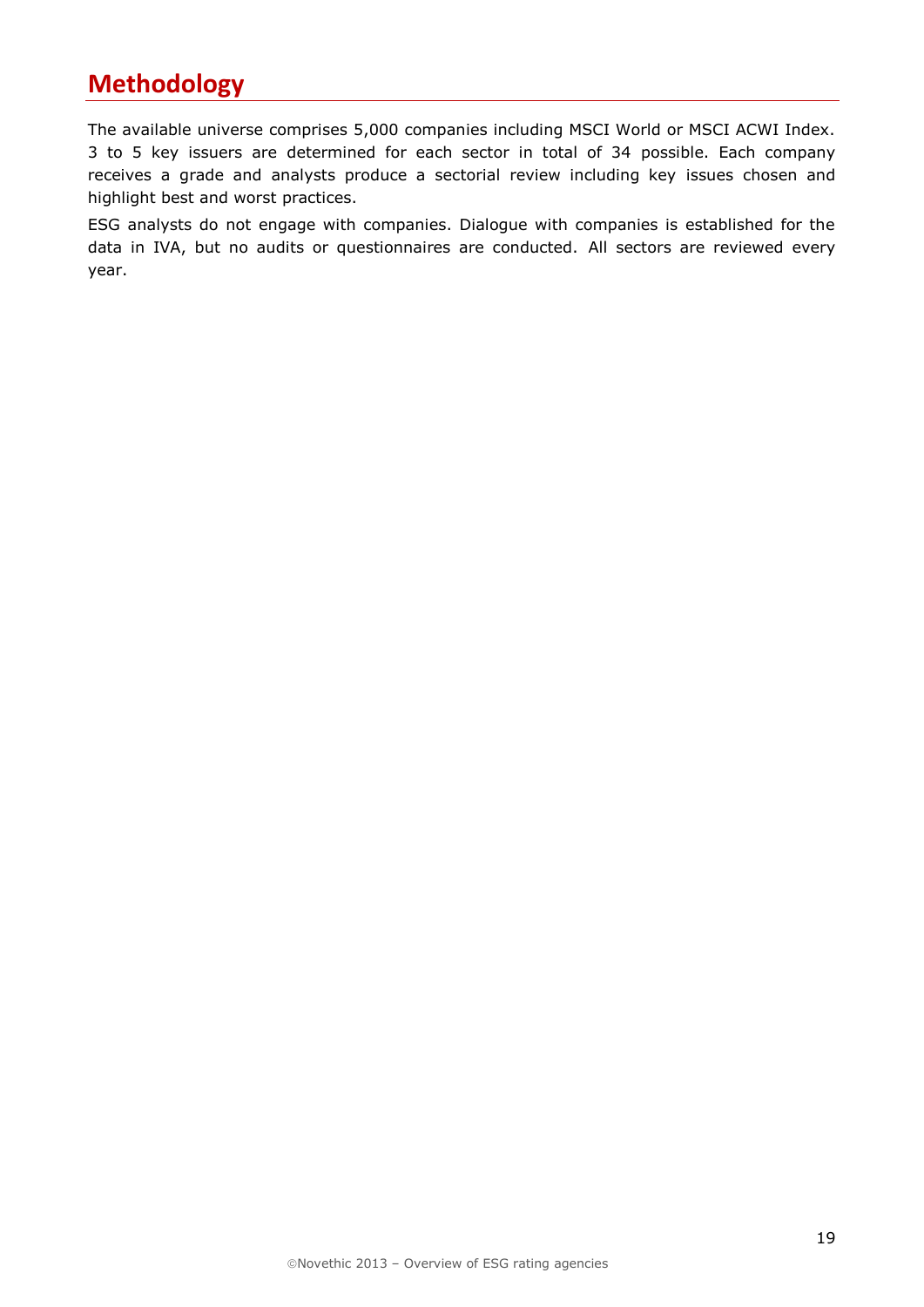## Methodology

The available universe comprises 5,000 companies including MSCI World or MSCI ACWI Index. 3 to 5 key issuers are determined for each sector in total of 34 possible. Each company receives a grade and analysts produce a sectorial review including key issues chosen and highlight best and worst practices.

ESG analysts do not engage with companies. Dialogue with companies is established for the data in IVA, but no audits or questionnaires are conducted. All sectors are reviewed every year.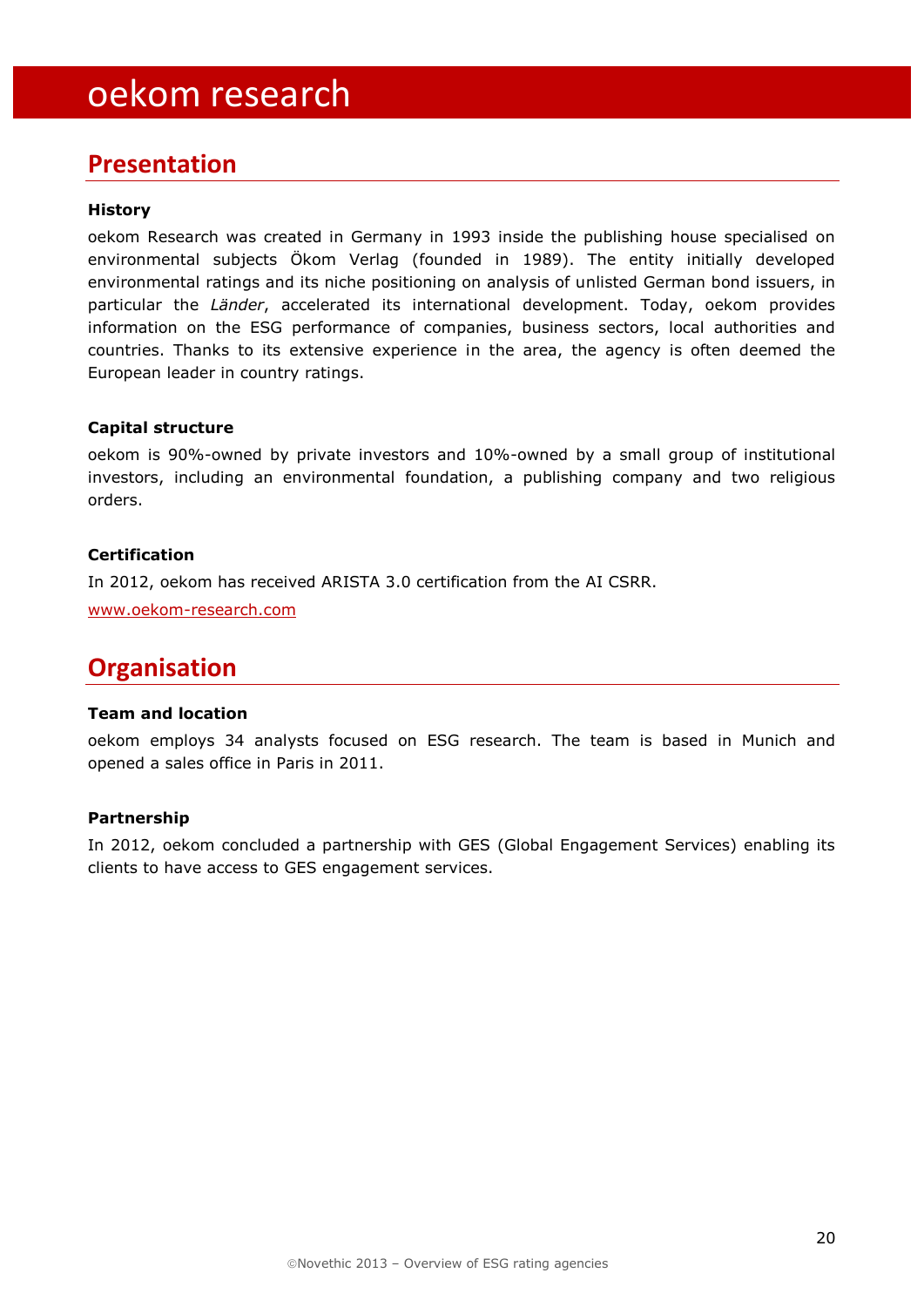# oekom research

## Presentation

**History**

oekom Research was created in Germany in 1993 inside the publishing house specialised on environmental subjects Ökom Verlag (founded in 1989). The entity initially developed environmental ratings and its niche positioning on analysis of unlisted German bond issuers, in particular the *Länder*, accelerated its international development. Today, oekom provides information on the ESG performance of companies, business sectors, local authorities and countries. Thanks to its extensive experience in the area, the agency is often deemed the European leader in country ratings.

**Capital structure**

oekom is 90%-owned by private investors and 10%-owned by a small group of institutional investors, including an environmental foundation, a publishing company and two religious orders.

**Certification**

In 2012, oekom has received ARISTA 3.0 certification from the AI CSRR.

www.oekom-research.com

## Organisation

**Team and location**

oekom employs 34 analysts focused on ESG research. The team is based in Munich and opened a sales office in Paris in 2011.

**Partnership**

In 2012, oekom concluded a partnership with GES (Global Engagement Services) enabling its clients to have access to GES engagement services.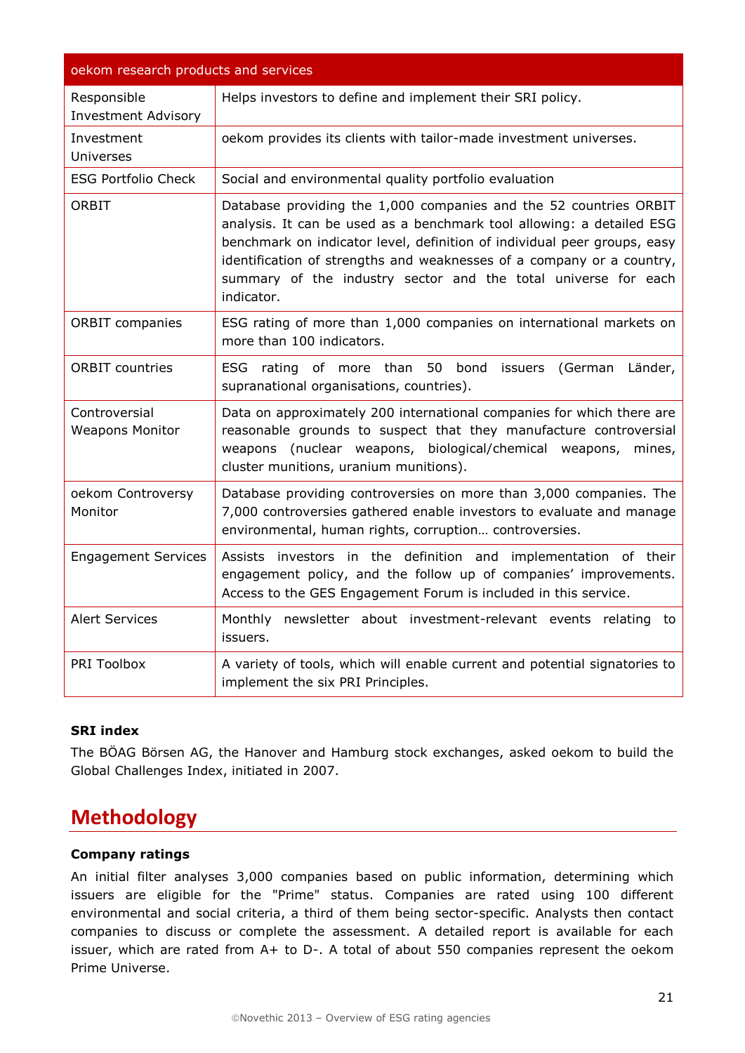| oekom research products and services | |
|---|---|
| Responsible Investment Advisory | Helps investors to define and implement their SRI policy. |
| Investment Universes | oekom provides its clients with tailor-made investment universes. |
| ESG Portfolio Check | Social and environmental quality portfolio evaluation |
| ORBIT | Database providing the 1,000 companies and the 52 countries ORBIT analysis. It can be used as a benchmark tool allowing: a detailed ESG benchmark on indicator level, definition of individual peer groups, easy identification of strengths and weaknesses of a company or a country, summary of the industry sector and the total universe for each indicator. |
| ORBIT companies | ESG rating of more than 1,000 companies on international markets on more than 100 indicators. |
| ORBIT countries | ESG rating of more than 50 bond issuers (German Länder, supranational organisations, countries). |
| Controversial Weapons Monitor | Data on approximately 200 international companies for which there are reasonable grounds to suspect that they manufacture controversial weapons (nuclear weapons, biological/chemical weapons, mines, cluster munitions, uranium munitions). |
| oekom Controversy Monitor | Database providing controversies on more than 3,000 companies. The 7,000 controversies gathered enable investors to evaluate and manage environmental, human rights, corruption… controversies. |
| Engagement Services | Assists investors in the definition and implementation of their engagement policy, and the follow up of companies' improvements. Access to the GES Engagement Forum is included in this service. |
| Alert Services | Monthly newsletter about investment-relevant events relating to issuers. |
| PRI Toolbox | A variety of tools, which will enable current and potential signatories to implement the six PRI Principles. |

**SRI index**

The BÖAG Börsen AG, the Hanover and Hamburg stock exchanges, asked oekom to build the Global Challenges Index, initiated in 2007.

## Methodology

**Company ratings**

An initial filter analyses 3,000 companies based on public information, determining which issuers are eligible for the "Prime" status. Companies are rated using 100 different environmental and social criteria, a third of them being sector-specific. Analysts then contact companies to discuss or complete the assessment. A detailed report is available for each issuer, which are rated from A+ to D-. A total of about 550 companies represent the oekom Prime Universe.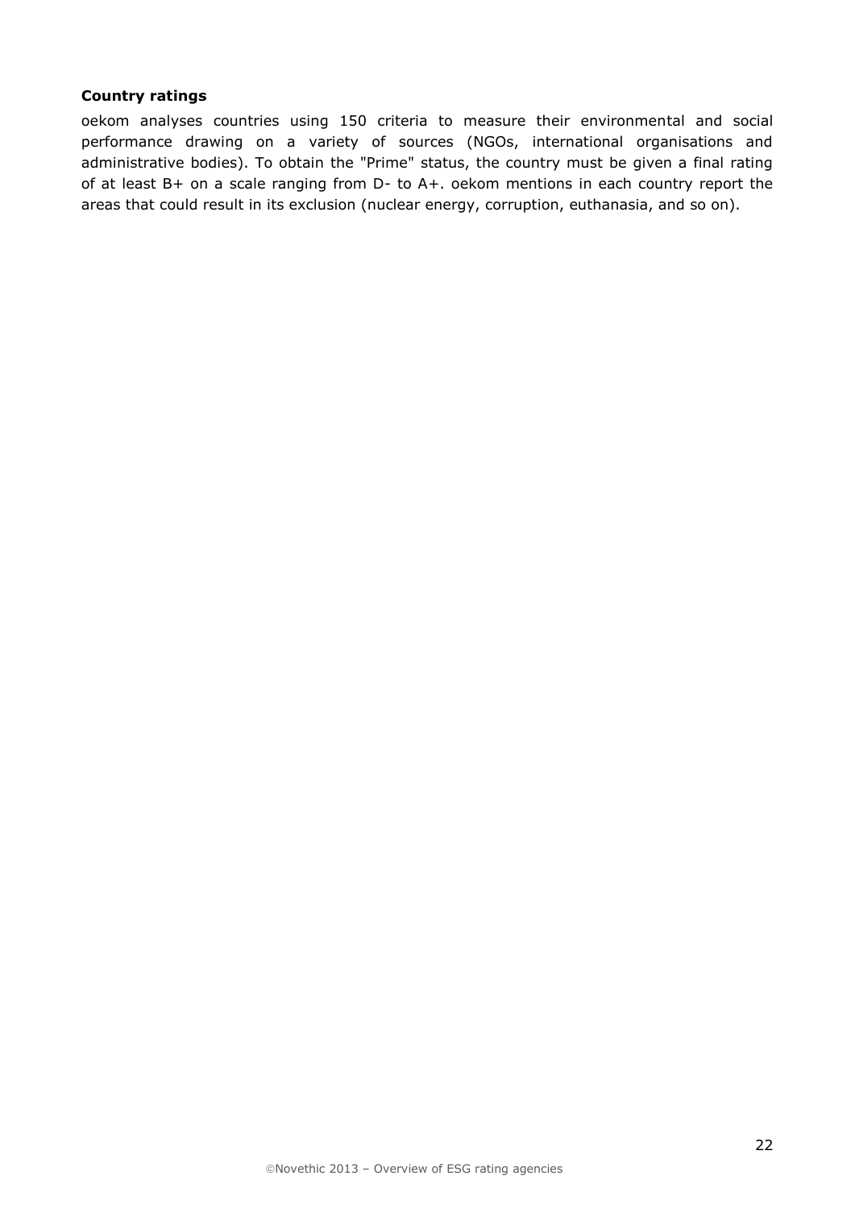**Country ratings**

oekom analyses countries using 150 criteria to measure their environmental and social performance drawing on a variety of sources (NGOs, international organisations and administrative bodies). To obtain the "Prime" status, the country must be given a final rating of at least B+ on a scale ranging from D- to A+. oekom mentions in each country report the areas that could result in its exclusion (nuclear energy, corruption, euthanasia, and so on).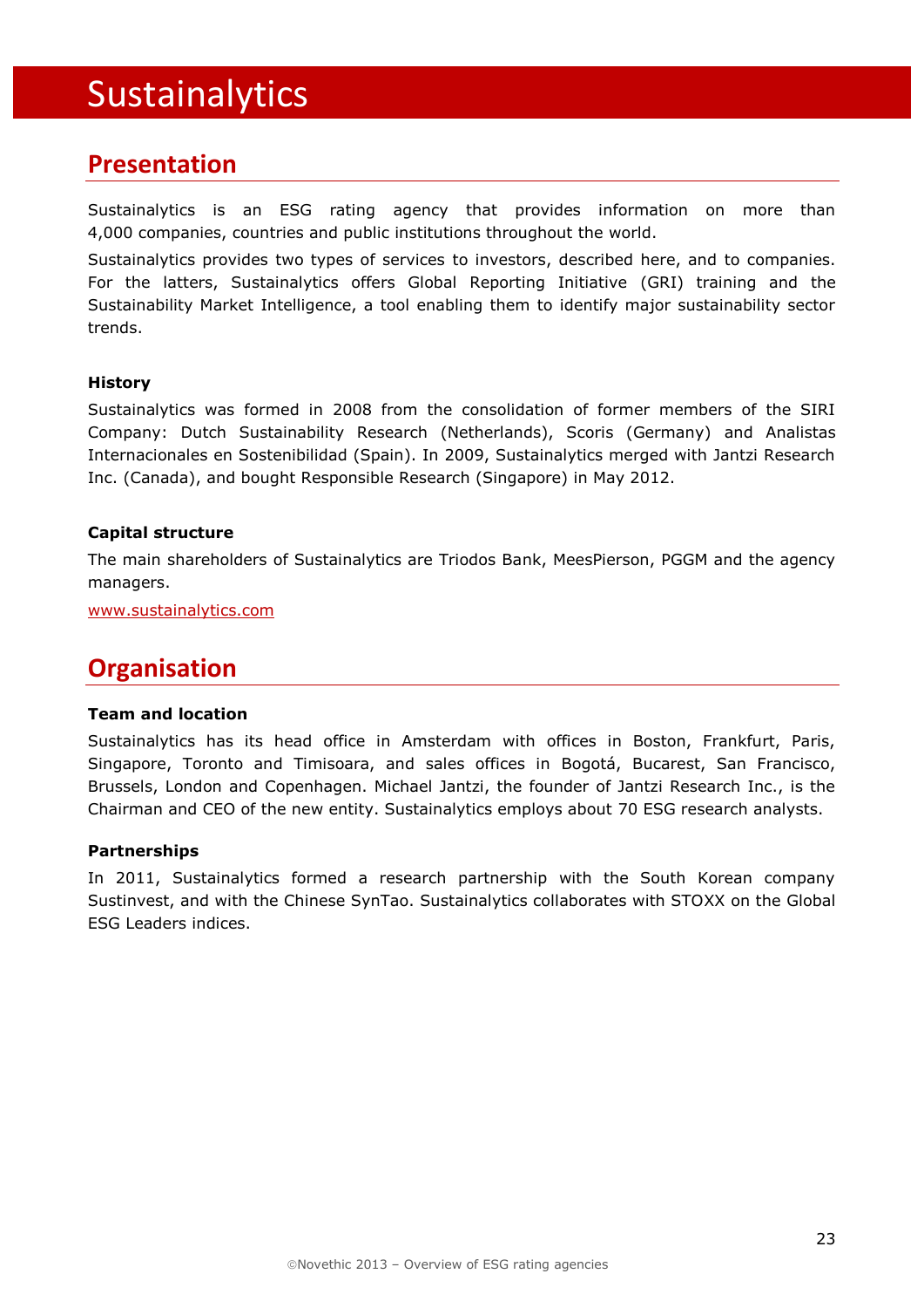# Sustainalytics

## Presentation

Sustainalytics is an ESG rating agency that provides information on more than 4,000 companies, countries and public institutions throughout the world.

Sustainalytics provides two types of services to investors, described here, and to companies. For the latters, Sustainalytics offers Global Reporting Initiative (GRI) training and the Sustainability Market Intelligence, a tool enabling them to identify major sustainability sector trends.

### History

Sustainalytics was formed in 2008 from the consolidation of former members of the SIRI Company: Dutch Sustainability Research (Netherlands), Scoris (Germany) and Analistas Internacionales en Sostenibilidad (Spain). In 2009, Sustainalytics merged with Jantzi Research Inc. (Canada), and bought Responsible Research (Singapore) in May 2012.

### Capital structure

The main shareholders of Sustainalytics are Triodos Bank, MeesPierson, PGGM and the agency managers.

[www.sustainalytics.com](www.sustainalytics.com)

## Organisation

### Team and location

Sustainalytics has its head office in Amsterdam with offices in Boston, Frankfurt, Paris, Singapore, Toronto and Timisoara, and sales offices in Bogotá, Bucarest, San Francisco, Brussels, London and Copenhagen. Michael Jantzi, the founder of Jantzi Research Inc., is the Chairman and CEO of the new entity. Sustainalytics employs about 70 ESG research analysts.

### Partnerships

In 2011, Sustainalytics formed a research partnership with the South Korean company Sustinvest, and with the Chinese SynTao. Sustainalytics collaborates with STOXX on the Global ESG Leaders indices.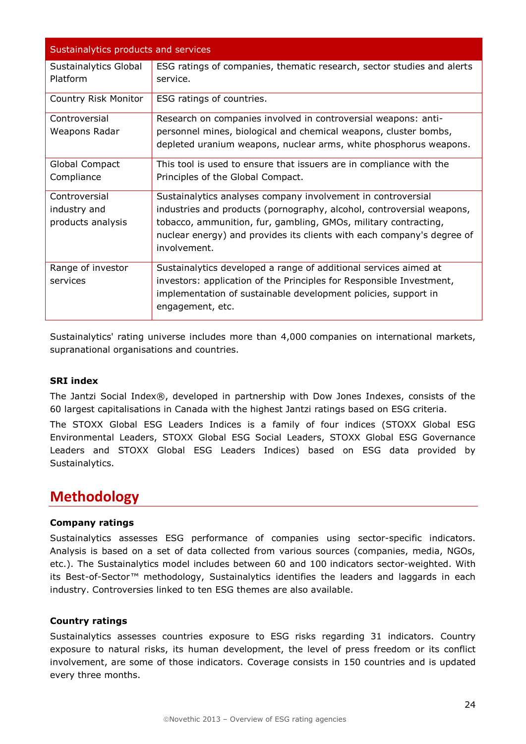| Sustainalytics products and services | |
|---|---|
| Sustainalytics Global Platform | ESG ratings of companies, thematic research, sector studies and alerts service. |
| Country Risk Monitor | ESG ratings of countries. |
| Controversial Weapons Radar | Research on companies involved in controversial weapons: anti-personnel mines, biological and chemical weapons, cluster bombs, depleted uranium weapons, nuclear arms, white phosphorus weapons. |
| Global Compact Compliance | This tool is used to ensure that issuers are in compliance with the Principles of the Global Compact. |
| Controversial industry and products analysis | Sustainalytics analyses company involvement in controversial industries and products (pornography, alcohol, controversial weapons, tobacco, ammunition, fur, gambling, GMOs, military contracting, nuclear energy) and provides its clients with each company's degree of involvement. |
| Range of investor services | Sustainalytics developed a range of additional services aimed at investors: application of the Principles for Responsible Investment, implementation of sustainable development policies, support in engagement, etc. |

Sustainalytics' rating universe includes more than 4,000 companies on international markets, supranational organisations and countries.

**SRI index**

The Jantzi Social Index®, developed in partnership with Dow Jones Indexes, consists of the 60 largest capitalisations in Canada with the highest Jantzi ratings based on ESG criteria.

The STOXX Global ESG Leaders Indices is a family of four indices (STOXX Global ESG Environmental Leaders, STOXX Global ESG Social Leaders, STOXX Global ESG Governance Leaders and STOXX Global ESG Leaders Indices) based on ESG data provided by Sustainalytics.

## Methodology

**Company ratings**

Sustainalytics assesses ESG performance of companies using sector-specific indicators. Analysis is based on a set of data collected from various sources (companies, media, NGOs, etc.). The Sustainalytics model includes between 60 and 100 indicators sector-weighted. With its Best-of-Sector™ methodology, Sustainalytics identifies the leaders and laggards in each industry. Controversies linked to ten ESG themes are also available.

**Country ratings**

Sustainalytics assesses countries exposure to ESG risks regarding 31 indicators. Country exposure to natural risks, its human development, the level of press freedom or its conflict involvement, are some of those indicators. Coverage consists in 150 countries and is updated every three months.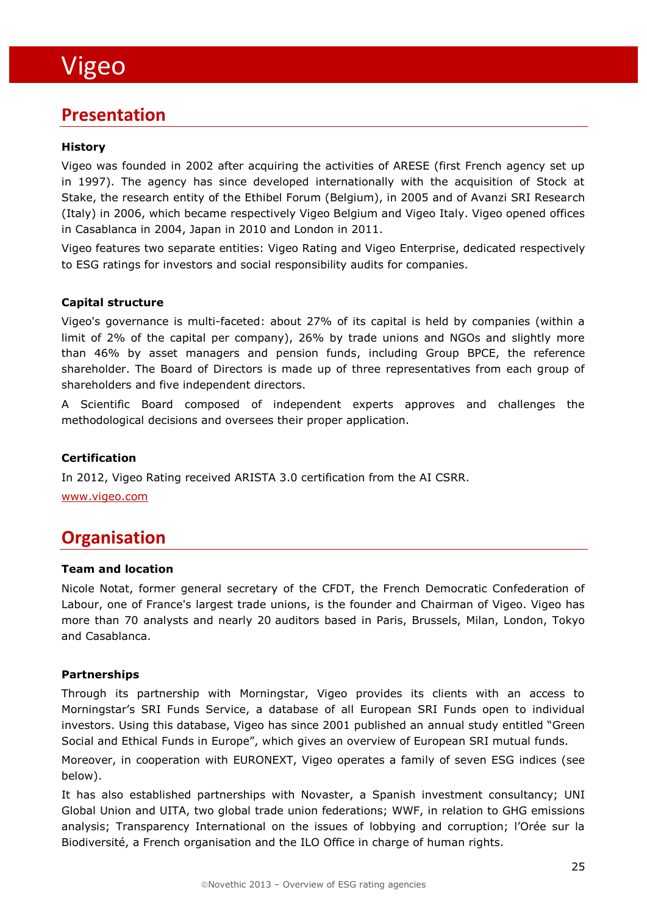# Vigeo

## Presentation

**History**

Vigeo was founded in 2002 after acquiring the activities of ARESE (first French agency set up in 1997). The agency has since developed internationally with the acquisition of Stock at Stake, the research entity of the Ethibel Forum (Belgium), in 2005 and of Avanzi SRI Research (Italy) in 2006, which became respectively Vigeo Belgium and Vigeo Italy. Vigeo opened offices in Casablanca in 2004, Japan in 2010 and London in 2011.

Vigeo features two separate entities: Vigeo Rating and Vigeo Enterprise, dedicated respectively to ESG ratings for investors and social responsibility audits for companies.

**Capital structure**

Vigeo's governance is multi-faceted: about 27% of its capital is held by companies (within a limit of 2% of the capital per company), 26% by trade unions and NGOs and slightly more than 46% by asset managers and pension funds, including Group BPCE, the reference shareholder. The Board of Directors is made up of three representatives from each group of shareholders and five independent directors.

A Scientific Board composed of independent experts approves and challenges the methodological decisions and oversees their proper application.

**Certification**

In 2012, Vigeo Rating received ARISTA 3.0 certification from the AI CSRR.

www.vigeo.com

## Organisation

**Team and location**

Nicole Notat, former general secretary of the CFDT, the French Democratic Confederation of Labour, one of France's largest trade unions, is the founder and Chairman of Vigeo. Vigeo has more than 70 analysts and nearly 20 auditors based in Paris, Brussels, Milan, London, Tokyo and Casablanca.

**Partnerships**

Through its partnership with Morningstar, Vigeo provides its clients with an access to Morningstar's SRI Funds Service, a database of all European SRI Funds open to individual investors. Using this database, Vigeo has since 2001 published an annual study entitled "Green Social and Ethical Funds in Europe", which gives an overview of European SRI mutual funds.

Moreover, in cooperation with EURONEXT, Vigeo operates a family of seven ESG indices (see below).

It has also established partnerships with Novaster, a Spanish investment consultancy; UNI Global Union and UITA, two global trade union federations; WWF, in relation to GHG emissions analysis; Transparency International on the issues of lobbying and corruption; l'Orée sur la Biodiversité, a French organisation and the ILO Office in charge of human rights.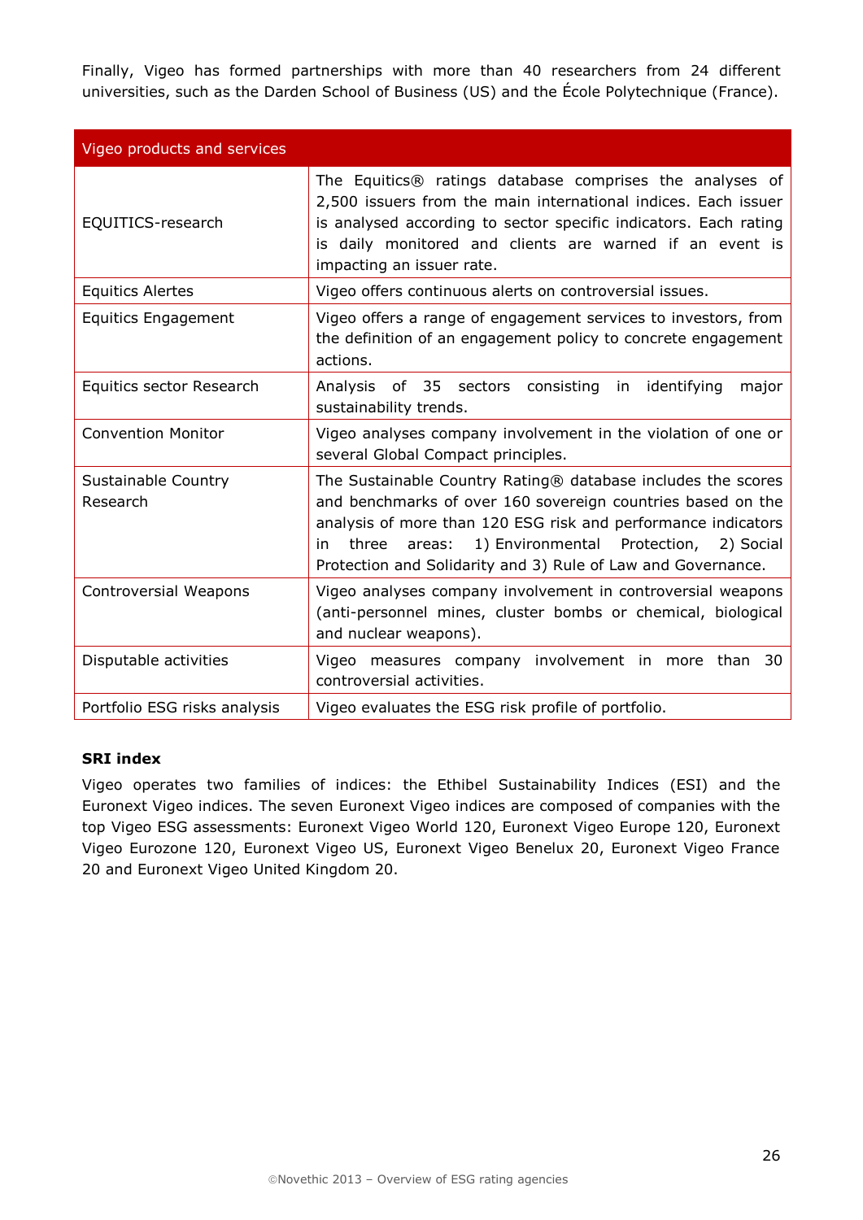Finally, Vigeo has formed partnerships with more than 40 researchers from 24 different universities, such as the Darden School of Business (US) and the École Polytechnique (France).

| Vigeo products and services | |
|---|---|
| EQUITICS-research | The Equitics® ratings database comprises the analyses of 2,500 issuers from the main international indices. Each issuer is analysed according to sector specific indicators. Each rating is daily monitored and clients are warned if an event is impacting an issuer rate. |
| Equitics Alertes | Vigeo offers continuous alerts on controversial issues. |
| Equitics Engagement | Vigeo offers a range of engagement services to investors, from the definition of an engagement policy to concrete engagement actions. |
| Equitics sector Research | Analysis of 35 sectors consisting in identifying major sustainability trends. |
| Convention Monitor | Vigeo analyses company involvement in the violation of one or several Global Compact principles. |
| Sustainable Country Research | The Sustainable Country Rating® database includes the scores and benchmarks of over 160 sovereign countries based on the analysis of more than 120 ESG risk and performance indicators in three areas: 1) Environmental Protection, 2) Social Protection and Solidarity and 3) Rule of Law and Governance. |
| Controversial Weapons | Vigeo analyses company involvement in controversial weapons (anti-personnel mines, cluster bombs or chemical, biological and nuclear weapons). |
| Disputable activities | Vigeo measures company involvement in more than 30 controversial activities. |
| Portfolio ESG risks analysis | Vigeo evaluates the ESG risk profile of portfolio. |

**SRI index**

Vigeo operates two families of indices: the Ethibel Sustainability Indices (ESI) and the Euronext Vigeo indices. The seven Euronext Vigeo indices are composed of companies with the top Vigeo ESG assessments: Euronext Vigeo World 120, Euronext Vigeo Europe 120, Euronext Vigeo Eurozone 120, Euronext Vigeo US, Euronext Vigeo Benelux 20, Euronext Vigeo France 20 and Euronext Vigeo United Kingdom 20.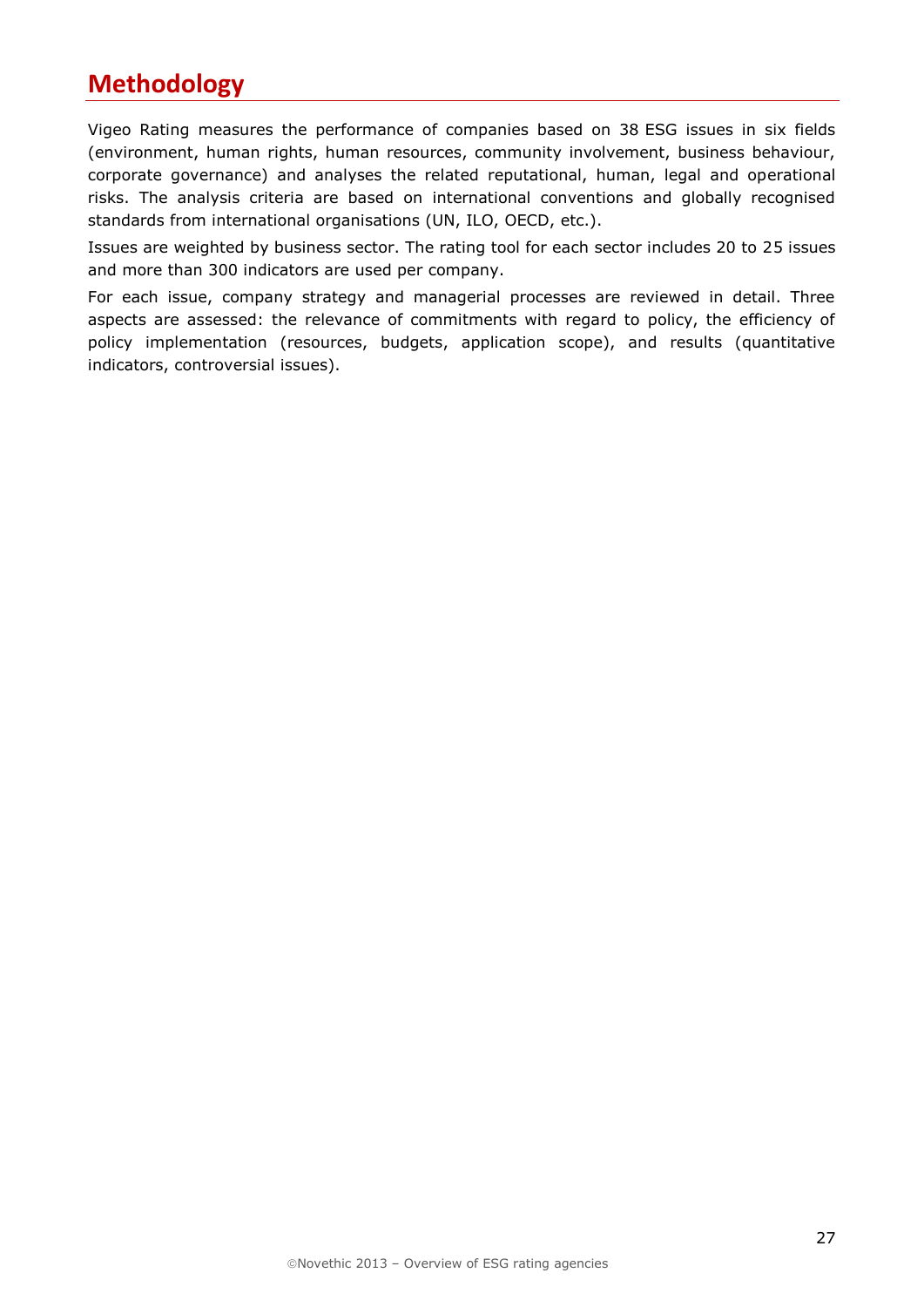## Methodology

Vigeo Rating measures the performance of companies based on 38 ESG issues in six fields (environment, human rights, human resources, community involvement, business behaviour, corporate governance) and analyses the related reputational, human, legal and operational risks. The analysis criteria are based on international conventions and globally recognised standards from international organisations (UN, ILO, OECD, etc.).

Issues are weighted by business sector. The rating tool for each sector includes 20 to 25 issues and more than 300 indicators are used per company.

For each issue, company strategy and managerial processes are reviewed in detail. Three aspects are assessed: the relevance of commitments with regard to policy, the efficiency of policy implementation (resources, budgets, application scope), and results (quantitative indicators, controversial issues).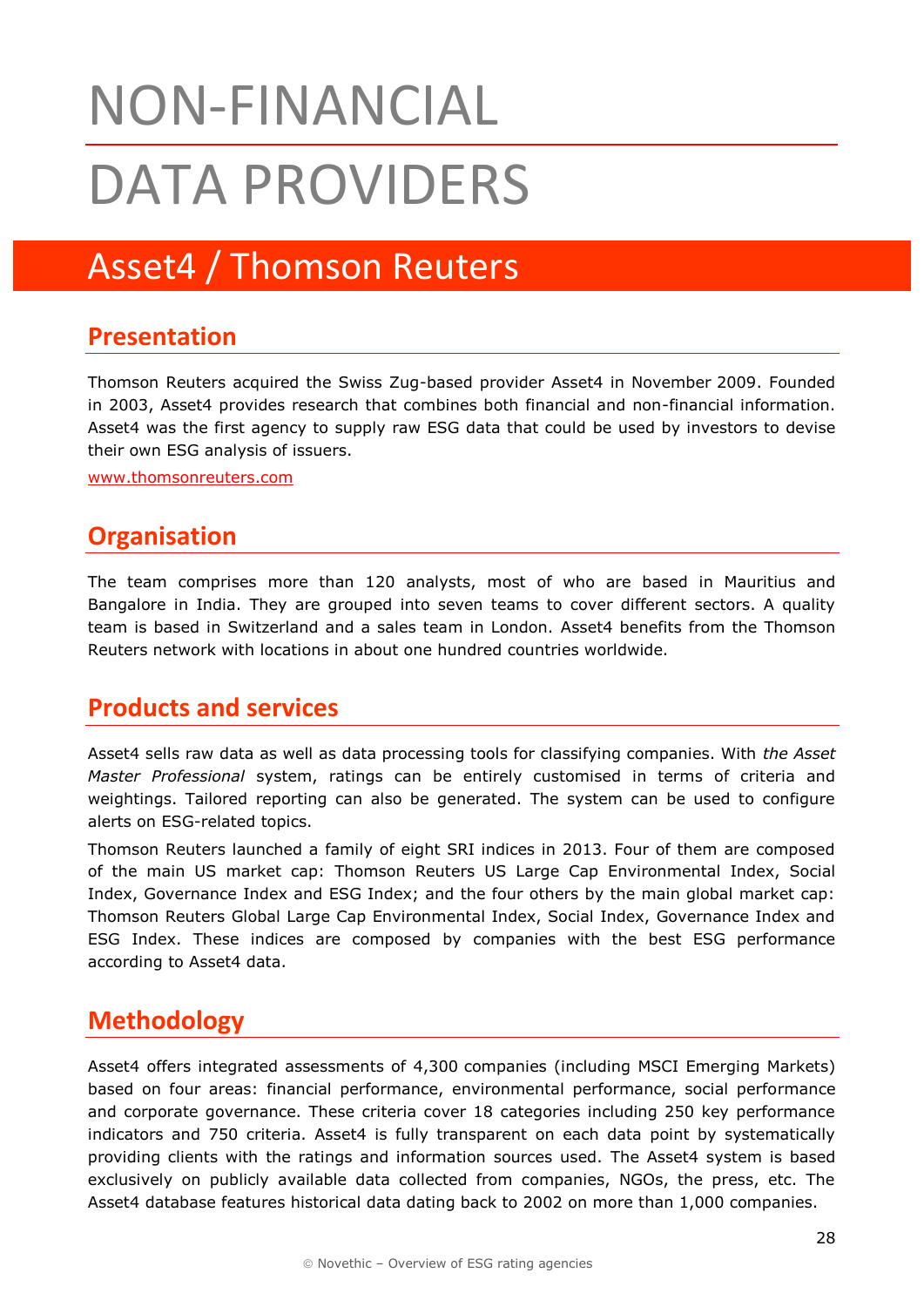# NON-FINANCIAL DATA PROVIDERS

## Asset4 / Thomson Reuters

### Presentation

Thomson Reuters acquired the Swiss Zug-based provider Asset4 in November 2009. Founded in 2003, Asset4 provides research that combines both financial and non-financial information. Asset4 was the first agency to supply raw ESG data that could be used by investors to devise their own ESG analysis of issuers.

www.thomsonreuters.com

### Organisation

The team comprises more than 120 analysts, most of who are based in Mauritius and Bangalore in India. They are grouped into seven teams to cover different sectors. A quality team is based in Switzerland and a sales team in London. Asset4 benefits from the Thomson Reuters network with locations in about one hundred countries worldwide.

### Products and services

Asset4 sells raw data as well as data processing tools for classifying companies. With *the Asset Master Professional* system, ratings can be entirely customised in terms of criteria and weightings. Tailored reporting can also be generated. The system can be used to configure alerts on ESG-related topics.

Thomson Reuters launched a family of eight SRI indices in 2013. Four of them are composed of the main US market cap: Thomson Reuters US Large Cap Environmental Index, Social Index, Governance Index and ESG Index; and the four others by the main global market cap: Thomson Reuters Global Large Cap Environmental Index, Social Index, Governance Index and ESG Index. These indices are composed by companies with the best ESG performance according to Asset4 data.

### Methodology

Asset4 offers integrated assessments of 4,300 companies (including MSCI Emerging Markets) based on four areas: financial performance, environmental performance, social performance and corporate governance. These criteria cover 18 categories including 250 key performance indicators and 750 criteria. Asset4 is fully transparent on each data point by systematically providing clients with the ratings and information sources used. The Asset4 system is based exclusively on publicly available data collected from companies, NGOs, the press, etc. The Asset4 database features historical data dating back to 2002 on more than 1,000 companies.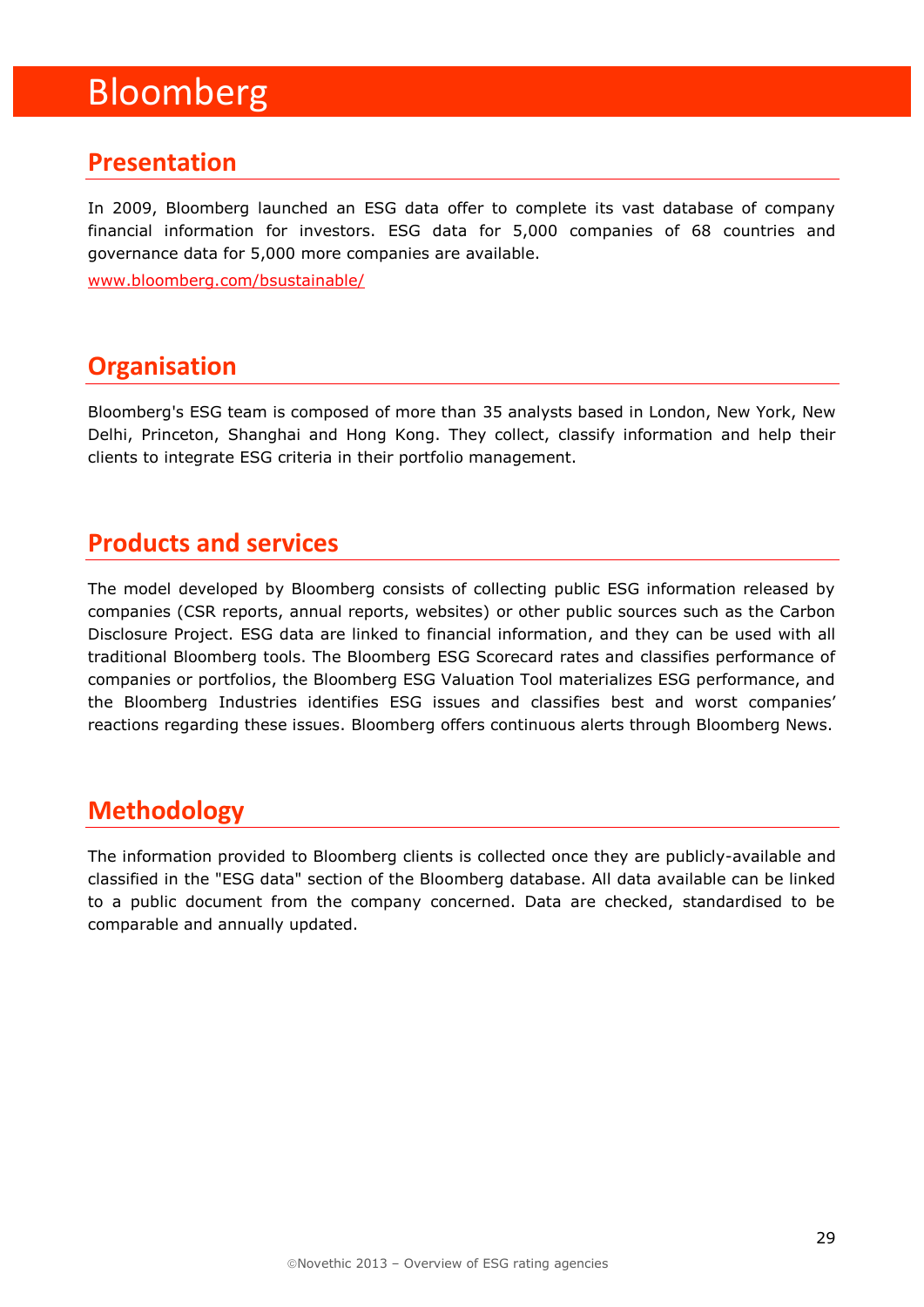# Bloomberg

## Presentation

In 2009, Bloomberg launched an ESG data offer to complete its vast database of company financial information for investors. ESG data for 5,000 companies of 68 countries and governance data for 5,000 more companies are available.

www.bloomberg.com/bsustainable/

## Organisation

Bloomberg's ESG team is composed of more than 35 analysts based in London, New York, New Delhi, Princeton, Shanghai and Hong Kong. They collect, classify information and help their clients to integrate ESG criteria in their portfolio management.

## Products and services

The model developed by Bloomberg consists of collecting public ESG information released by companies (CSR reports, annual reports, websites) or other public sources such as the Carbon Disclosure Project. ESG data are linked to financial information, and they can be used with all traditional Bloomberg tools. The Bloomberg ESG Scorecard rates and classifies performance of companies or portfolios, the Bloomberg ESG Valuation Tool materializes ESG performance, and the Bloomberg Industries identifies ESG issues and classifies best and worst companies' reactions regarding these issues. Bloomberg offers continuous alerts through Bloomberg News.

## Methodology

The information provided to Bloomberg clients is collected once they are publicly-available and classified in the "ESG data" section of the Bloomberg database. All data available can be linked to a public document from the company concerned. Data are checked, standardised to be comparable and annually updated.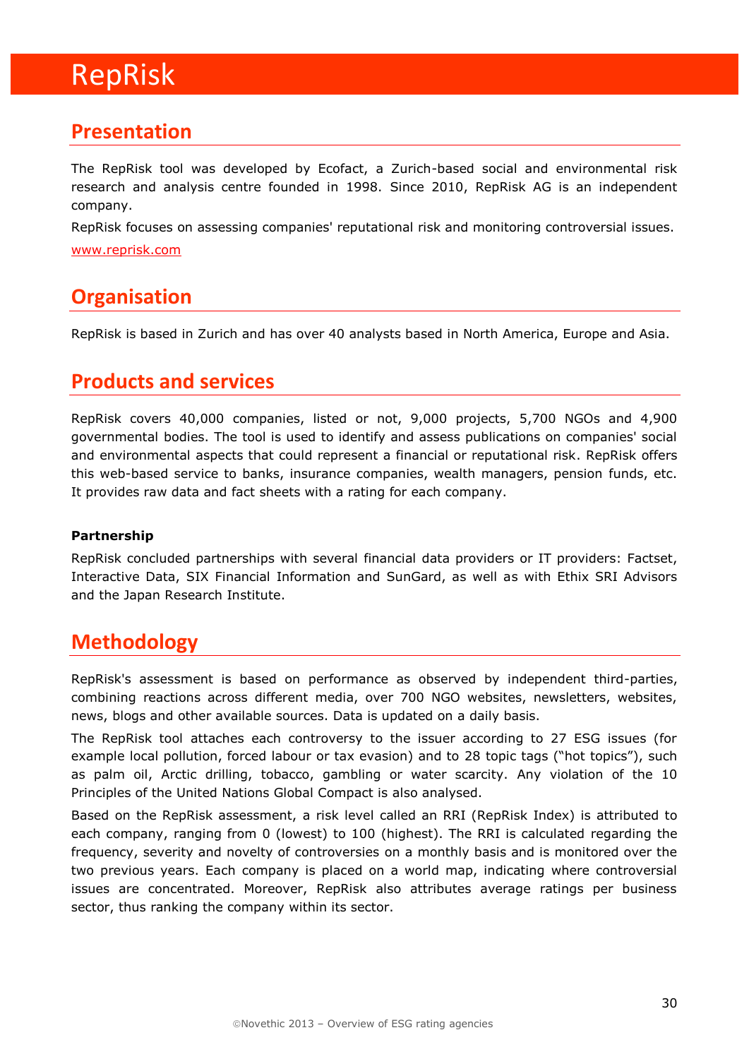# RepRisk

## Presentation

The RepRisk tool was developed by Ecofact, a Zurich-based social and environmental risk research and analysis centre founded in 1998. Since 2010, RepRisk AG is an independent company.

RepRisk focuses on assessing companies' reputational risk and monitoring controversial issues.

www.reprisk.com

## Organisation

RepRisk is based in Zurich and has over 40 analysts based in North America, Europe and Asia.

## Products and services

RepRisk covers 40,000 companies, listed or not, 9,000 projects, 5,700 NGOs and 4,900 governmental bodies. The tool is used to identify and assess publications on companies' social and environmental aspects that could represent a financial or reputational risk. RepRisk offers this web-based service to banks, insurance companies, wealth managers, pension funds, etc. It provides raw data and fact sheets with a rating for each company.

**Partnership**

RepRisk concluded partnerships with several financial data providers or IT providers: Factset, Interactive Data, SIX Financial Information and SunGard, as well as with Ethix SRI Advisors and the Japan Research Institute.

## Methodology

RepRisk's assessment is based on performance as observed by independent third-parties, combining reactions across different media, over 700 NGO websites, newsletters, websites, news, blogs and other available sources. Data is updated on a daily basis.

The RepRisk tool attaches each controversy to the issuer according to 27 ESG issues (for example local pollution, forced labour or tax evasion) and to 28 topic tags ("hot topics"), such as palm oil, Arctic drilling, tobacco, gambling or water scarcity. Any violation of the 10 Principles of the United Nations Global Compact is also analysed.

Based on the RepRisk assessment, a risk level called an RRI (RepRisk Index) is attributed to each company, ranging from 0 (lowest) to 100 (highest). The RRI is calculated regarding the frequency, severity and novelty of controversies on a monthly basis and is monitored over the two previous years. Each company is placed on a world map, indicating where controversial issues are concentrated. Moreover, RepRisk also attributes average ratings per business sector, thus ranking the company within its sector.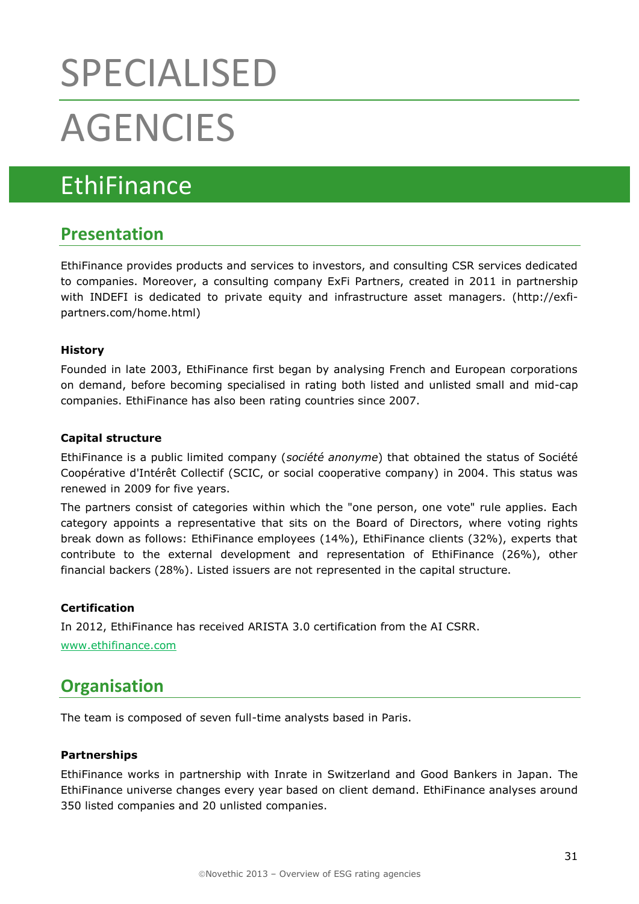# SPECIALISED AGENCIES

## EthiFinance

### Presentation

EthiFinance provides products and services to investors, and consulting CSR services dedicated to companies. Moreover, a consulting company ExFi Partners, created in 2011 in partnership with INDEFI is dedicated to private equity and infrastructure asset managers. (http://exfi-partners.com/home.html)

**History**

Founded in late 2003, EthiFinance first began by analysing French and European corporations on demand, before becoming specialised in rating both listed and unlisted small and mid-cap companies. EthiFinance has also been rating countries since 2007.

**Capital structure**

EthiFinance is a public limited company (*société anonyme*) that obtained the status of Société Coopérative d'Intérêt Collectif (SCIC, or social cooperative company) in 2004. This status was renewed in 2009 for five years.

The partners consist of categories within which the "one person, one vote" rule applies. Each category appoints a representative that sits on the Board of Directors, where voting rights break down as follows: EthiFinance employees (14%), EthiFinance clients (32%), experts that contribute to the external development and representation of EthiFinance (26%), other financial backers (28%). Listed issuers are not represented in the capital structure.

**Certification**

In 2012, EthiFinance has received ARISTA 3.0 certification from the AI CSRR.

www.ethifinance.com

### Organisation

The team is composed of seven full-time analysts based in Paris.

**Partnerships**

EthiFinance works in partnership with Inrate in Switzerland and Good Bankers in Japan. The EthiFinance universe changes every year based on client demand. EthiFinance analyses around 350 listed companies and 20 unlisted companies.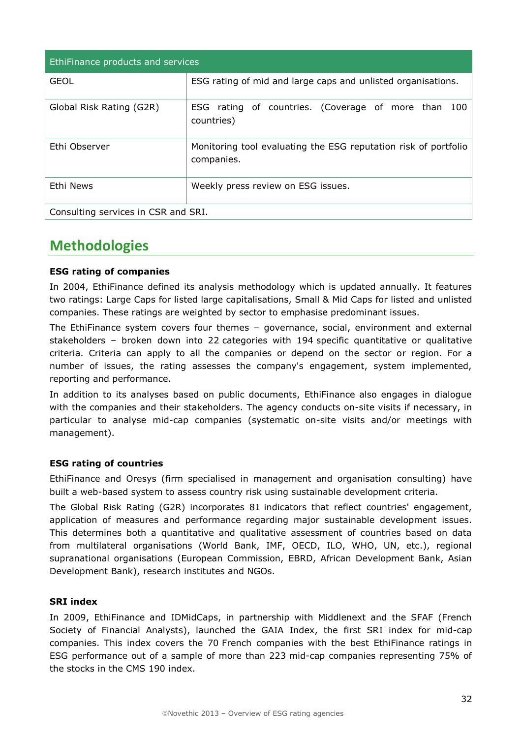| EthiFinance products and services | |
|---|---|
| GEOL | ESG rating of mid and large caps and unlisted organisations. |
| Global Risk Rating (G2R) | ESG rating of countries. (Coverage of more than 100 countries) |
| Ethi Observer | Monitoring tool evaluating the ESG reputation risk of portfolio companies. |
| Ethi News | Weekly press review on ESG issues. |
| Consulting services in CSR and SRI. | |

## Methodologies

**ESG rating of companies**

In 2004, EthiFinance defined its analysis methodology which is updated annually. It features two ratings: Large Caps for listed large capitalisations, Small & Mid Caps for listed and unlisted companies. These ratings are weighted by sector to emphasise predominant issues.

The EthiFinance system covers four themes – governance, social, environment and external stakeholders – broken down into 22 categories with 194 specific quantitative or qualitative criteria. Criteria can apply to all the companies or depend on the sector or region. For a number of issues, the rating assesses the company's engagement, system implemented, reporting and performance.

In addition to its analyses based on public documents, EthiFinance also engages in dialogue with the companies and their stakeholders. The agency conducts on-site visits if necessary, in particular to analyse mid-cap companies (systematic on-site visits and/or meetings with management).

**ESG rating of countries**

EthiFinance and Oresys (firm specialised in management and organisation consulting) have built a web-based system to assess country risk using sustainable development criteria.

The Global Risk Rating (G2R) incorporates 81 indicators that reflect countries' engagement, application of measures and performance regarding major sustainable development issues. This determines both a quantitative and qualitative assessment of countries based on data from multilateral organisations (World Bank, IMF, OECD, ILO, WHO, UN, etc.), regional supranational organisations (European Commission, EBRD, African Development Bank, Asian Development Bank), research institutes and NGOs.

**SRI index**

In 2009, EthiFinance and IDMidCaps, in partnership with Middlenext and the SFAF (French Society of Financial Analysts), launched the GAIA Index, the first SRI index for mid-cap companies. This index covers the 70 French companies with the best EthiFinance ratings in ESG performance out of a sample of more than 223 mid-cap companies representing 75% of the stocks in the CMS 190 index.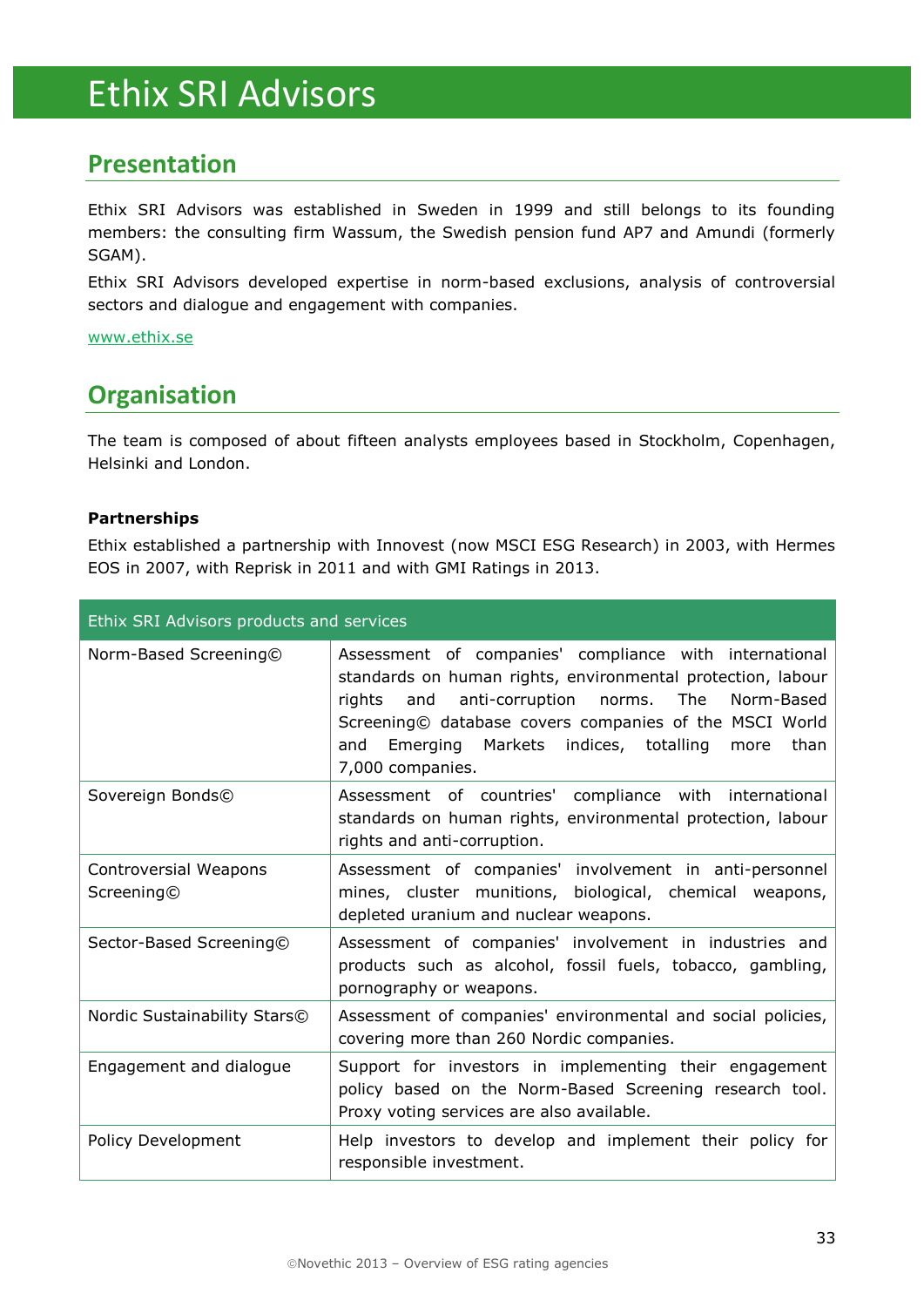# Ethix SRI Advisors

## Presentation

Ethix SRI Advisors was established in Sweden in 1999 and still belongs to its founding members: the consulting firm Wassum, the Swedish pension fund AP7 and Amundi (formerly SGAM).

Ethix SRI Advisors developed expertise in norm-based exclusions, analysis of controversial sectors and dialogue and engagement with companies.

www.ethix.se

## Organisation

The team is composed of about fifteen analysts employees based in Stockholm, Copenhagen, Helsinki and London.

**Partnerships**

Ethix established a partnership with Innovest (now MSCI ESG Research) in 2003, with Hermes EOS in 2007, with Reprisk in 2011 and with GMI Ratings in 2013.

| Ethix SRI Advisors products and services | |
|---|---|
| Norm-Based Screening© | Assessment of companies' compliance with international standards on human rights, environmental protection, labour rights and anti-corruption norms. The Norm-Based Screening© database covers companies of the MSCI World and Emerging Markets indices, totalling more than 7,000 companies. |
| Sovereign Bonds© | Assessment of countries' compliance with international standards on human rights, environmental protection, labour rights and anti-corruption. |
| Controversial Weapons Screening© | Assessment of companies' involvement in anti-personnel mines, cluster munitions, biological, chemical weapons, depleted uranium and nuclear weapons. |
| Sector-Based Screening© | Assessment of companies' involvement in industries and products such as alcohol, fossil fuels, tobacco, gambling, pornography or weapons. |
| Nordic Sustainability Stars© | Assessment of companies' environmental and social policies, covering more than 260 Nordic companies. |
| Engagement and dialogue | Support for investors in implementing their engagement policy based on the Norm-Based Screening research tool. Proxy voting services are also available. |
| Policy Development | Help investors to develop and implement their policy for responsible investment. |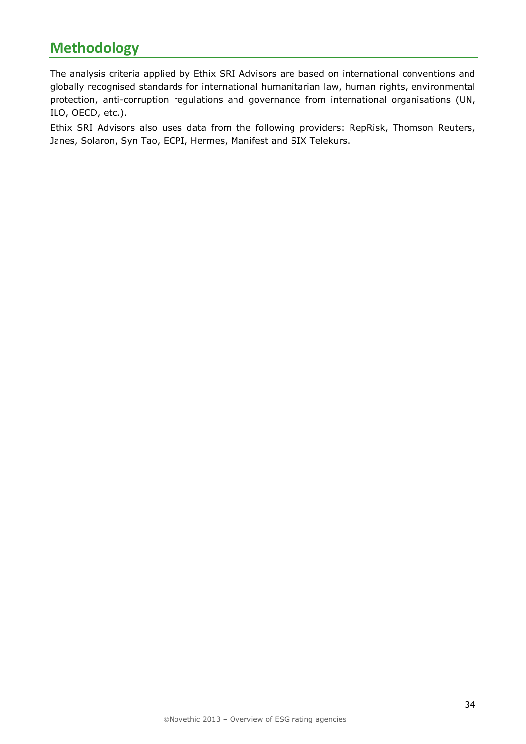## Methodology

The analysis criteria applied by Ethix SRI Advisors are based on international conventions and globally recognised standards for international humanitarian law, human rights, environmental protection, anti-corruption regulations and governance from international organisations (UN, ILO, OECD, etc.).

Ethix SRI Advisors also uses data from the following providers: RepRisk, Thomson Reuters, Janes, Solaron, Syn Tao, ECPI, Hermes, Manifest and SIX Telekurs.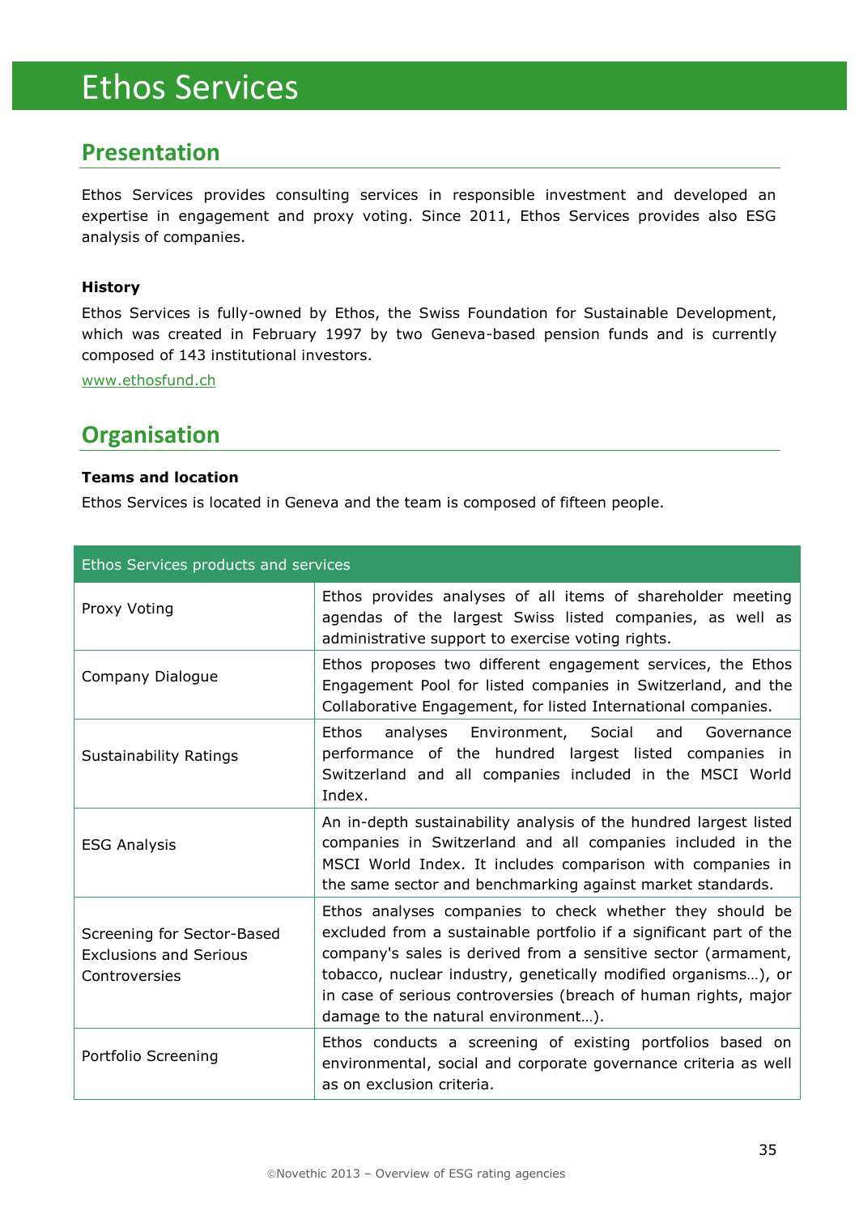# Ethos Services

## Presentation

Ethos Services provides consulting services in responsible investment and developed an expertise in engagement and proxy voting. Since 2011, Ethos Services provides also ESG analysis of companies.

**History**

Ethos Services is fully-owned by Ethos, the Swiss Foundation for Sustainable Development, which was created in February 1997 by two Geneva-based pension funds and is currently composed of 143 institutional investors.

www.ethosfund.ch

## Organisation

**Teams and location**

Ethos Services is located in Geneva and the team is composed of fifteen people.

| Ethos Services products and services | |
|---|---|
| Proxy Voting | Ethos provides analyses of all items of shareholder meeting agendas of the largest Swiss listed companies, as well as administrative support to exercise voting rights. |
| Company Dialogue | Ethos proposes two different engagement services, the Ethos Engagement Pool for listed companies in Switzerland, and the Collaborative Engagement, for listed International companies. |
| Sustainability Ratings | Ethos analyses Environment, Social and Governance performance of the hundred largest listed companies in Switzerland and all companies included in the MSCI World Index. |
| ESG Analysis | An in-depth sustainability analysis of the hundred largest listed companies in Switzerland and all companies included in the MSCI World Index. It includes comparison with companies in the same sector and benchmarking against market standards. |
| Screening for Sector-Based Exclusions and Serious Controversies | Ethos analyses companies to check whether they should be excluded from a sustainable portfolio if a significant part of the company's sales is derived from a sensitive sector (armament, tobacco, nuclear industry, genetically modified organisms…), or in case of serious controversies (breach of human rights, major damage to the natural environment…). |
| Portfolio Screening | Ethos conducts a screening of existing portfolios based on environmental, social and corporate governance criteria as well as on exclusion criteria. |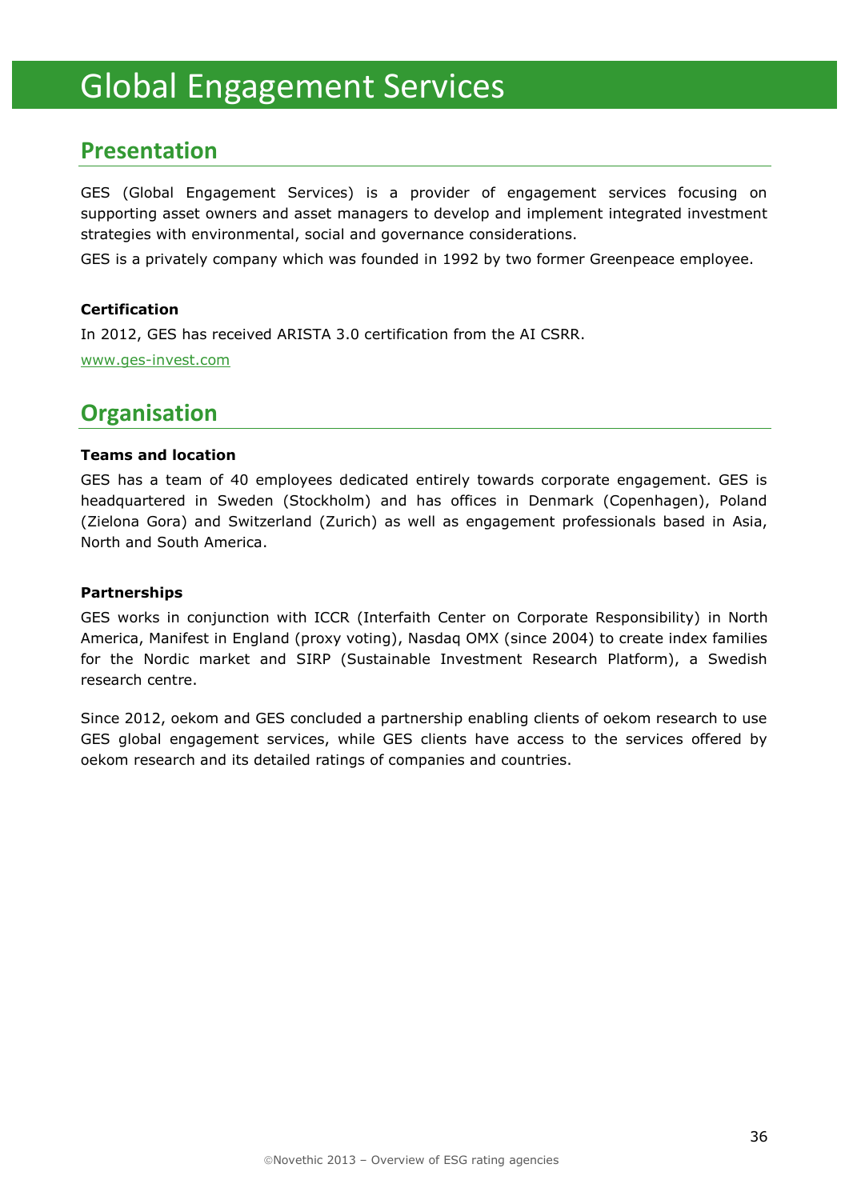# Global Engagement Services

## Presentation

GES (Global Engagement Services) is a provider of engagement services focusing on supporting asset owners and asset managers to develop and implement integrated investment strategies with environmental, social and governance considerations.

GES is a privately company which was founded in 1992 by two former Greenpeace employee.

**Certification**

In 2012, GES has received ARISTA 3.0 certification from the AI CSRR.

www.ges-invest.com

## Organisation

**Teams and location**

GES has a team of 40 employees dedicated entirely towards corporate engagement. GES is headquartered in Sweden (Stockholm) and has offices in Denmark (Copenhagen), Poland (Zielona Gora) and Switzerland (Zurich) as well as engagement professionals based in Asia, North and South America.

**Partnerships**

GES works in conjunction with ICCR (Interfaith Center on Corporate Responsibility) in North America, Manifest in England (proxy voting), Nasdaq OMX (since 2004) to create index families for the Nordic market and SIRP (Sustainable Investment Research Platform), a Swedish research centre.

Since 2012, oekom and GES concluded a partnership enabling clients of oekom research to use GES global engagement services, while GES clients have access to the services offered by oekom research and its detailed ratings of companies and countries.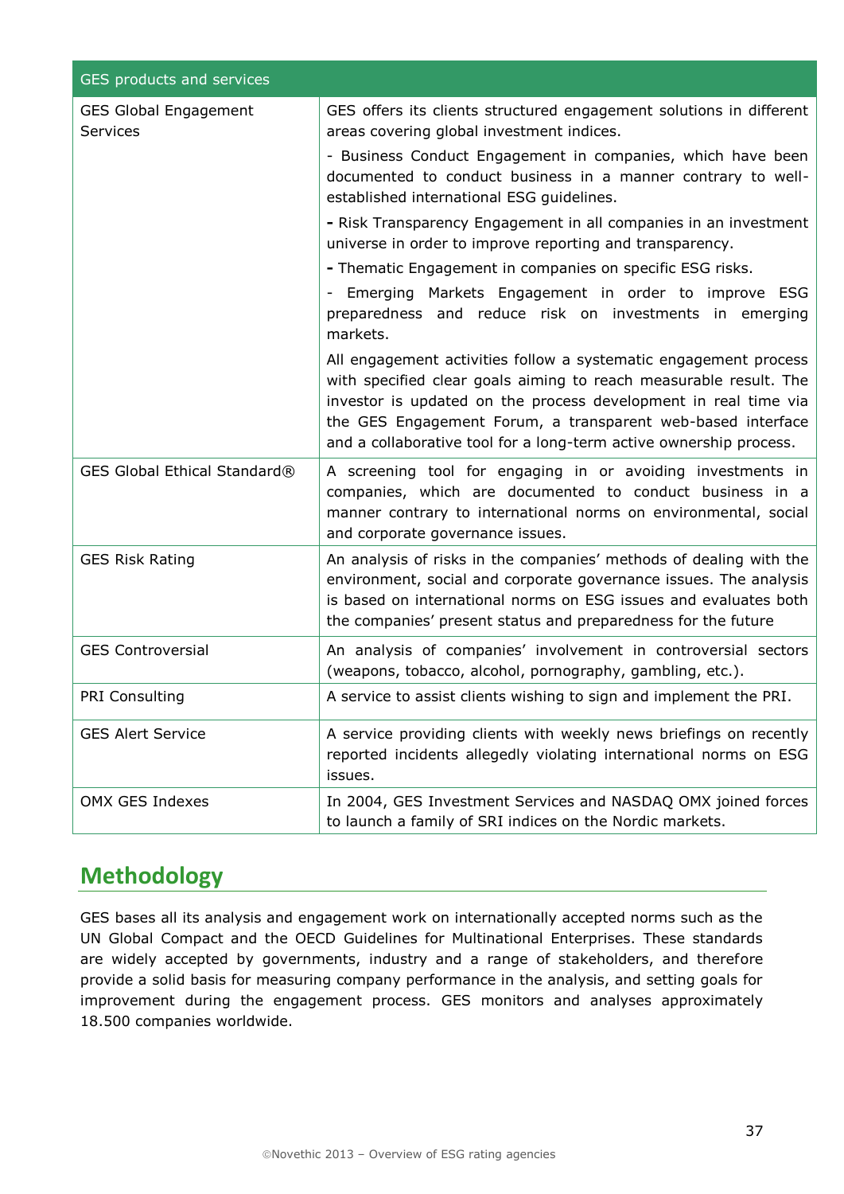| GES products and services | |
|---|---|
| GES Global Engagement Services | GES offers its clients structured engagement solutions in different areas covering global investment indices.<br><br>- Business Conduct Engagement in companies, which have been documented to conduct business in a manner contrary to well-established international ESG guidelines.<br><br>- Risk Transparency Engagement in all companies in an investment universe in order to improve reporting and transparency.<br><br>- Thematic Engagement in companies on specific ESG risks.<br><br>- Emerging Markets Engagement in order to improve ESG preparedness and reduce risk on investments in emerging markets.<br><br>All engagement activities follow a systematic engagement process with specified clear goals aiming to reach measurable result. The investor is updated on the process development in real time via the GES Engagement Forum, a transparent web-based interface and a collaborative tool for a long-term active ownership process. |
| GES Global Ethical Standard® | A screening tool for engaging in or avoiding investments in companies, which are documented to conduct business in a manner contrary to international norms on environmental, social and corporate governance issues. |
| GES Risk Rating | An analysis of risks in the companies' methods of dealing with the environment, social and corporate governance issues. The analysis is based on international norms on ESG issues and evaluates both the companies' present status and preparedness for the future |
| GES Controversial | An analysis of companies' involvement in controversial sectors (weapons, tobacco, alcohol, pornography, gambling, etc.). |
| PRI Consulting | A service to assist clients wishing to sign and implement the PRI. |
| GES Alert Service | A service providing clients with weekly news briefings on recently reported incidents allegedly violating international norms on ESG issues. |
| OMX GES Indexes | In 2004, GES Investment Services and NASDAQ OMX joined forces to launch a family of SRI indices on the Nordic markets. |

## Methodology

GES bases all its analysis and engagement work on internationally accepted norms such as the UN Global Compact and the OECD Guidelines for Multinational Enterprises. These standards are widely accepted by governments, industry and a range of stakeholders, and therefore provide a solid basis for measuring company performance in the analysis, and setting goals for improvement during the engagement process. GES monitors and analyses approximately 18.500 companies worldwide.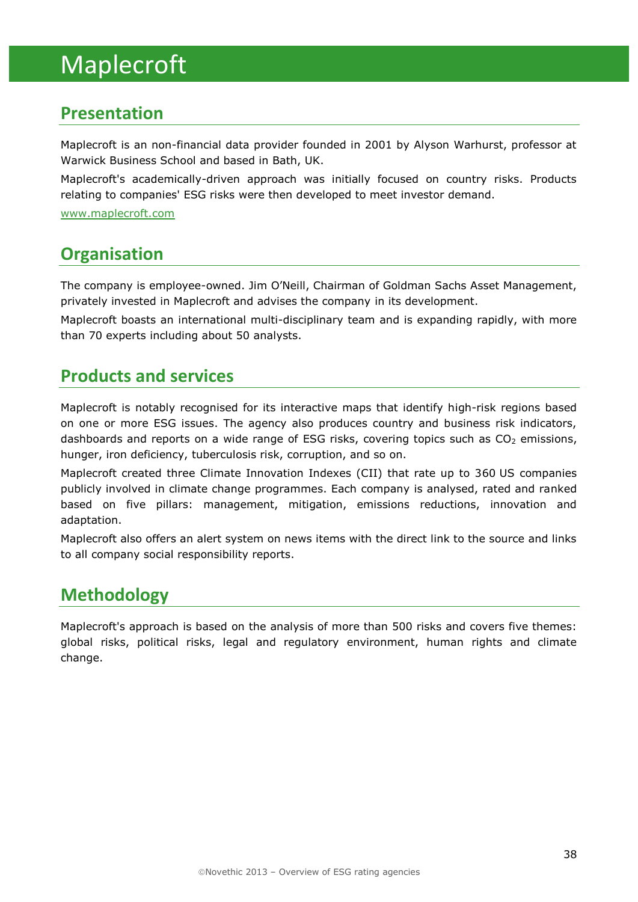# Maplecroft

## Presentation

Maplecroft is an non-financial data provider founded in 2001 by Alyson Warhurst, professor at Warwick Business School and based in Bath, UK.

Maplecroft's academically-driven approach was initially focused on country risks. Products relating to companies' ESG risks were then developed to meet investor demand.

www.maplecroft.com

## Organisation

The company is employee-owned. Jim O'Neill, Chairman of Goldman Sachs Asset Management, privately invested in Maplecroft and advises the company in its development.

Maplecroft boasts an international multi-disciplinary team and is expanding rapidly, with more than 70 experts including about 50 analysts.

## Products and services

Maplecroft is notably recognised for its interactive maps that identify high-risk regions based on one or more ESG issues. The agency also produces country and business risk indicators, dashboards and reports on a wide range of ESG risks, covering topics such as $CO_2$ emissions, hunger, iron deficiency, tuberculosis risk, corruption, and so on.

Maplecroft created three Climate Innovation Indexes (CII) that rate up to 360 US companies publicly involved in climate change programmes. Each company is analysed, rated and ranked based on five pillars: management, mitigation, emissions reductions, innovation and adaptation.

Maplecroft also offers an alert system on news items with the direct link to the source and links to all company social responsibility reports.

## Methodology

Maplecroft's approach is based on the analysis of more than 500 risks and covers five themes: global risks, political risks, legal and regulatory environment, human rights and climate change.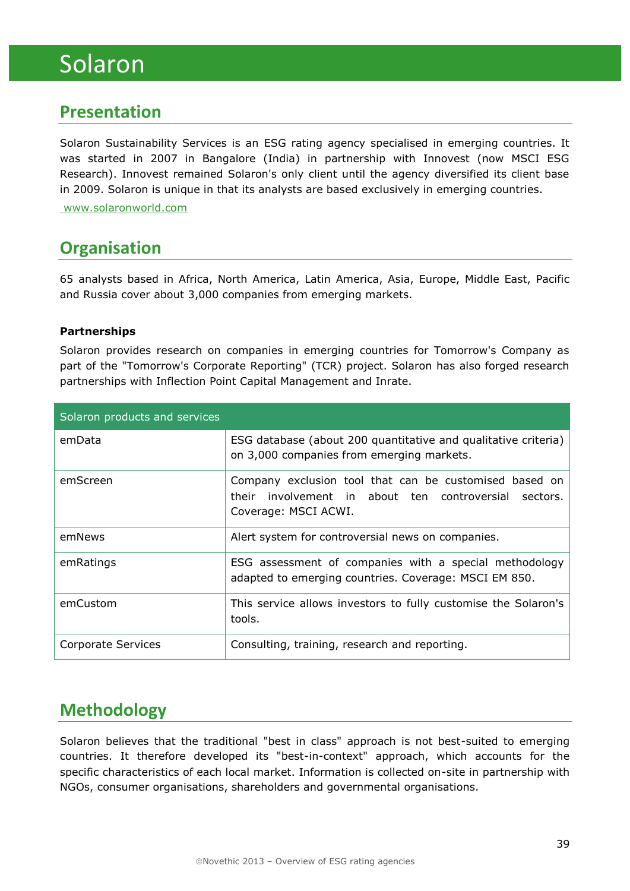# Solaron

## Presentation

Solaron Sustainability Services is an ESG rating agency specialised in emerging countries. It was started in 2007 in Bangalore (India) in partnership with Innovest (now MSCI ESG Research). Innovest remained Solaron's only client until the agency diversified its client base in 2009. Solaron is unique in that its analysts are based exclusively in emerging countries.

www.solaronworld.com

## Organisation

65 analysts based in Africa, North America, Latin America, Asia, Europe, Middle East, Pacific and Russia cover about 3,000 companies from emerging markets.

**Partnerships**

Solaron provides research on companies in emerging countries for Tomorrow's Company as part of the "Tomorrow's Corporate Reporting" (TCR) project. Solaron has also forged research partnerships with Inflection Point Capital Management and Inrate.

| Solaron products and services | |
|---|---|
| emData | ESG database (about 200 quantitative and qualitative criteria) on 3,000 companies from emerging markets. |
| emScreen | Company exclusion tool that can be customised based on their involvement in about ten controversial sectors. Coverage: MSCI ACWI. |
| emNews | Alert system for controversial news on companies. |
| emRatings | ESG assessment of companies with a special methodology adapted to emerging countries. Coverage: MSCI EM 850. |
| emCustom | This service allows investors to fully customise the Solaron's tools. |
| Corporate Services | Consulting, training, research and reporting. |

## Methodology

Solaron believes that the traditional "best in class" approach is not best-suited to emerging countries. It therefore developed its "best-in-context" approach, which accounts for the specific characteristics of each local market. Information is collected on-site in partnership with NGOs, consumer organisations, shareholders and governmental organisations.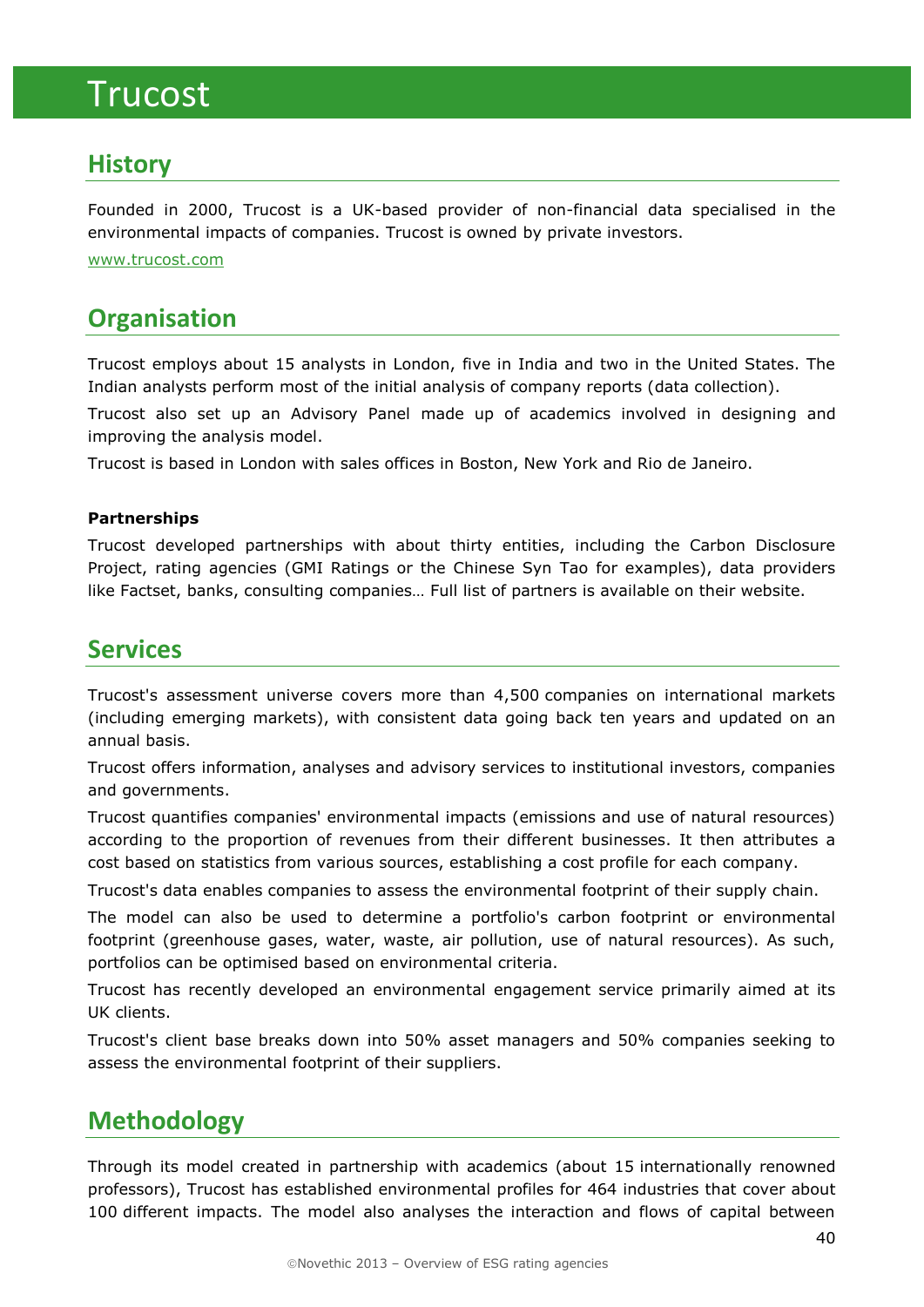# Trucost

## History

Founded in 2000, Trucost is a UK-based provider of non-financial data specialised in the environmental impacts of companies. Trucost is owned by private investors.

www.trucost.com

## Organisation

Trucost employs about 15 analysts in London, five in India and two in the United States. The Indian analysts perform most of the initial analysis of company reports (data collection).

Trucost also set up an Advisory Panel made up of academics involved in designing and improving the analysis model.

Trucost is based in London with sales offices in Boston, New York and Rio de Janeiro.

**Partnerships**

Trucost developed partnerships with about thirty entities, including the Carbon Disclosure Project, rating agencies (GMI Ratings or the Chinese Syn Tao for examples), data providers like Factset, banks, consulting companies… Full list of partners is available on their website.

## Services

Trucost's assessment universe covers more than 4,500 companies on international markets (including emerging markets), with consistent data going back ten years and updated on an annual basis.

Trucost offers information, analyses and advisory services to institutional investors, companies and governments.

Trucost quantifies companies' environmental impacts (emissions and use of natural resources) according to the proportion of revenues from their different businesses. It then attributes a cost based on statistics from various sources, establishing a cost profile for each company.

Trucost's data enables companies to assess the environmental footprint of their supply chain.

The model can also be used to determine a portfolio's carbon footprint or environmental footprint (greenhouse gases, water, waste, air pollution, use of natural resources). As such, portfolios can be optimised based on environmental criteria.

Trucost has recently developed an environmental engagement service primarily aimed at its UK clients.

Trucost's client base breaks down into 50% asset managers and 50% companies seeking to assess the environmental footprint of their suppliers.

## Methodology

Through its model created in partnership with academics (about 15 internationally renowned professors), Trucost has established environmental profiles for 464 industries that cover about 100 different impacts. The model also analyses the interaction and flows of capital between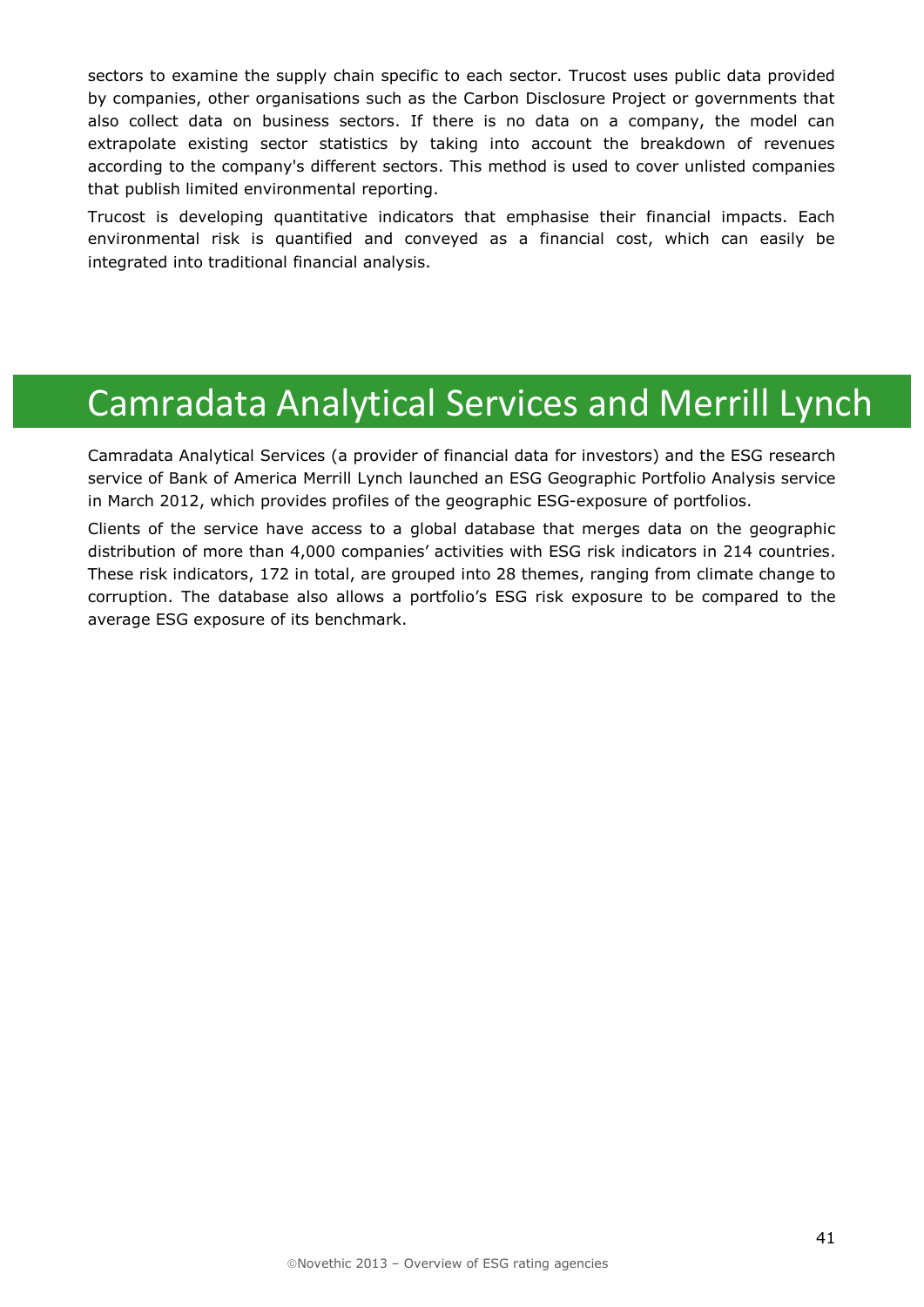sectors to examine the supply chain specific to each sector. Trucost uses public data provided by companies, other organisations such as the Carbon Disclosure Project or governments that also collect data on business sectors. If there is no data on a company, the model can extrapolate existing sector statistics by taking into account the breakdown of revenues according to the company's different sectors. This method is used to cover unlisted companies that publish limited environmental reporting.

Trucost is developing quantitative indicators that emphasise their financial impacts. Each environmental risk is quantified and conveyed as a financial cost, which can easily be integrated into traditional financial analysis.

# Camradata Analytical Services and Merrill Lynch

Camradata Analytical Services (a provider of financial data for investors) and the ESG research service of Bank of America Merrill Lynch launched an ESG Geographic Portfolio Analysis service in March 2012, which provides profiles of the geographic ESG-exposure of portfolios.

Clients of the service have access to a global database that merges data on the geographic distribution of more than 4,000 companies' activities with ESG risk indicators in 214 countries. These risk indicators, 172 in total, are grouped into 28 themes, ranging from climate change to corruption. The database also allows a portfolio's ESG risk exposure to be compared to the average ESG exposure of its benchmark.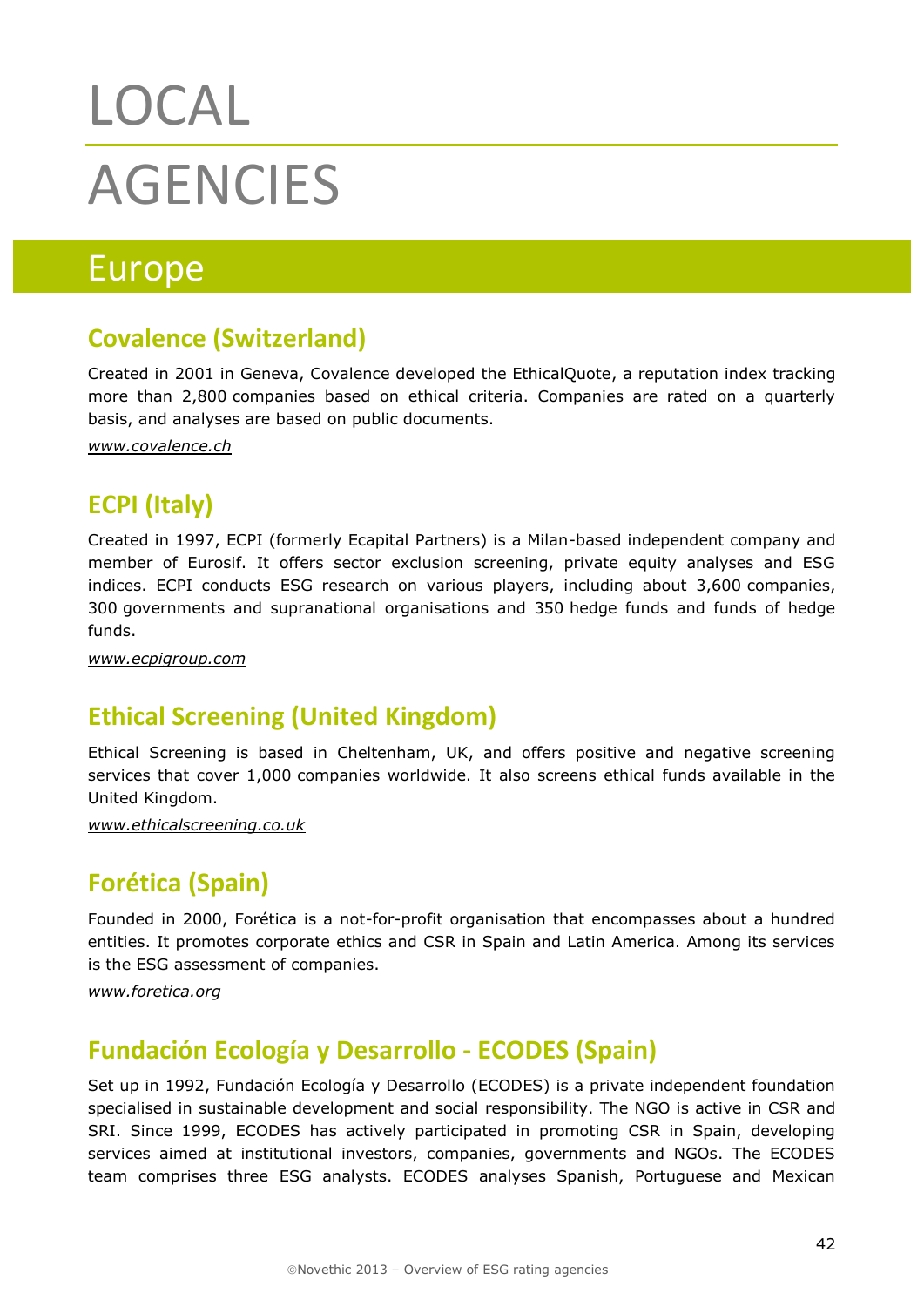# LOCAL

# AGENCIES

## Europe

### Covalence (Switzerland)

Created in 2001 in Geneva, Covalence developed the EthicalQuote, a reputation index tracking more than 2,800 companies based on ethical criteria. Companies are rated on a quarterly basis, and analyses are based on public documents.

*www.covalence.ch*

### ECPI (Italy)

Created in 1997, ECPI (formerly Ecapital Partners) is a Milan-based independent company and member of Eurosif. It offers sector exclusion screening, private equity analyses and ESG indices. ECPI conducts ESG research on various players, including about 3,600 companies, 300 governments and supranational organisations and 350 hedge funds and funds of hedge funds.

*www.ecpigroup.com*

### Ethical Screening (United Kingdom)

Ethical Screening is based in Cheltenham, UK, and offers positive and negative screening services that cover 1,000 companies worldwide. It also screens ethical funds available in the United Kingdom.

*www.ethicalscreening.co.uk*

### Forética (Spain)

Founded in 2000, Forética is a not-for-profit organisation that encompasses about a hundred entities. It promotes corporate ethics and CSR in Spain and Latin America. Among its services is the ESG assessment of companies.

*www.foretica.org*

### Fundación Ecología y Desarrollo - ECODES (Spain)

Set up in 1992, Fundación Ecología y Desarrollo (ECODES) is a private independent foundation specialised in sustainable development and social responsibility. The NGO is active in CSR and SRI. Since 1999, ECODES has actively participated in promoting CSR in Spain, developing services aimed at institutional investors, companies, governments and NGOs. The ECODES team comprises three ESG analysts. ECODES analyses Spanish, Portuguese and Mexican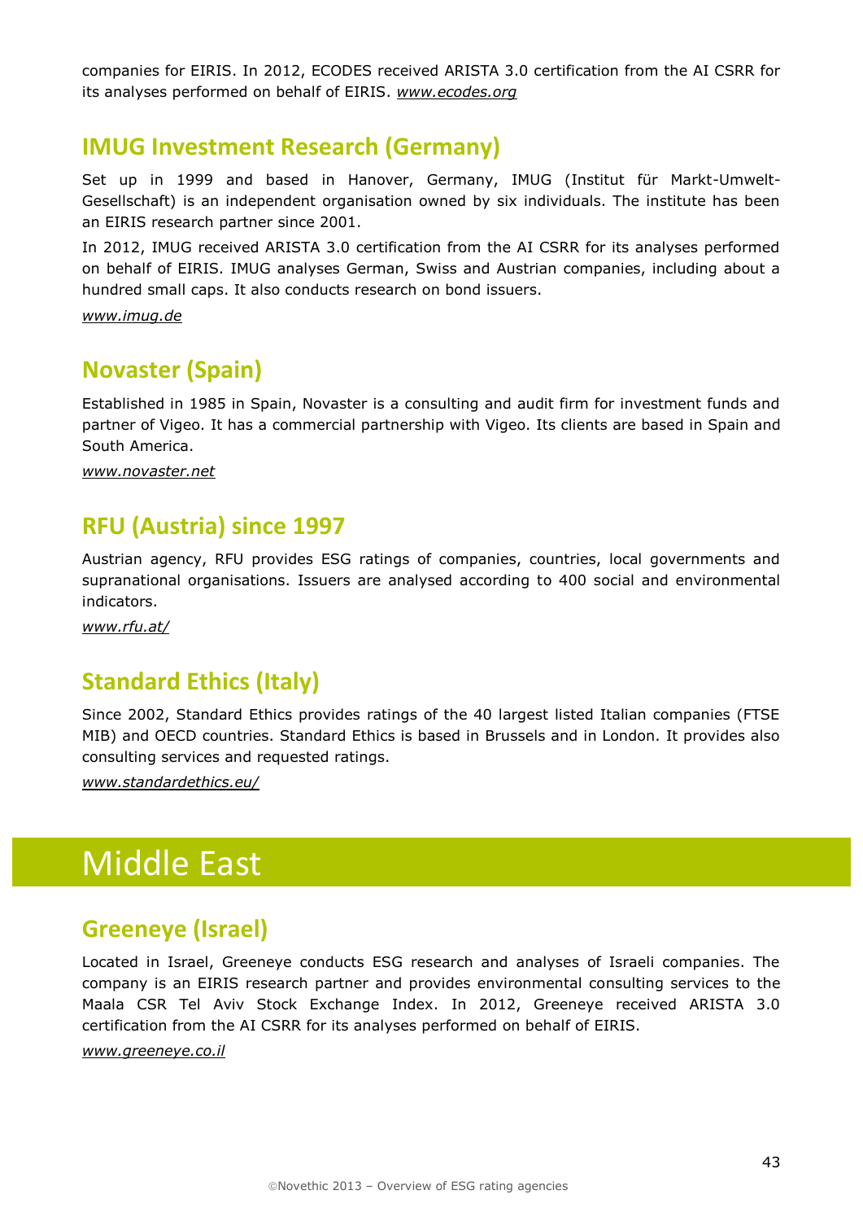companies for EIRIS. In 2012, ECODES received ARISTA 3.0 certification from the AI CSRR for its analyses performed on behalf of EIRIS. *www.ecodes.org*

## IMUG Investment Research (Germany)

Set up in 1999 and based in Hanover, Germany, IMUG (Institut für Markt-Umwelt-Gesellschaft) is an independent organisation owned by six individuals. The institute has been an EIRIS research partner since 2001.

In 2012, IMUG received ARISTA 3.0 certification from the AI CSRR for its analyses performed on behalf of EIRIS. IMUG analyses German, Swiss and Austrian companies, including about a hundred small caps. It also conducts research on bond issuers.

*www.imug.de*

## Novaster (Spain)

Established in 1985 in Spain, Novaster is a consulting and audit firm for investment funds and partner of Vigeo. It has a commercial partnership with Vigeo. Its clients are based in Spain and South America.

*www.novaster.net*

## RFU (Austria) since 1997

Austrian agency, RFU provides ESG ratings of companies, countries, local governments and supranational organisations. Issuers are analysed according to 400 social and environmental indicators.

*www.rfu.at/*

## Standard Ethics (Italy)

Since 2002, Standard Ethics provides ratings of the 40 largest listed Italian companies (FTSE MIB) and OECD countries. Standard Ethics is based in Brussels and in London. It provides also consulting services and requested ratings.

*www.standardethics.eu/*

# Middle East

## Greeneye (Israel)

Located in Israel, Greeneye conducts ESG research and analyses of Israeli companies. The company is an EIRIS research partner and provides environmental consulting services to the Maala CSR Tel Aviv Stock Exchange Index. In 2012, Greeneye received ARISTA 3.0 certification from the AI CSRR for its analyses performed on behalf of EIRIS.

*www.greeneye.co.il*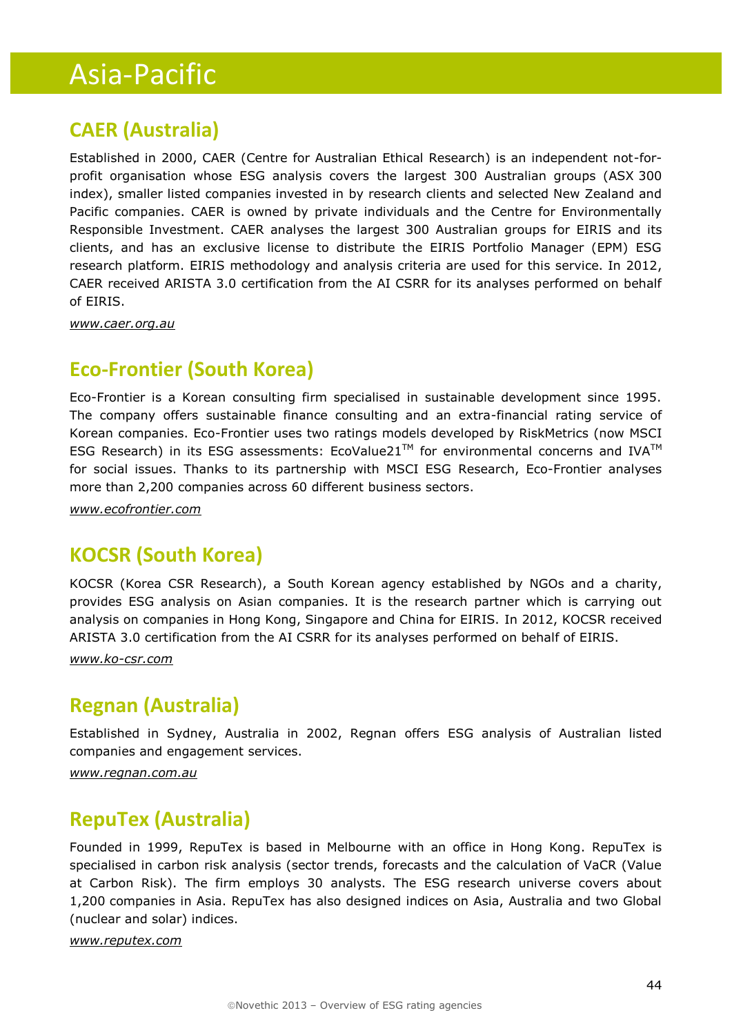# Asia-Pacific

## CAER (Australia)

Established in 2000, CAER (Centre for Australian Ethical Research) is an independent not-for-profit organisation whose ESG analysis covers the largest 300 Australian groups (ASX 300 index), smaller listed companies invested in by research clients and selected New Zealand and Pacific companies. CAER is owned by private individuals and the Centre for Environmentally Responsible Investment. CAER analyses the largest 300 Australian groups for EIRIS and its clients, and has an exclusive license to distribute the EIRIS Portfolio Manager (EPM) ESG research platform. EIRIS methodology and analysis criteria are used for this service. In 2012, CAER received ARISTA 3.0 certification from the AI CSRR for its analyses performed on behalf of EIRIS.

*www.caer.org.au*

## Eco-Frontier (South Korea)

Eco-Frontier is a Korean consulting firm specialised in sustainable development since 1995. The company offers sustainable finance consulting and an extra-financial rating service of Korean companies. Eco-Frontier uses two ratings models developed by RiskMetrics (now MSCI ESG Research) in its ESG assessments: EcoValue21™ for environmental concerns and IVA™ for social issues. Thanks to its partnership with MSCI ESG Research, Eco-Frontier analyses more than 2,200 companies across 60 different business sectors.

*www.ecofrontier.com*

## KOCSR (South Korea)

KOCSR (Korea CSR Research), a South Korean agency established by NGOs and a charity, provides ESG analysis on Asian companies. It is the research partner which is carrying out analysis on companies in Hong Kong, Singapore and China for EIRIS. In 2012, KOCSR received ARISTA 3.0 certification from the AI CSRR for its analyses performed on behalf of EIRIS.

*www.ko-csr.com*

## Regnan (Australia)

Established in Sydney, Australia in 2002, Regnan offers ESG analysis of Australian listed companies and engagement services.

*www.regnan.com.au*

## RepuTex (Australia)

Founded in 1999, RepuTex is based in Melbourne with an office in Hong Kong. RepuTex is specialised in carbon risk analysis (sector trends, forecasts and the calculation of VaCR (Value at Carbon Risk). The firm employs 30 analysts. The ESG research universe covers about 1,200 companies in Asia. RepuTex has also designed indices on Asia, Australia and two Global (nuclear and solar) indices.

*www.reputex.com*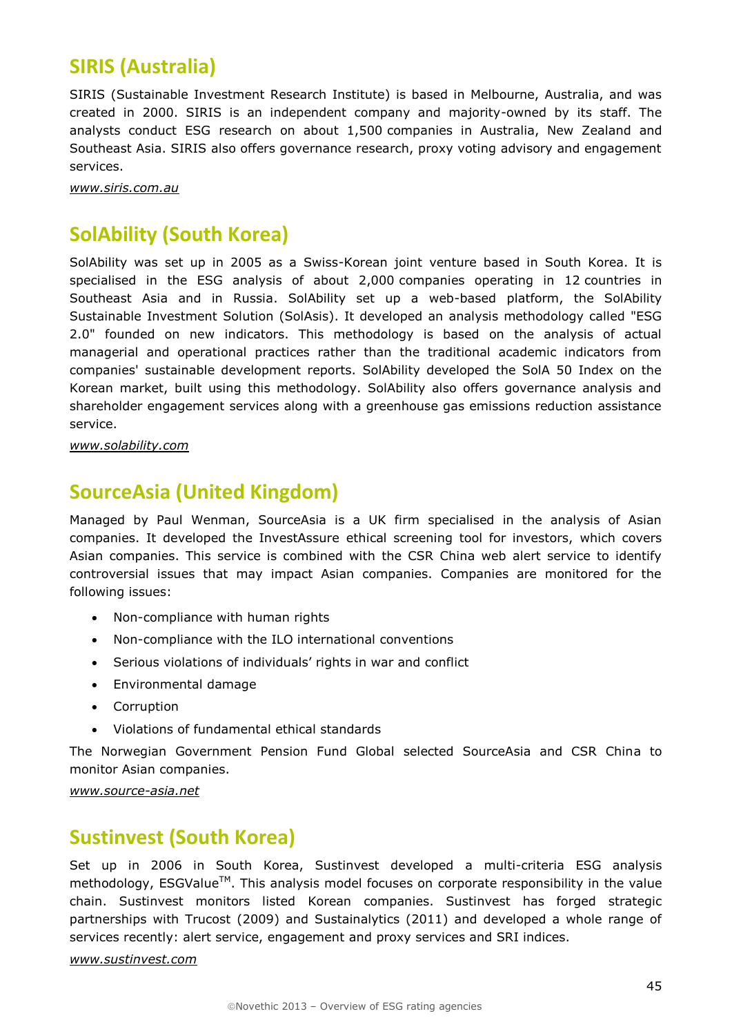## SIRIS (Australia)

SIRIS (Sustainable Investment Research Institute) is based in Melbourne, Australia, and was created in 2000. SIRIS is an independent company and majority-owned by its staff. The analysts conduct ESG research on about 1,500 companies in Australia, New Zealand and Southeast Asia. SIRIS also offers governance research, proxy voting advisory and engagement services.

*www.siris.com.au*

## SolAbility (South Korea)

SolAbility was set up in 2005 as a Swiss-Korean joint venture based in South Korea. It is specialised in the ESG analysis of about 2,000 companies operating in 12 countries in Southeast Asia and in Russia. SolAbility set up a web-based platform, the SolAbility Sustainable Investment Solution (SolAsis). It developed an analysis methodology called "ESG 2.0" founded on new indicators. This methodology is based on the analysis of actual managerial and operational practices rather than the traditional academic indicators from companies' sustainable development reports. SolAbility developed the SolA 50 Index on the Korean market, built using this methodology. SolAbility also offers governance analysis and shareholder engagement services along with a greenhouse gas emissions reduction assistance service.

*www.solability.com*

## SourceAsia (United Kingdom)

Managed by Paul Wenman, SourceAsia is a UK firm specialised in the analysis of Asian companies. It developed the InvestAssure ethical screening tool for investors, which covers Asian companies. This service is combined with the CSR China web alert service to identify controversial issues that may impact Asian companies. Companies are monitored for the following issues:

- Non-compliance with human rights
- Non-compliance with the ILO international conventions
- Serious violations of individuals' rights in war and conflict
- Environmental damage
- Corruption
- Violations of fundamental ethical standards

The Norwegian Government Pension Fund Global selected SourceAsia and CSR China to monitor Asian companies.

*www.source-asia.net*

## Sustinvest (South Korea)

Set up in 2006 in South Korea, Sustinvest developed a multi-criteria ESG analysis methodology, ESGValue™. This analysis model focuses on corporate responsibility in the value chain. Sustinvest monitors listed Korean companies. Sustinvest has forged strategic partnerships with Trucost (2009) and Sustainalytics (2011) and developed a whole range of services recently: alert service, engagement and proxy services and SRI indices.

*www.sustinvest.com*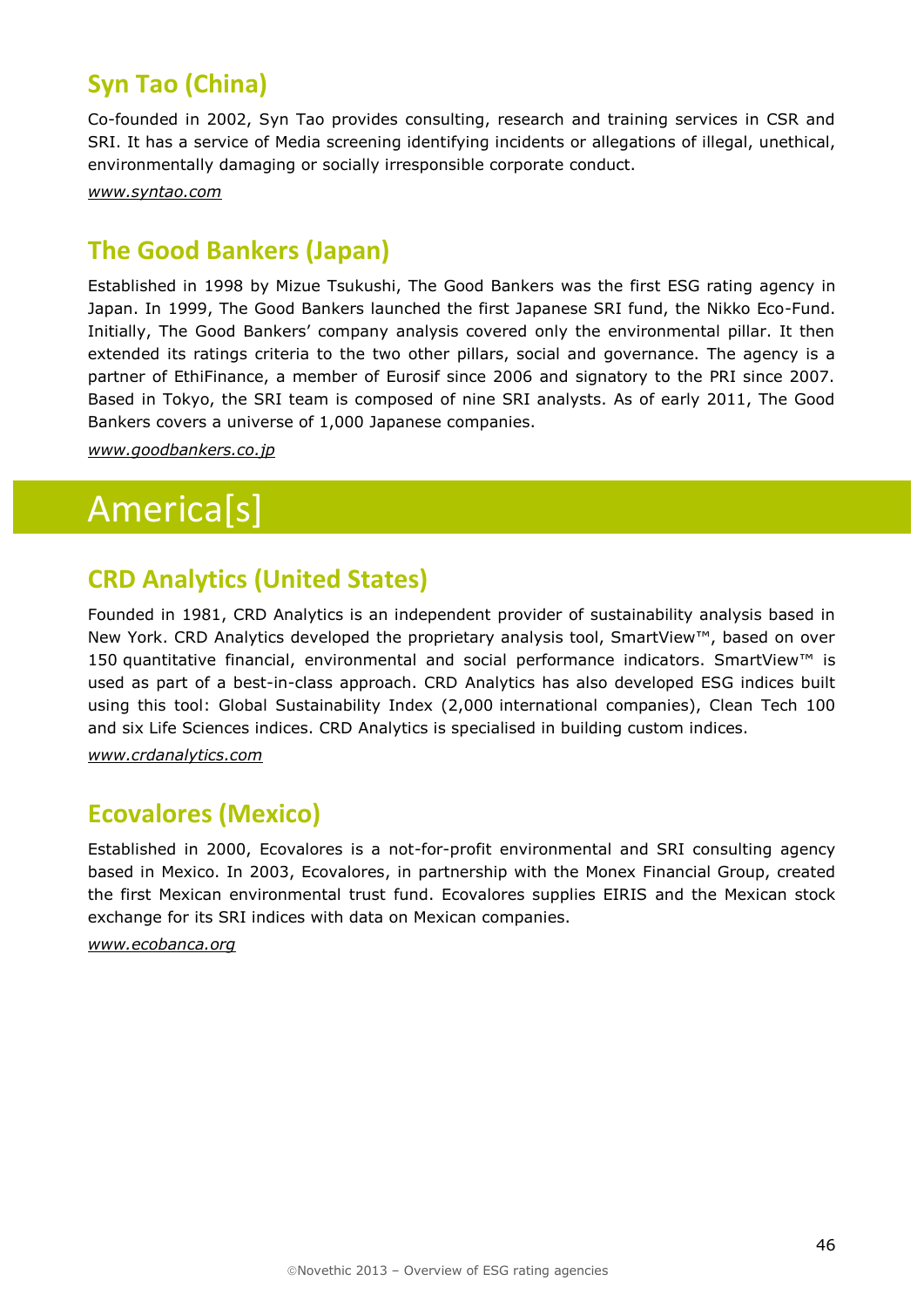## Syn Tao (China)

Co-founded in 2002, Syn Tao provides consulting, research and training services in CSR and SRI. It has a service of Media screening identifying incidents or allegations of illegal, unethical, environmentally damaging or socially irresponsible corporate conduct.

*www.syntao.com*

## The Good Bankers (Japan)

Established in 1998 by Mizue Tsukushi, The Good Bankers was the first ESG rating agency in Japan. In 1999, The Good Bankers launched the first Japanese SRI fund, the Nikko Eco-Fund. Initially, The Good Bankers' company analysis covered only the environmental pillar. It then extended its ratings criteria to the two other pillars, social and governance. The agency is a partner of EthiFinance, a member of Eurosif since 2006 and signatory to the PRI since 2007. Based in Tokyo, the SRI team is composed of nine SRI analysts. As of early 2011, The Good Bankers covers a universe of 1,000 Japanese companies.

*www.goodbankers.co.jp*

# America[s]

## CRD Analytics (United States)

Founded in 1981, CRD Analytics is an independent provider of sustainability analysis based in New York. CRD Analytics developed the proprietary analysis tool, SmartView™, based on over 150 quantitative financial, environmental and social performance indicators. SmartView™ is used as part of a best-in-class approach. CRD Analytics has also developed ESG indices built using this tool: Global Sustainability Index (2,000 international companies), Clean Tech 100 and six Life Sciences indices. CRD Analytics is specialised in building custom indices.

*www.crdanalytics.com*

## Ecovalores (Mexico)

Established in 2000, Ecovalores is a not-for-profit environmental and SRI consulting agency based in Mexico. In 2003, Ecovalores, in partnership with the Monex Financial Group, created the first Mexican environmental trust fund. Ecovalores supplies EIRIS and the Mexican stock exchange for its SRI indices with data on Mexican companies.

*www.ecobanca.org*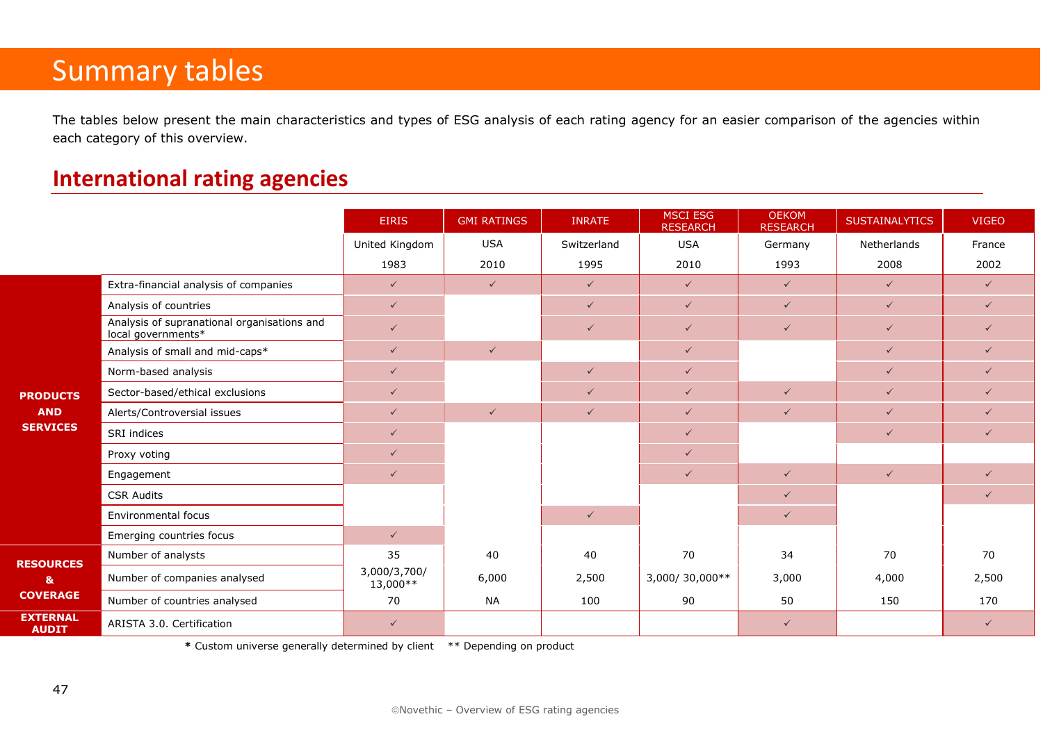# Summary tables

The tables below present the main characteristics and types of ESG analysis of each rating agency for an easier comparison of the agencies within each category of this overview.

## International rating agencies

| | | EIRIS | GMI RATINGS | INRATE | MSCI ESG RESEARCH | OEKOM RESEARCH | SUSTAINALYTICS | VIGEO |
|---|---|---|---|---|---|---|---|---|
| | | United Kingdom | USA | Switzerland | USA | Germany | Netherlands | France |
| | | 1983 | 2010 | 1995 | 2010 | 1993 | 2008 | 2002 |
| PRODUCTS AND SERVICES | Extra-financial analysis of companies | ✓ | ✓ | ✓ | ✓ | ✓ | ✓ | ✓ |
| | Analysis of countries | ✓ | | ✓ | ✓ | ✓ | ✓ | ✓ |
| | Analysis of supranational organisations and local governments* | ✓ | | ✓ | ✓ | ✓ | ✓ | ✓ |
| | Analysis of small and mid-caps* | ✓ | ✓ | | ✓ | | ✓ | ✓ |
| | Norm-based analysis | ✓ | | ✓ | ✓ | | ✓ | ✓ |
| | Sector-based/ethical exclusions | ✓ | | ✓ | ✓ | ✓ | ✓ | ✓ |
| | Alerts/Controversial issues | ✓ | ✓ | ✓ | ✓ | ✓ | ✓ | ✓ |
| | SRI indices | ✓ | | | ✓ | | ✓ | ✓ |
| | Proxy voting | ✓ | | | ✓ | | | |
| | Engagement | ✓ | | | ✓ | ✓ | ✓ | ✓ |
| | CSR Audits | | | | | ✓ | | ✓ |
| | Environmental focus | | | ✓ | | ✓ | | |
| | Emerging countries focus | ✓ | | | | | | |
| RESOURCES & COVERAGE | Number of analysts | 35 | 40 | 40 | 70 | 34 | 70 | 70 |
| | Number of companies analysed | 3,000/3,700/ 13,000** | 6,000 | 2,500 | 3,000/ 30,000** | 3,000 | 4,000 | 2,500 |
| | Number of countries analysed | 70 | NA | 100 | 90 | 50 | 150 | 170 |
| EXTERNAL AUDIT | ARISTA 3.0. Certification | ✓ | | | | ✓ | | ✓ |

**\*** Custom universe generally determined by client  ** Depending on product

©Novethic – Overview of ESG rating agencies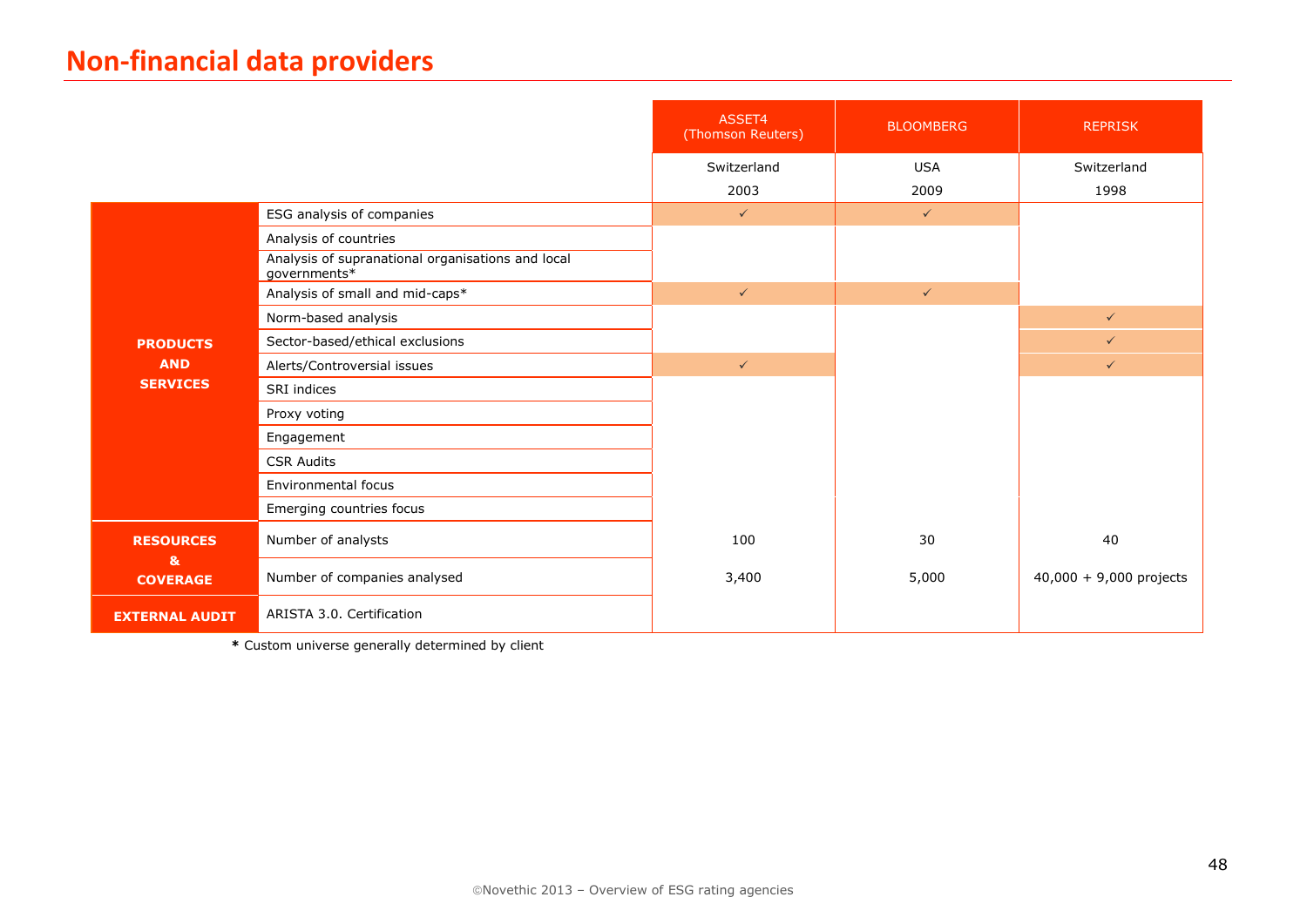# Non-financial data providers

| | | ASSET4 (Thomson Reuters) | BLOOMBERG | REPRISK |
|---|---|---|---|---|
| | | Switzerland | USA | Switzerland |
| | | 2003 | 2009 | 1998 |
| **PRODUCTS AND SERVICES** | ESG analysis of companies | ✓ | ✓ | |
| | Analysis of countries | | | |
| | Analysis of supranational organisations and local governments* | | | |
| | Analysis of small and mid-caps* | ✓ | ✓ | |
| | Norm-based analysis | | | ✓ |
| | Sector-based/ethical exclusions | | | ✓ |
| | Alerts/Controversial issues | ✓ | | ✓ |
| | SRI indices | | | |
| | Proxy voting | | | |
| | Engagement | | | |
| | CSR Audits | | | |
| | Environmental focus | | | |
| | Emerging countries focus | | | |
| **RESOURCES & COVERAGE** | Number of analysts | 100 | 30 | 40 |
| | Number of companies analysed | 3,400 | 5,000 | 40,000 + 9,000 projects |
| **EXTERNAL AUDIT** | ARISTA 3.0. Certification | | | |

**\*** Custom universe generally determined by client

©Novethic 2013 – Overview of ESG rating agencies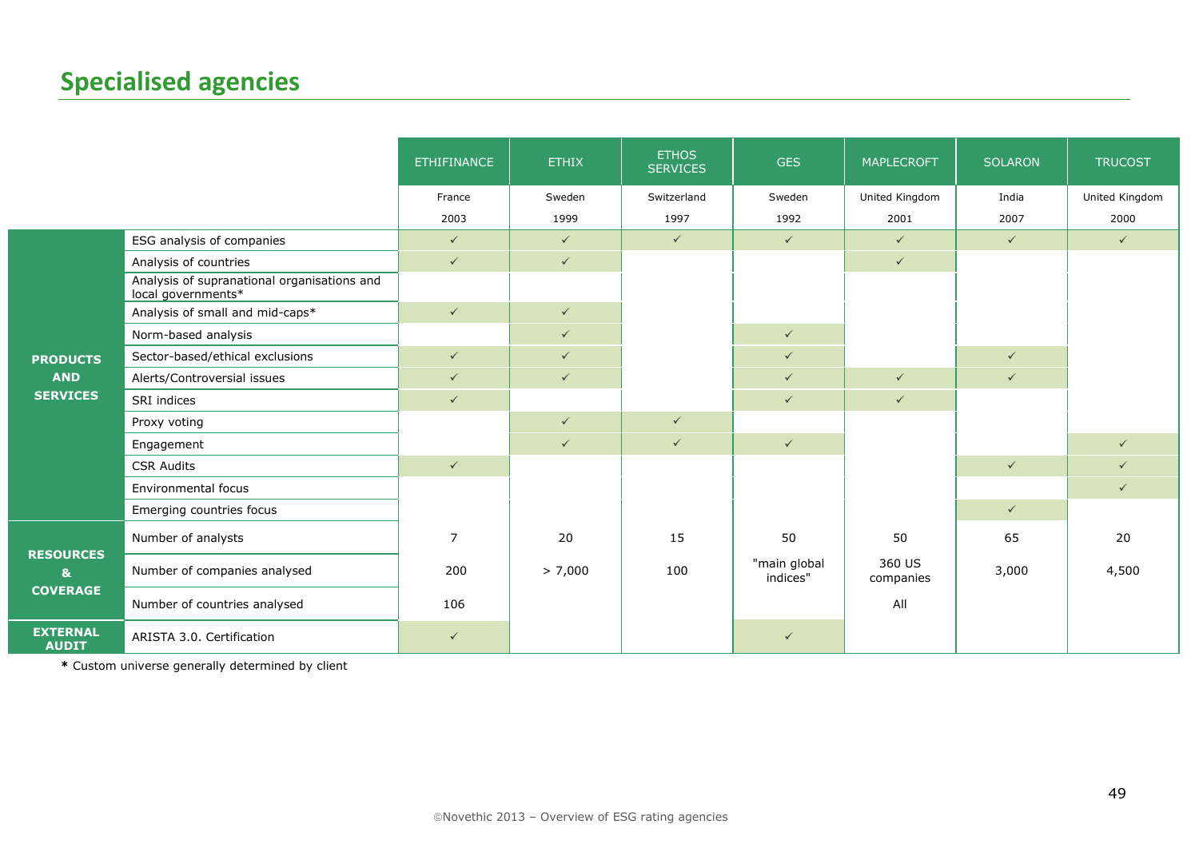# Specialised agencies

| | | ETHIFINANCE | ETHIX | ETHOS SERVICES | GES | MAPLECROFT | SOLARON | TRUCOST |
|---|---|---|---|---|---|---|---|---|
| | | France | Sweden | Switzerland | Sweden | United Kingdom | India | United Kingdom |
| | | 2003 | 1999 | 1997 | 1992 | 2001 | 2007 | 2000 |
| **PRODUCTS AND SERVICES** | ESG analysis of companies | ✓ | ✓ | ✓ | ✓ | ✓ | ✓ | ✓ |
| | Analysis of countries | ✓ | ✓ | | | ✓ | | |
| | Analysis of supranational organisations and local governments* | | | | | | | |
| | Analysis of small and mid-caps* | ✓ | ✓ | | | | | |
| | Norm-based analysis | | ✓ | | ✓ | | | |
| | Sector-based/ethical exclusions | ✓ | ✓ | | ✓ | | ✓ | |
| | Alerts/Controversial issues | ✓ | ✓ | | ✓ | ✓ | ✓ | |
| | SRI indices | ✓ | | | ✓ | ✓ | | |
| | Proxy voting | | ✓ | ✓ | | | | |
| | Engagement | | ✓ | ✓ | ✓ | | | ✓ |
| | CSR Audits | ✓ | | | | | ✓ | ✓ |
| | Environmental focus | | | | | | | ✓ |
| | Emerging countries focus | | | | | | ✓ | |
| **RESOURCES & COVERAGE** | Number of analysts | 7 | 20 | 15 | 50 | 50 | 65 | 20 |
| | Number of companies analysed | 200 | > 7,000 | 100 | "main global indices" | 360 US companies | 3,000 | 4,500 |
| | Number of countries analysed | 106 | | | | All | | |
| **EXTERNAL AUDIT** | ARISTA 3.0. Certification | ✓ | | | ✓ | | | |

**\*** Custom universe generally determined by client

©Novethic 2013 – Overview of ESG rating agencies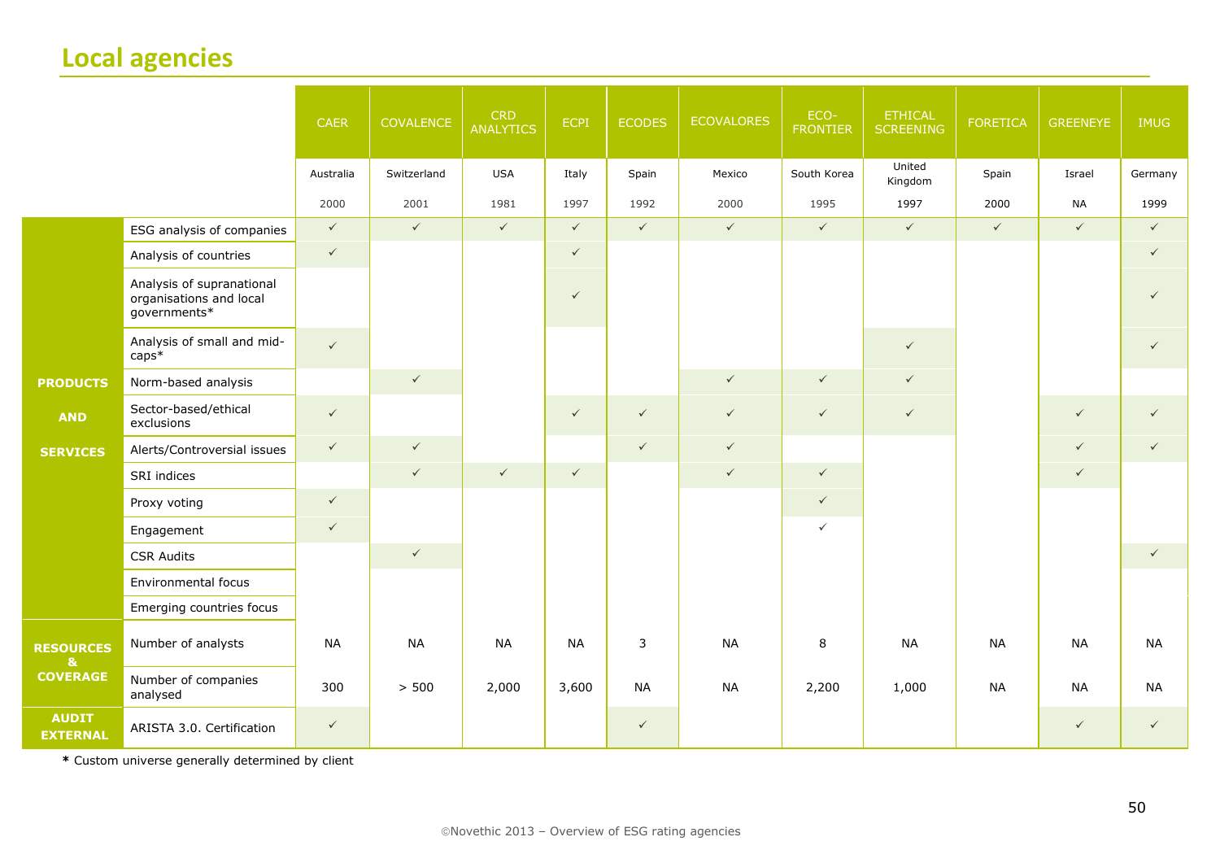# Local agencies

| | | CAER | COVALENCE | CRD ANALYTICS | ECPI | ECODES | ECOVALORES | ECO-FRONTIER | ETHICAL SCREENING | FORETICA | GREENEYE | IMUG |
|---|---|---|---|---|---|---|---|---|---|---|---|---|
| | | Australia | Switzerland | USA | Italy | Spain | Mexico | South Korea | United Kingdom | Spain | Israel | Germany |
| | | 2000 | 2001 | 1981 | 1997 | 1992 | 2000 | 1995 | 1997 | 2000 | NA | 1999 |
| PRODUCTS AND SERVICES | ESG analysis of companies | ✓ | ✓ | ✓ | ✓ | ✓ | ✓ | ✓ | ✓ | ✓ | ✓ | ✓ |
| | Analysis of countries | ✓ | | | ✓ | | | | | | | ✓ |
| | Analysis of supranational organisations and local governments* | | | | ✓ | | | | | | | ✓ |
| | Analysis of small and mid-caps* | ✓ | | | | | | | ✓ | | | ✓ |
| | Norm-based analysis | | ✓ | | | | ✓ | ✓ | ✓ | | | |
| | Sector-based/ethical exclusions | ✓ | | | ✓ | ✓ | ✓ | ✓ | ✓ | | ✓ | ✓ |
| | Alerts/Controversial issues | ✓ | ✓ | | | ✓ | ✓ | | | | ✓ | ✓ |
| | SRI indices | | ✓ | ✓ | ✓ | | ✓ | ✓ | | | ✓ | |
| | Proxy voting | ✓ | | | | | | ✓ | | | | |
| | Engagement | ✓ | | | | | | ✓ | | | | |
| | CSR Audits | | ✓ | | | | | | | | | ✓ |
| | Environmental focus | | | | | | | | | | | |
| | Emerging countries focus | | | | | | | | | | | |
| RESOURCES & COVERAGE | Number of analysts | NA | NA | NA | NA | 3 | NA | 8 | NA | NA | NA | NA |
| | Number of companies analysed | 300 | > 500 | 2,000 | 3,600 | NA | NA | 2,200 | 1,000 | NA | NA | NA |
| AUDIT EXTERNAL | ARISTA 3.0. Certification | ✓ | | | | ✓ | | | | | ✓ | ✓ |

**\*** Custom universe generally determined by client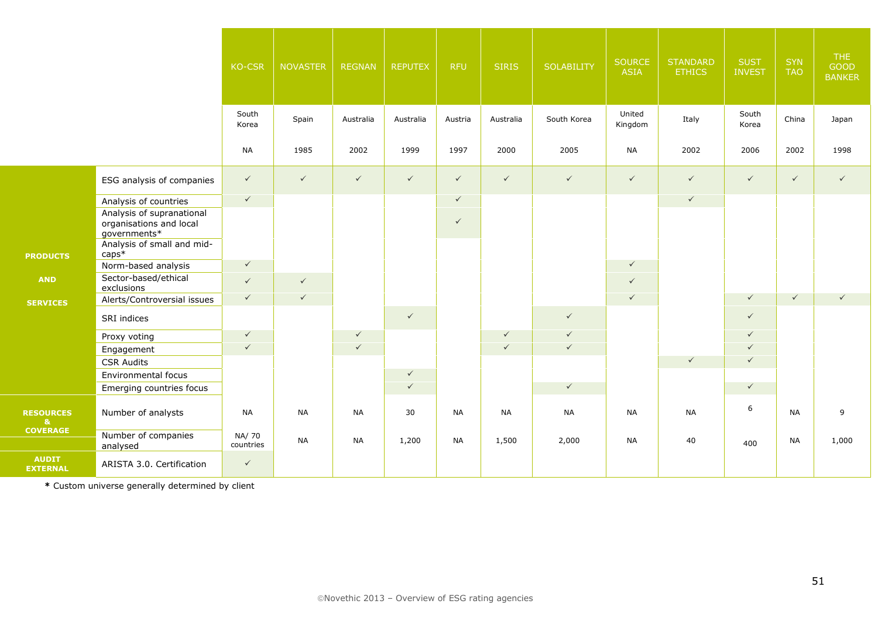| | | KO-CSR | NOVASTER | REGNAN | REPUTEX | RFU | SIRIS | SOLABILITY | SOURCE ASIA | STANDARD ETHICS | SUST INVEST | SYN TAO | THE GOOD BANKER |
|---|---|---|---|---|---|---|---|---|---|---|---|---|---|
| | | South Korea | Spain | Australia | Australia | Austria | Australia | South Korea | United Kingdom | Italy | South Korea | China | Japan |
| | | NA | 1985 | 2002 | 1999 | 1997 | 2000 | 2005 | NA | 2002 | 2006 | 2002 | 1998 |
| PRODUCTS AND SERVICES | ESG analysis of companies | ✓ | ✓ | ✓ | ✓ | ✓ | ✓ | ✓ | ✓ | ✓ | ✓ | ✓ | ✓ |
| | Analysis of countries | ✓ | | | | ✓ | | | | ✓ | | | |
| | Analysis of supranational organisations and local governments* | | | | | ✓ | | | | | | | |
| | Analysis of small and mid-caps* | | | | | | | | | | | | |
| | Norm-based analysis | ✓ | | | | | | | ✓ | | | | |
| | Sector-based/ethical exclusions | ✓ | ✓ | | | | | | ✓ | | | | |
| | Alerts/Controversial issues | ✓ | ✓ | | | | | | ✓ | | ✓ | ✓ | ✓ |
| | SRI indices | | | | ✓ | | | ✓ | | | ✓ | | |
| | Proxy voting | ✓ | | ✓ | | | ✓ | ✓ | | | ✓ | | |
| | Engagement | ✓ | | ✓ | | | ✓ | ✓ | | | ✓ | | |
| | CSR Audits | | | | | | | | | ✓ | ✓ | | |
| | Environmental focus | | | | ✓ | | | | | | | | |
| | Emerging countries focus | | | | ✓ | | | ✓ | | | ✓ | | |
| RESOURCES & COVERAGE | Number of analysts | NA | NA | NA | 30 | NA | NA | NA | NA | NA | 6 | NA | 9 |
| | Number of companies analysed | NA/ 70 countries | NA | NA | 1,200 | NA | 1,500 | 2,000 | NA | 40 | 400 | NA | 1,000 |
| AUDIT EXTERNAL | ARISTA 3.0. Certification | ✓ | | | | | | | | | | | |

* Custom universe generally determined by client

©Novethic 2013 – Overview of ESG rating agencies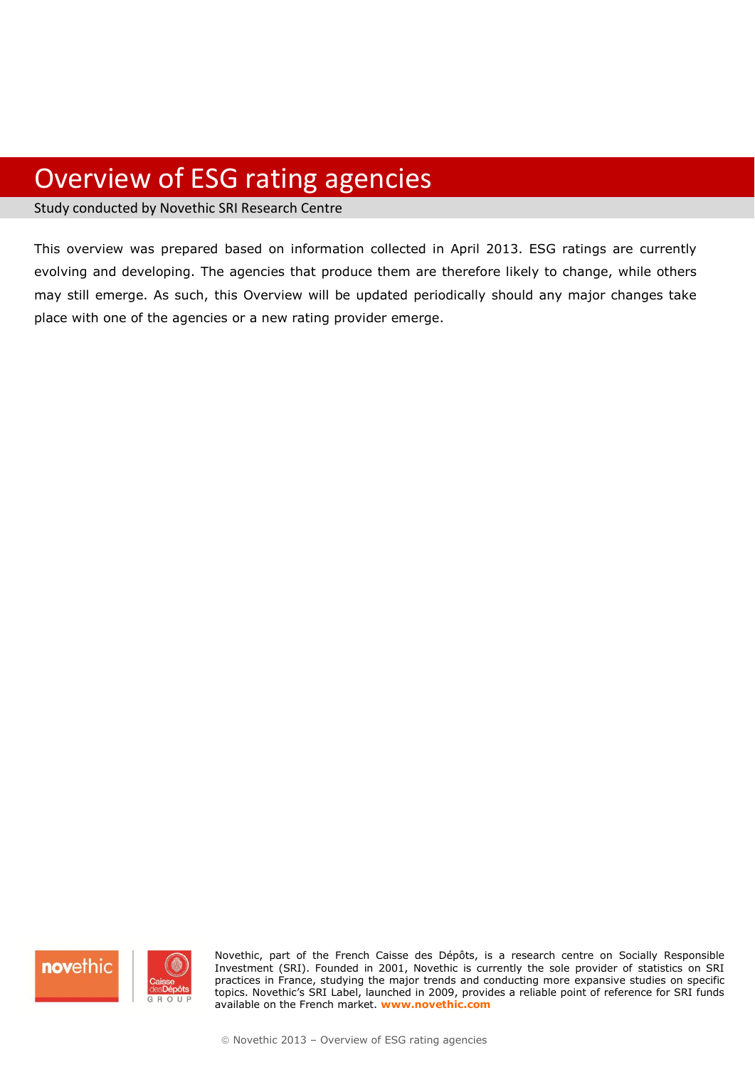# Overview of ESG rating agencies

Study conducted by Novethic SRI Research Centre

This overview was prepared based on information collected in April 2013. ESG ratings are currently evolving and developing. The agencies that produce them are therefore likely to change, while others may still emerge. As such, this Overview will be updated periodically should any major changes take place with one of the agencies or a new rating provider emerge.

Novethic, part of the French Caisse des Dépôts, is a research centre on Socially Responsible Investment (SRI). Founded in 2001, Novethic is currently the sole provider of statistics on SRI practices in France, studying the major trends and conducting more expansive studies on specific topics. Novethic's SRI Label, launched in 2009, provides a reliable point of reference for SRI funds available on the French market. **www.novethic.com**